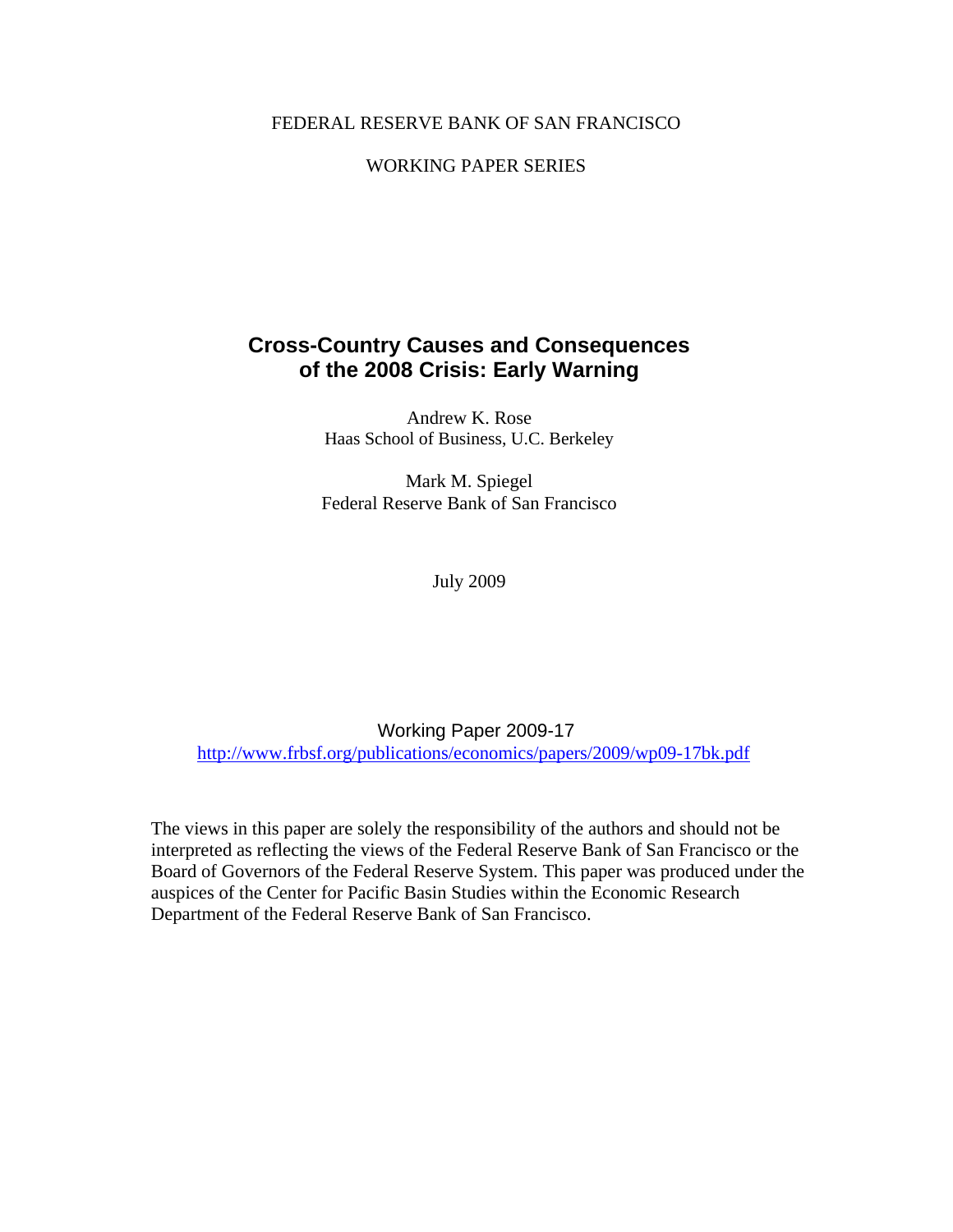FEDERAL RESERVE BANK OF SAN FRANCISCO

WORKING PAPER SERIES

# Cross-Country Causes and Consequences of the 2008 Crisis: Early Warning

Andrew K. Rose
Haas School of Business, U.C. Berkeley

Mark M. Spiegel
Federal Reserve Bank of San Francisco

July 2009

Working Paper 2009-17
http://www.frbsf.org/publications/economics/papers/2009/wp09-17bk.pdf

The views in this paper are solely the responsibility of the authors and should not be interpreted as reflecting the views of the Federal Reserve Bank of San Francisco or the Board of Governors of the Federal Reserve System. This paper was produced under the auspices of the Center for Pacific Basin Studies within the Economic Research Department of the Federal Reserve Bank of San Francisco.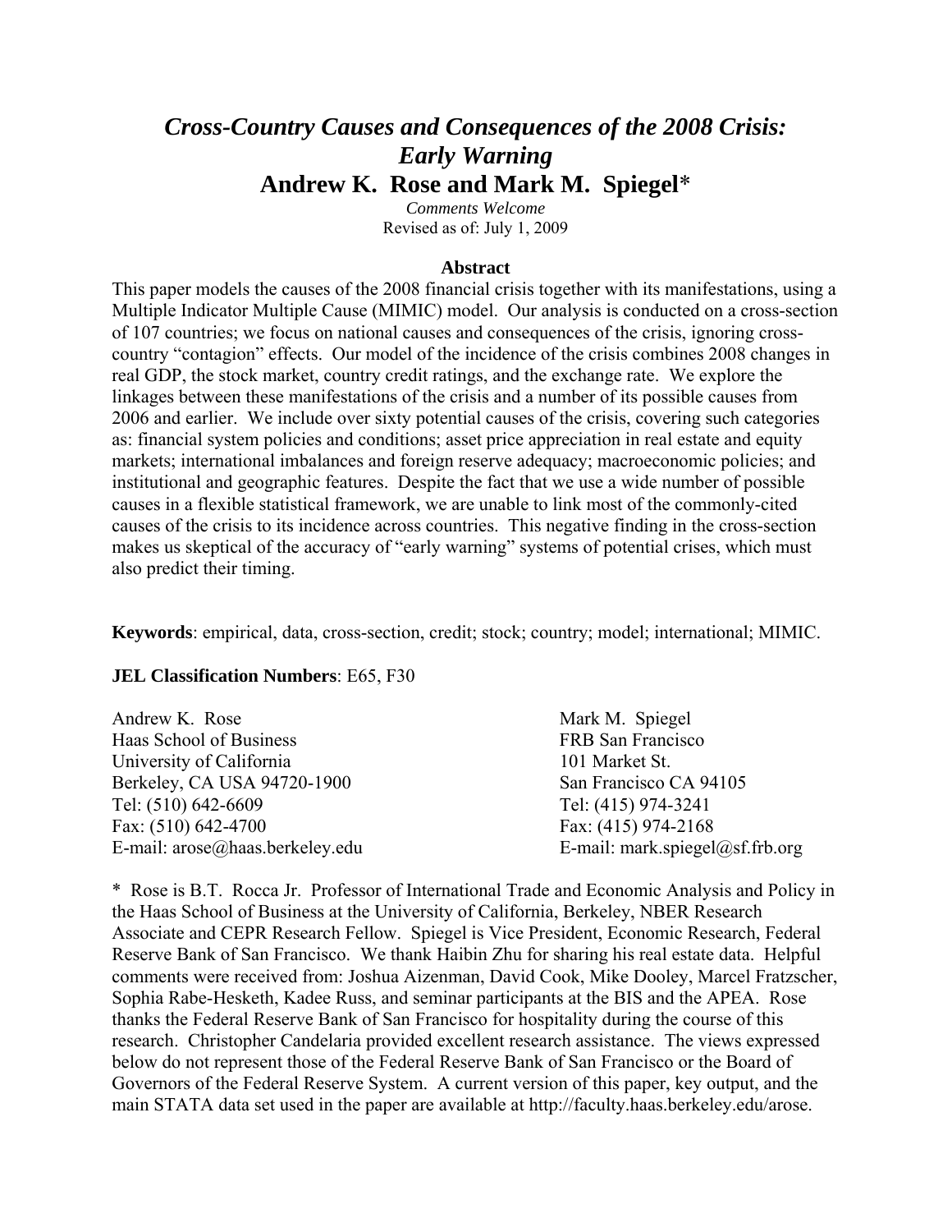# *Cross-Country Causes and Consequences of the 2008 Crisis: Early Warning*

## Andrew K. Rose and Mark M. Spiegel*

*Comments Welcome*

Revised as of: July 1, 2009

### Abstract

This paper models the causes of the 2008 financial crisis together with its manifestations, using a Multiple Indicator Multiple Cause (MIMIC) model. Our analysis is conducted on a cross-section of 107 countries; we focus on national causes and consequences of the crisis, ignoring cross-country "contagion" effects. Our model of the incidence of the crisis combines 2008 changes in real GDP, the stock market, country credit ratings, and the exchange rate. We explore the linkages between these manifestations of the crisis and a number of its possible causes from 2006 and earlier. We include over sixty potential causes of the crisis, covering such categories as: financial system policies and conditions; asset price appreciation in real estate and equity markets; international imbalances and foreign reserve adequacy; macroeconomic policies; and institutional and geographic features. Despite the fact that we use a wide number of possible causes in a flexible statistical framework, we are unable to link most of the commonly-cited causes of the crisis to its incidence across countries. This negative finding in the cross-section makes us skeptical of the accuracy of "early warning" systems of potential crises, which must also predict their timing.

**Keywords**: empirical, data, cross-section, credit; stock; country; model; international; MIMIC.

**JEL Classification Numbers**: E65, F30

Andrew K. Rose
Haas School of Business
University of California
Berkeley, CA USA 94720-1900
Tel: (510) 642-6609
Fax: (510) 642-4700
E-mail: arose@haas.berkeley.edu

Mark M. Spiegel
FRB San Francisco
101 Market St.
San Francisco CA 94105
Tel: (415) 974-3241
Fax: (415) 974-2168
E-mail: mark.spiegel@sf.frb.org

\* Rose is B.T. Rocca Jr. Professor of International Trade and Economic Analysis and Policy in the Haas School of Business at the University of California, Berkeley, NBER Research Associate and CEPR Research Fellow. Spiegel is Vice President, Economic Research, Federal Reserve Bank of San Francisco. We thank Haibin Zhu for sharing his real estate data. Helpful comments were received from: Joshua Aizenman, David Cook, Mike Dooley, Marcel Fratzscher, Sophia Rabe-Hesketh, Kadee Russ, and seminar participants at the BIS and the APEA. Rose thanks the Federal Reserve Bank of San Francisco for hospitality during the course of this research. Christopher Candelaria provided excellent research assistance. The views expressed below do not represent those of the Federal Reserve Bank of San Francisco or the Board of Governors of the Federal Reserve System. A current version of this paper, key output, and the main STATA data set used in the paper are available at http://faculty.haas.berkeley.edu/arose.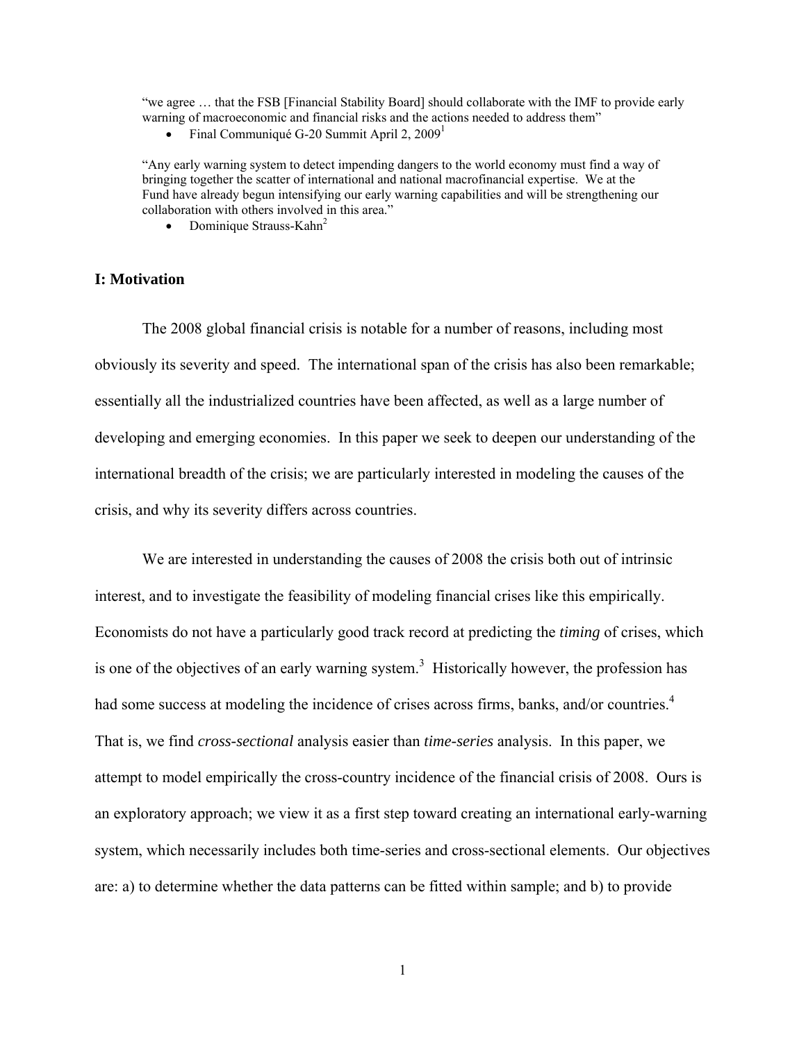"we agree … that the FSB [Financial Stability Board] should collaborate with the IMF to provide early warning of macroeconomic and financial risks and the actions needed to address them"

- Final Communiqué G-20 Summit April 2, 2009[1]

"Any early warning system to detect impending dangers to the world economy must find a way of bringing together the scatter of international and national macrofinancial expertise. We at the Fund have already begun intensifying our early warning capabilities and will be strengthening our collaboration with others involved in this area."

- Dominique Strauss-Kahn[2]

## I: Motivation

The 2008 global financial crisis is notable for a number of reasons, including most obviously its severity and speed. The international span of the crisis has also been remarkable; essentially all the industrialized countries have been affected, as well as a large number of developing and emerging economies. In this paper we seek to deepen our understanding of the international breadth of the crisis; we are particularly interested in modeling the causes of the crisis, and why its severity differs across countries.

We are interested in understanding the causes of 2008 the crisis both out of intrinsic interest, and to investigate the feasibility of modeling financial crises like this empirically. Economists do not have a particularly good track record at predicting the *timing* of crises, which is one of the objectives of an early warning system.[3] Historically however, the profession has had some success at modeling the incidence of crises across firms, banks, and/or countries.[4] That is, we find *cross-sectional* analysis easier than *time-series* analysis. In this paper, we attempt to model empirically the cross-country incidence of the financial crisis of 2008. Ours is an exploratory approach; we view it as a first step toward creating an international early-warning system, which necessarily includes both time-series and cross-sectional elements. Our objectives are: a) to determine whether the data patterns can be fitted within sample; and b) to provide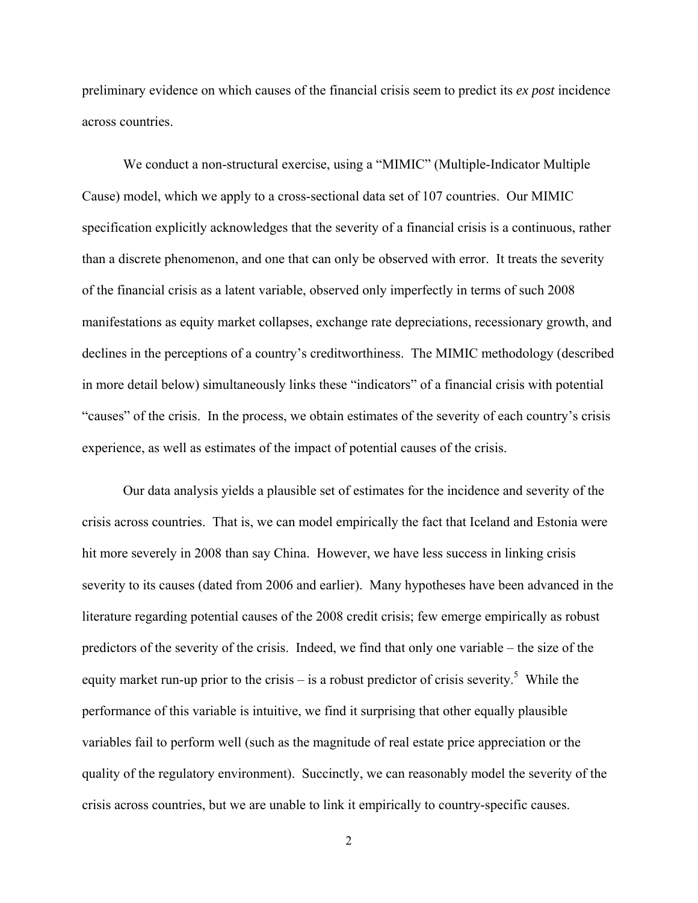preliminary evidence on which causes of the financial crisis seem to predict its *ex post* incidence across countries.

We conduct a non-structural exercise, using a "MIMIC" (Multiple-Indicator Multiple Cause) model, which we apply to a cross-sectional data set of 107 countries. Our MIMIC specification explicitly acknowledges that the severity of a financial crisis is a continuous, rather than a discrete phenomenon, and one that can only be observed with error. It treats the severity of the financial crisis as a latent variable, observed only imperfectly in terms of such 2008 manifestations as equity market collapses, exchange rate depreciations, recessionary growth, and declines in the perceptions of a country's creditworthiness. The MIMIC methodology (described in more detail below) simultaneously links these "indicators" of a financial crisis with potential "causes" of the crisis. In the process, we obtain estimates of the severity of each country's crisis experience, as well as estimates of the impact of potential causes of the crisis.

Our data analysis yields a plausible set of estimates for the incidence and severity of the crisis across countries. That is, we can model empirically the fact that Iceland and Estonia were hit more severely in 2008 than say China. However, we have less success in linking crisis severity to its causes (dated from 2006 and earlier). Many hypotheses have been advanced in the literature regarding potential causes of the 2008 credit crisis; few emerge empirically as robust predictors of the severity of the crisis. Indeed, we find that only one variable – the size of the equity market run-up prior to the crisis – is a robust predictor of crisis severity.[5] While the performance of this variable is intuitive, we find it surprising that other equally plausible variables fail to perform well (such as the magnitude of real estate price appreciation or the quality of the regulatory environment). Succinctly, we can reasonably model the severity of the crisis across countries, but we are unable to link it empirically to country-specific causes.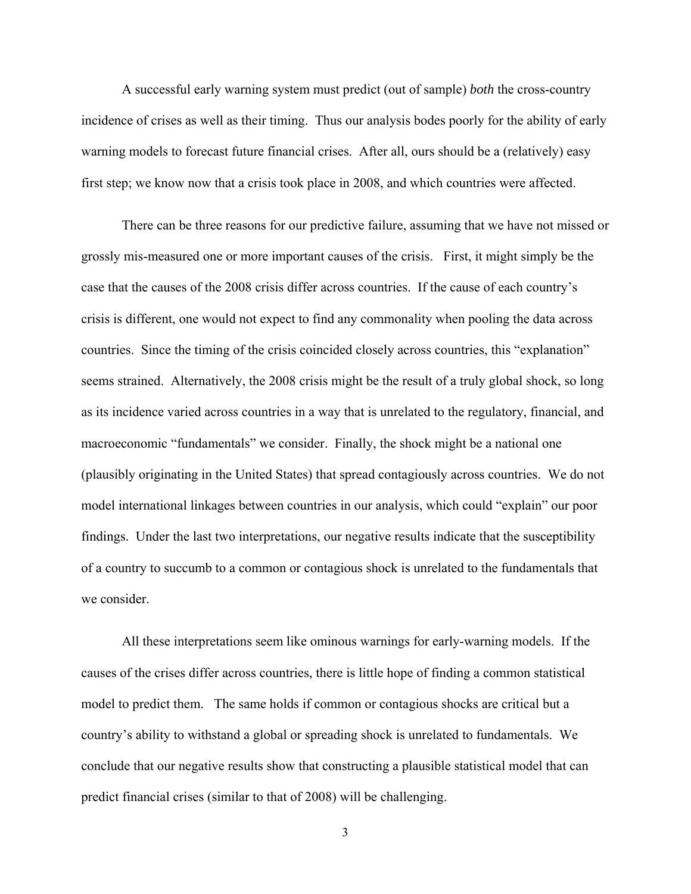A successful early warning system must predict (out of sample) *both* the cross-country incidence of crises as well as their timing. Thus our analysis bodes poorly for the ability of early warning models to forecast future financial crises. After all, ours should be a (relatively) easy first step; we know now that a crisis took place in 2008, and which countries were affected.

There can be three reasons for our predictive failure, assuming that we have not missed or grossly mis-measured one or more important causes of the crisis. First, it might simply be the case that the causes of the 2008 crisis differ across countries. If the cause of each country's crisis is different, one would not expect to find any commonality when pooling the data across countries. Since the timing of the crisis coincided closely across countries, this "explanation" seems strained. Alternatively, the 2008 crisis might be the result of a truly global shock, so long as its incidence varied across countries in a way that is unrelated to the regulatory, financial, and macroeconomic "fundamentals" we consider. Finally, the shock might be a national one (plausibly originating in the United States) that spread contagiously across countries. We do not model international linkages between countries in our analysis, which could "explain" our poor findings. Under the last two interpretations, our negative results indicate that the susceptibility of a country to succumb to a common or contagious shock is unrelated to the fundamentals that we consider.

All these interpretations seem like ominous warnings for early-warning models. If the causes of the crises differ across countries, there is little hope of finding a common statistical model to predict them. The same holds if common or contagious shocks are critical but a country's ability to withstand a global or spreading shock is unrelated to fundamentals. We conclude that our negative results show that constructing a plausible statistical model that can predict financial crises (similar to that of 2008) will be challenging.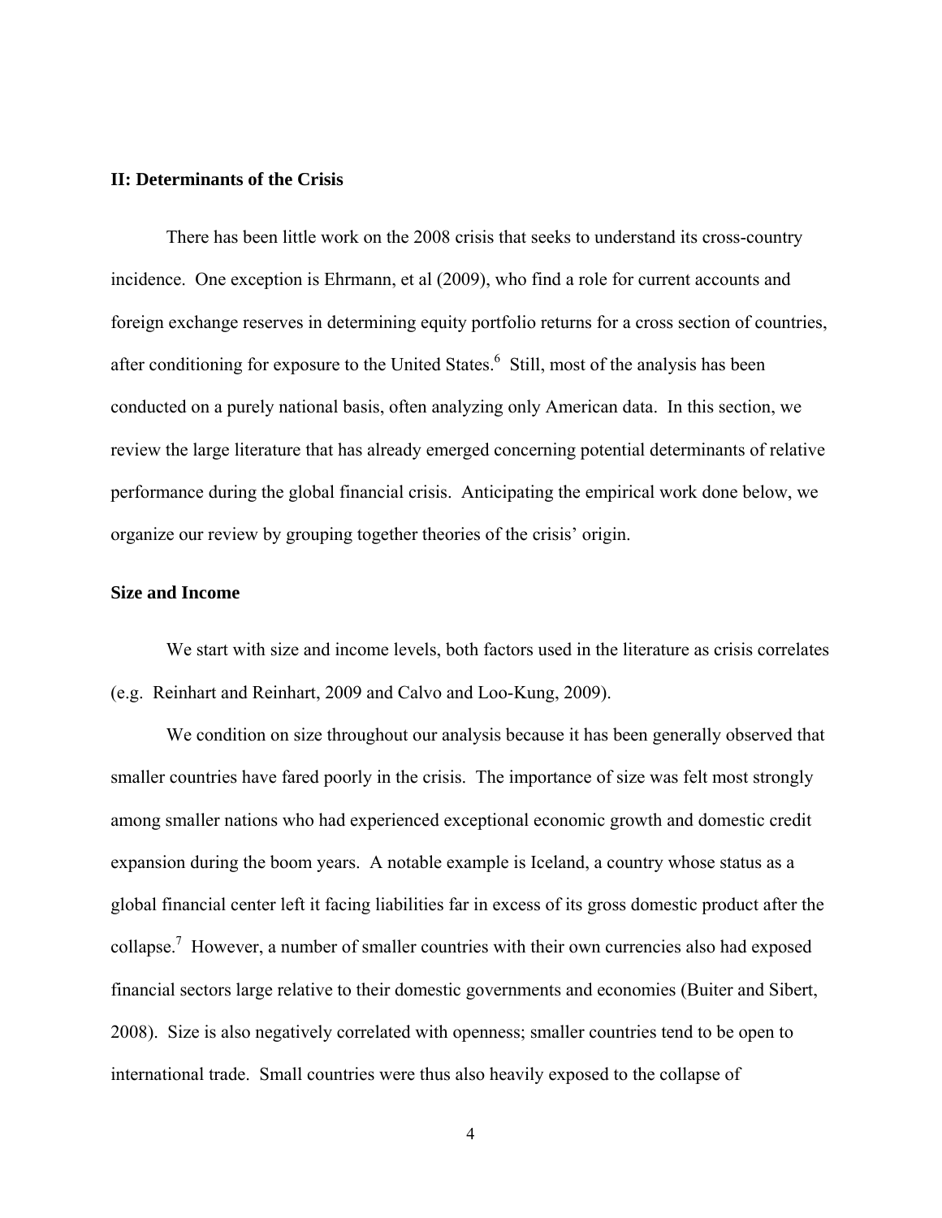## II: Determinants of the Crisis

There has been little work on the 2008 crisis that seeks to understand its cross-country incidence. One exception is Ehrmann, et al (2009), who find a role for current accounts and foreign exchange reserves in determining equity portfolio returns for a cross section of countries, after conditioning for exposure to the United States.[6] Still, most of the analysis has been conducted on a purely national basis, often analyzing only American data. In this section, we review the large literature that has already emerged concerning potential determinants of relative performance during the global financial crisis. Anticipating the empirical work done below, we organize our review by grouping together theories of the crisis' origin.

### Size and Income

We start with size and income levels, both factors used in the literature as crisis correlates (e.g. Reinhart and Reinhart, 2009 and Calvo and Loo-Kung, 2009).

We condition on size throughout our analysis because it has been generally observed that smaller countries have fared poorly in the crisis. The importance of size was felt most strongly among smaller nations who had experienced exceptional economic growth and domestic credit expansion during the boom years. A notable example is Iceland, a country whose status as a global financial center left it facing liabilities far in excess of its gross domestic product after the collapse.[7] However, a number of smaller countries with their own currencies also had exposed financial sectors large relative to their domestic governments and economies (Buiter and Sibert, 2008). Size is also negatively correlated with openness; smaller countries tend to be open to international trade. Small countries were thus also heavily exposed to the collapse of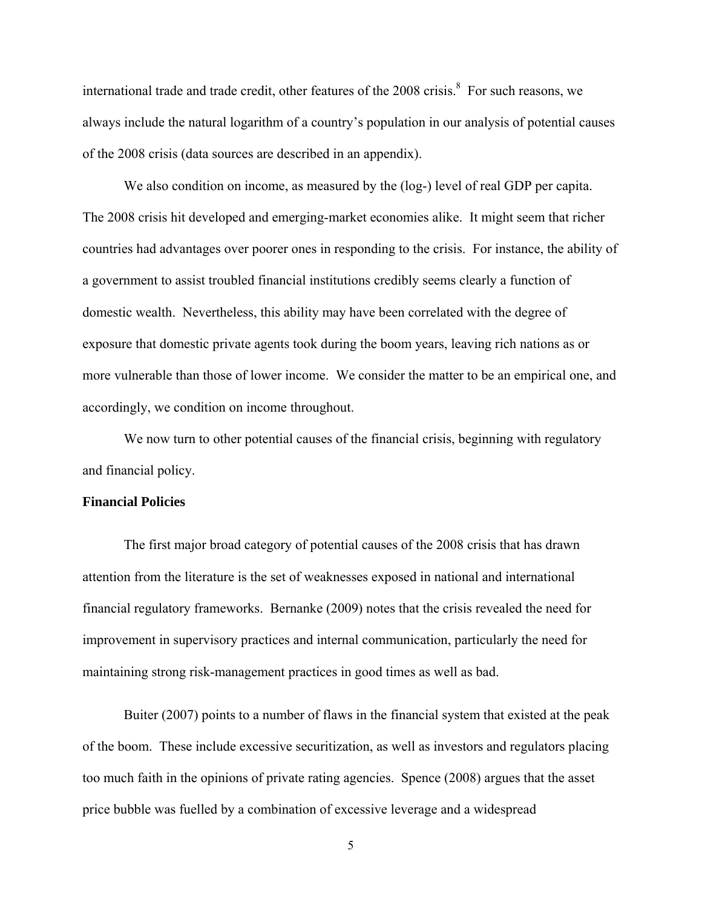international trade and trade credit, other features of the 2008 crisis.[8] For such reasons, we always include the natural logarithm of a country's population in our analysis of potential causes of the 2008 crisis (data sources are described in an appendix).

We also condition on income, as measured by the (log-) level of real GDP per capita. The 2008 crisis hit developed and emerging-market economies alike. It might seem that richer countries had advantages over poorer ones in responding to the crisis. For instance, the ability of a government to assist troubled financial institutions credibly seems clearly a function of domestic wealth. Nevertheless, this ability may have been correlated with the degree of exposure that domestic private agents took during the boom years, leaving rich nations as or more vulnerable than those of lower income. We consider the matter to be an empirical one, and accordingly, we condition on income throughout.

We now turn to other potential causes of the financial crisis, beginning with regulatory and financial policy.

**Financial Policies**

The first major broad category of potential causes of the 2008 crisis that has drawn attention from the literature is the set of weaknesses exposed in national and international financial regulatory frameworks. Bernanke (2009) notes that the crisis revealed the need for improvement in supervisory practices and internal communication, particularly the need for maintaining strong risk-management practices in good times as well as bad.

Buiter (2007) points to a number of flaws in the financial system that existed at the peak of the boom. These include excessive securitization, as well as investors and regulators placing too much faith in the opinions of private rating agencies. Spence (2008) argues that the asset price bubble was fuelled by a combination of excessive leverage and a widespread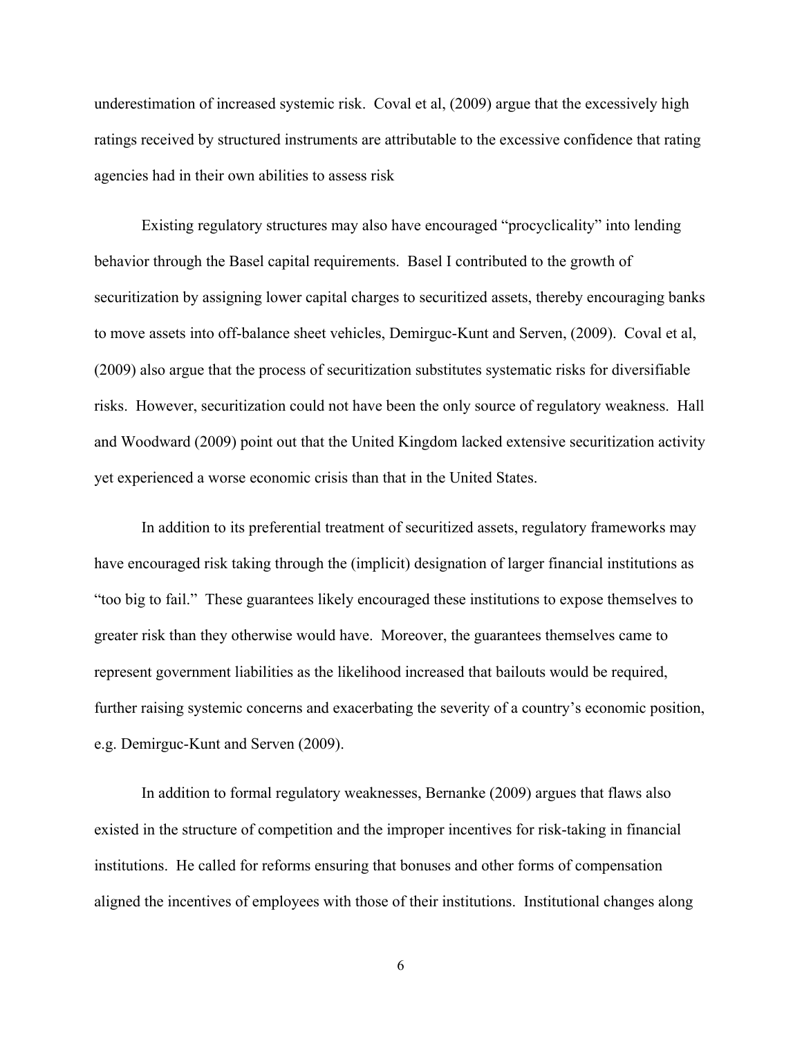underestimation of increased systemic risk. Coval et al, (2009) argue that the excessively high ratings received by structured instruments are attributable to the excessive confidence that rating agencies had in their own abilities to assess risk

Existing regulatory structures may also have encouraged "procyclicality" into lending behavior through the Basel capital requirements. Basel I contributed to the growth of securitization by assigning lower capital charges to securitized assets, thereby encouraging banks to move assets into off-balance sheet vehicles, Demirguc-Kunt and Serven, (2009). Coval et al, (2009) also argue that the process of securitization substitutes systematic risks for diversifiable risks. However, securitization could not have been the only source of regulatory weakness. Hall and Woodward (2009) point out that the United Kingdom lacked extensive securitization activity yet experienced a worse economic crisis than that in the United States.

In addition to its preferential treatment of securitized assets, regulatory frameworks may have encouraged risk taking through the (implicit) designation of larger financial institutions as "too big to fail." These guarantees likely encouraged these institutions to expose themselves to greater risk than they otherwise would have. Moreover, the guarantees themselves came to represent government liabilities as the likelihood increased that bailouts would be required, further raising systemic concerns and exacerbating the severity of a country's economic position, e.g. Demirguc-Kunt and Serven (2009).

In addition to formal regulatory weaknesses, Bernanke (2009) argues that flaws also existed in the structure of competition and the improper incentives for risk-taking in financial institutions. He called for reforms ensuring that bonuses and other forms of compensation aligned the incentives of employees with those of their institutions. Institutional changes along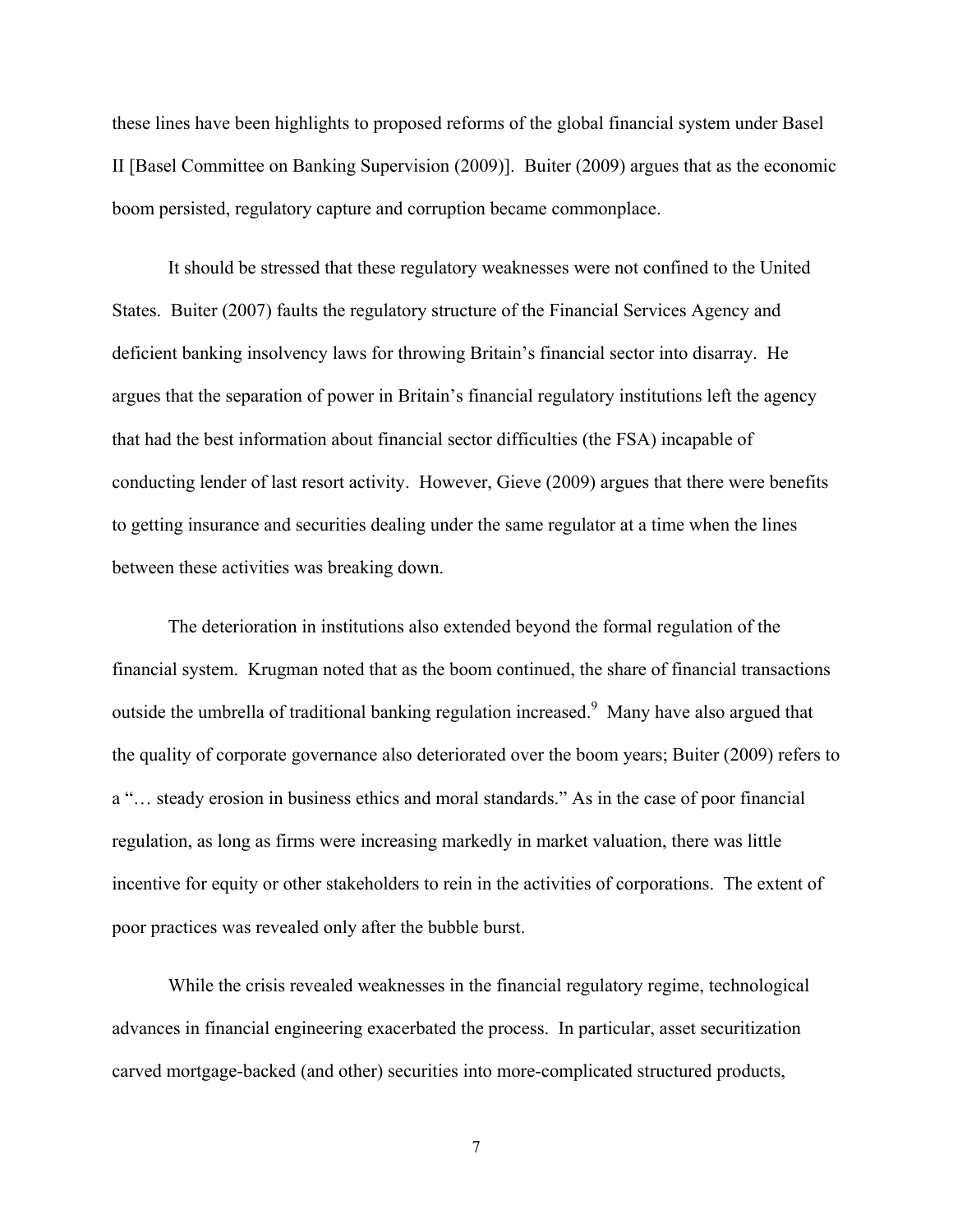these lines have been highlights to proposed reforms of the global financial system under Basel II [Basel Committee on Banking Supervision (2009)]. Buiter (2009) argues that as the economic boom persisted, regulatory capture and corruption became commonplace.

It should be stressed that these regulatory weaknesses were not confined to the United States. Buiter (2007) faults the regulatory structure of the Financial Services Agency and deficient banking insolvency laws for throwing Britain's financial sector into disarray. He argues that the separation of power in Britain's financial regulatory institutions left the agency that had the best information about financial sector difficulties (the FSA) incapable of conducting lender of last resort activity. However, Gieve (2009) argues that there were benefits to getting insurance and securities dealing under the same regulator at a time when the lines between these activities was breaking down.

The deterioration in institutions also extended beyond the formal regulation of the financial system. Krugman noted that as the boom continued, the share of financial transactions outside the umbrella of traditional banking regulation increased.[9] Many have also argued that the quality of corporate governance also deteriorated over the boom years; Buiter (2009) refers to a "… steady erosion in business ethics and moral standards." As in the case of poor financial regulation, as long as firms were increasing markedly in market valuation, there was little incentive for equity or other stakeholders to rein in the activities of corporations. The extent of poor practices was revealed only after the bubble burst.

While the crisis revealed weaknesses in the financial regulatory regime, technological advances in financial engineering exacerbated the process. In particular, asset securitization carved mortgage-backed (and other) securities into more-complicated structured products,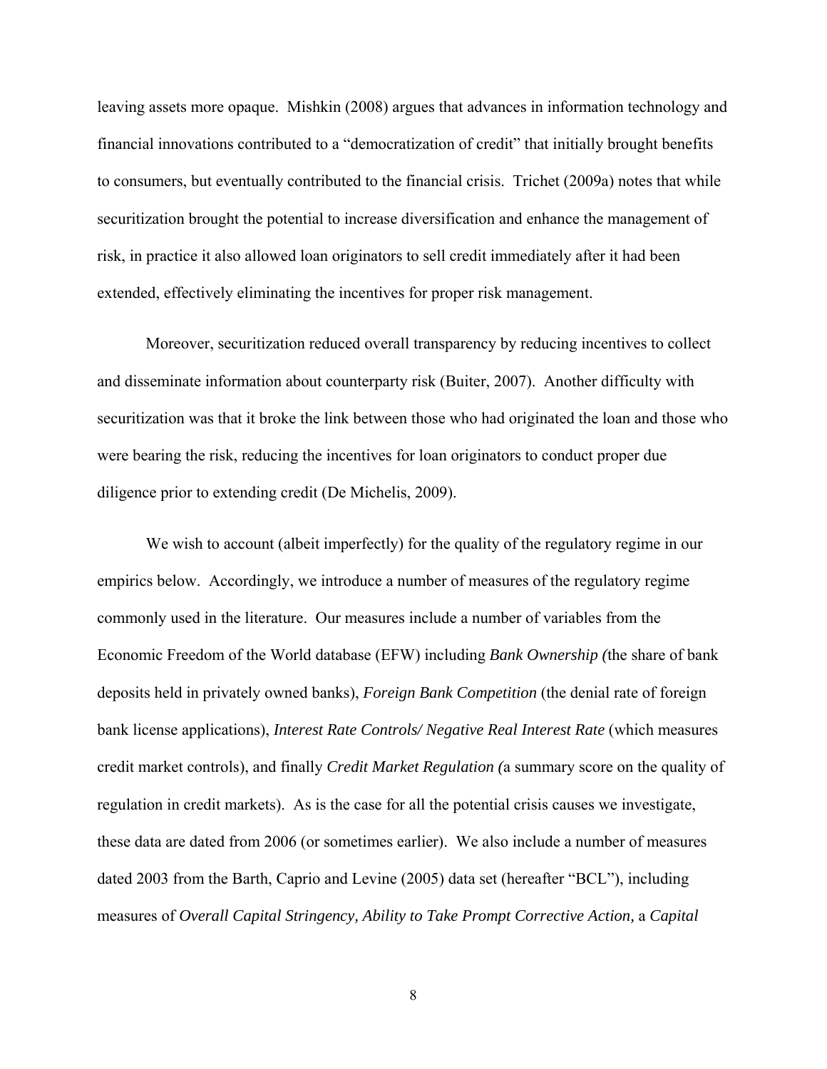leaving assets more opaque. Mishkin (2008) argues that advances in information technology and financial innovations contributed to a "democratization of credit" that initially brought benefits to consumers, but eventually contributed to the financial crisis. Trichet (2009a) notes that while securitization brought the potential to increase diversification and enhance the management of risk, in practice it also allowed loan originators to sell credit immediately after it had been extended, effectively eliminating the incentives for proper risk management.

Moreover, securitization reduced overall transparency by reducing incentives to collect and disseminate information about counterparty risk (Buiter, 2007). Another difficulty with securitization was that it broke the link between those who had originated the loan and those who were bearing the risk, reducing the incentives for loan originators to conduct proper due diligence prior to extending credit (De Michelis, 2009).

We wish to account (albeit imperfectly) for the quality of the regulatory regime in our empirics below. Accordingly, we introduce a number of measures of the regulatory regime commonly used in the literature. Our measures include a number of variables from the Economic Freedom of the World database (EFW) including *Bank Ownership (*the share of bank deposits held in privately owned banks), *Foreign Bank Competition* (the denial rate of foreign bank license applications), *Interest Rate Controls/ Negative Real Interest Rate* (which measures credit market controls), and finally *Credit Market Regulation (*a summary score on the quality of regulation in credit markets). As is the case for all the potential crisis causes we investigate, these data are dated from 2006 (or sometimes earlier). We also include a number of measures dated 2003 from the Barth, Caprio and Levine (2005) data set (hereafter "BCL"), including measures of *Overall Capital Stringency, Ability to Take Prompt Corrective Action,* a *Capital*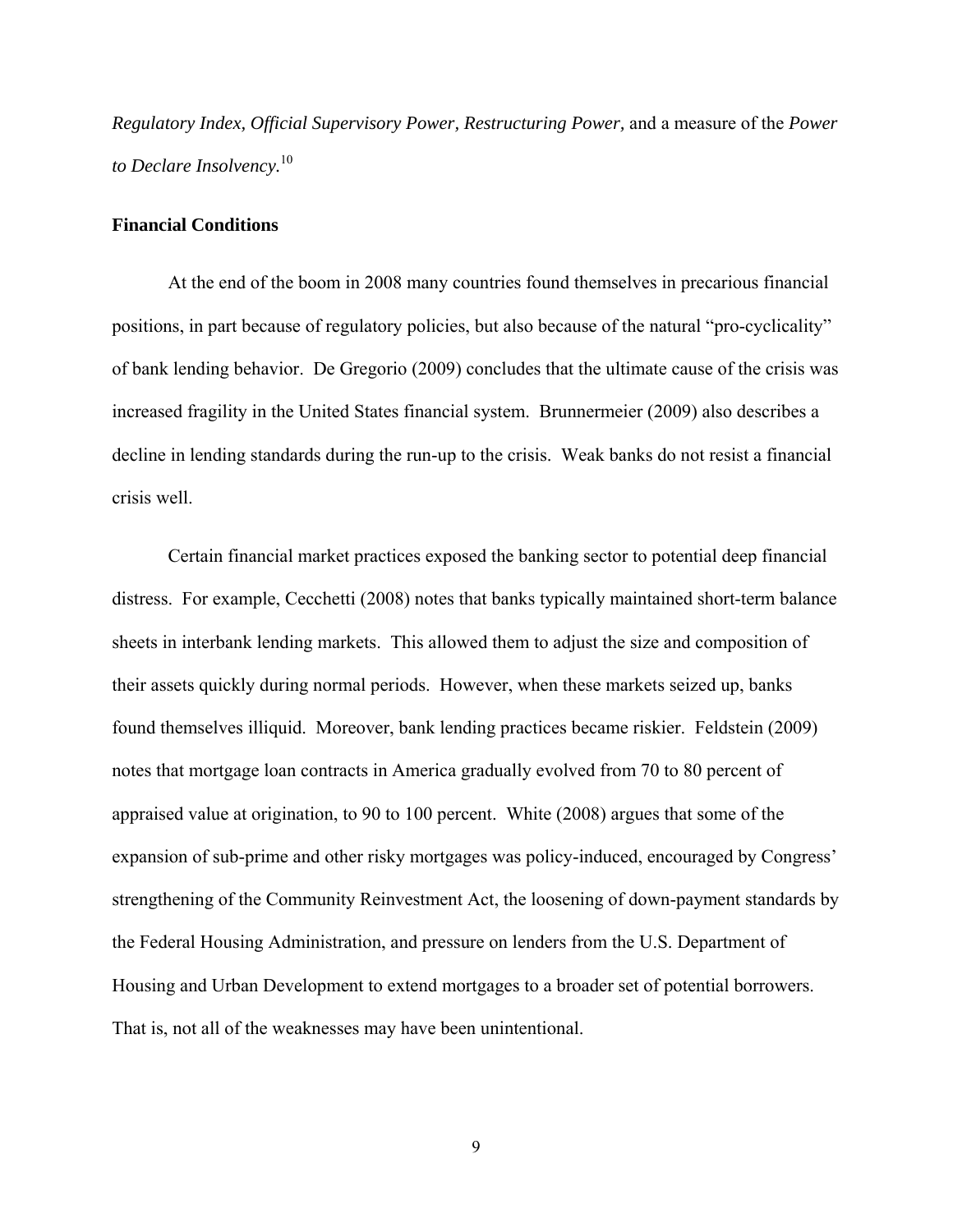*Regulatory Index, Official Supervisory Power, Restructuring Power,* and a measure of the *Power to Declare Insolvency.*[10]

**Financial Conditions**

At the end of the boom in 2008 many countries found themselves in precarious financial positions, in part because of regulatory policies, but also because of the natural "pro-cyclicality" of bank lending behavior. De Gregorio (2009) concludes that the ultimate cause of the crisis was increased fragility in the United States financial system. Brunnermeier (2009) also describes a decline in lending standards during the run-up to the crisis. Weak banks do not resist a financial crisis well.

Certain financial market practices exposed the banking sector to potential deep financial distress. For example, Cecchetti (2008) notes that banks typically maintained short-term balance sheets in interbank lending markets. This allowed them to adjust the size and composition of their assets quickly during normal periods. However, when these markets seized up, banks found themselves illiquid. Moreover, bank lending practices became riskier. Feldstein (2009) notes that mortgage loan contracts in America gradually evolved from 70 to 80 percent of appraised value at origination, to 90 to 100 percent. White (2008) argues that some of the expansion of sub-prime and other risky mortgages was policy-induced, encouraged by Congress' strengthening of the Community Reinvestment Act, the loosening of down-payment standards by the Federal Housing Administration, and pressure on lenders from the U.S. Department of Housing and Urban Development to extend mortgages to a broader set of potential borrowers. That is, not all of the weaknesses may have been unintentional.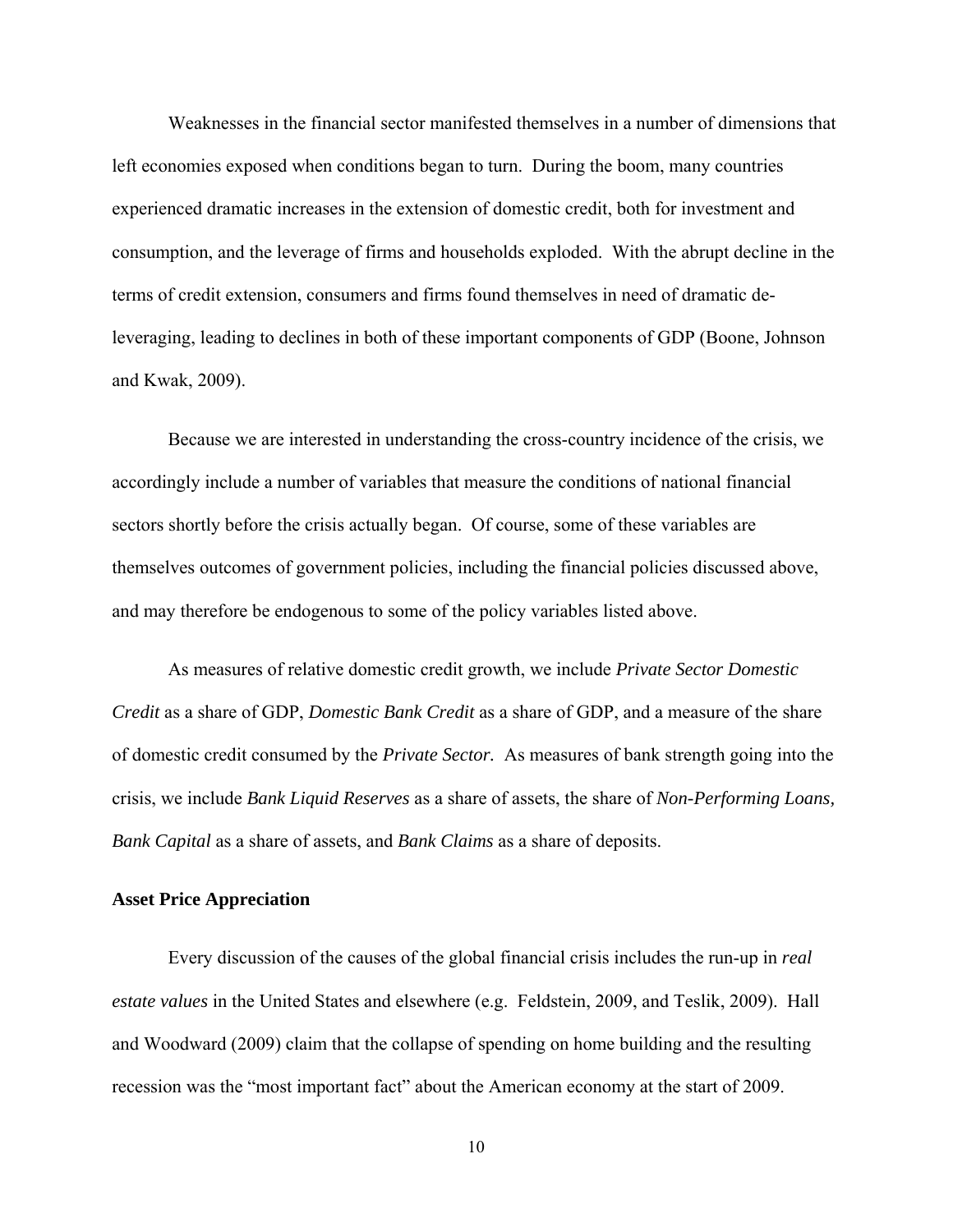Weaknesses in the financial sector manifested themselves in a number of dimensions that left economies exposed when conditions began to turn. During the boom, many countries experienced dramatic increases in the extension of domestic credit, both for investment and consumption, and the leverage of firms and households exploded. With the abrupt decline in the terms of credit extension, consumers and firms found themselves in need of dramatic de-leveraging, leading to declines in both of these important components of GDP (Boone, Johnson and Kwak, 2009).

Because we are interested in understanding the cross-country incidence of the crisis, we accordingly include a number of variables that measure the conditions of national financial sectors shortly before the crisis actually began. Of course, some of these variables are themselves outcomes of government policies, including the financial policies discussed above, and may therefore be endogenous to some of the policy variables listed above.

As measures of relative domestic credit growth, we include *Private Sector Domestic Credit* as a share of GDP, *Domestic Bank Credit* as a share of GDP, and a measure of the share of domestic credit consumed by the *Private Sector.* As measures of bank strength going into the crisis, we include *Bank Liquid Reserves* as a share of assets, the share of *Non-Performing Loans, Bank Capital* as a share of assets, and *Bank Claims* as a share of deposits.

**Asset Price Appreciation**

Every discussion of the causes of the global financial crisis includes the run-up in *real estate values* in the United States and elsewhere (e.g. Feldstein, 2009, and Teslik, 2009). Hall and Woodward (2009) claim that the collapse of spending on home building and the resulting recession was the "most important fact" about the American economy at the start of 2009.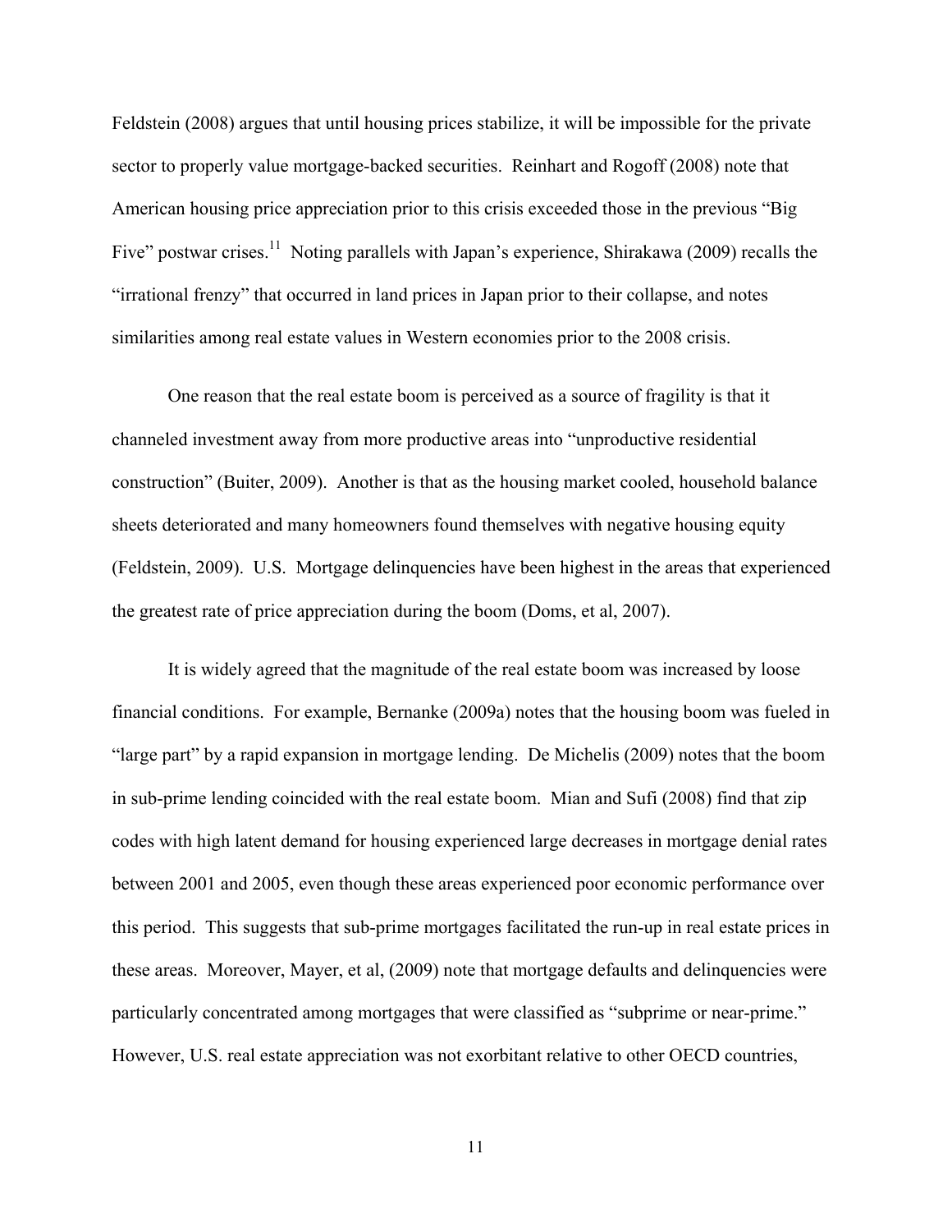Feldstein (2008) argues that until housing prices stabilize, it will be impossible for the private sector to properly value mortgage-backed securities. Reinhart and Rogoff (2008) note that American housing price appreciation prior to this crisis exceeded those in the previous "Big Five" postwar crises.[11] Noting parallels with Japan's experience, Shirakawa (2009) recalls the "irrational frenzy" that occurred in land prices in Japan prior to their collapse, and notes similarities among real estate values in Western economies prior to the 2008 crisis.

One reason that the real estate boom is perceived as a source of fragility is that it channeled investment away from more productive areas into "unproductive residential construction" (Buiter, 2009). Another is that as the housing market cooled, household balance sheets deteriorated and many homeowners found themselves with negative housing equity (Feldstein, 2009). U.S. Mortgage delinquencies have been highest in the areas that experienced the greatest rate of price appreciation during the boom (Doms, et al, 2007).

It is widely agreed that the magnitude of the real estate boom was increased by loose financial conditions. For example, Bernanke (2009a) notes that the housing boom was fueled in "large part" by a rapid expansion in mortgage lending. De Michelis (2009) notes that the boom in sub-prime lending coincided with the real estate boom. Mian and Sufi (2008) find that zip codes with high latent demand for housing experienced large decreases in mortgage denial rates between 2001 and 2005, even though these areas experienced poor economic performance over this period. This suggests that sub-prime mortgages facilitated the run-up in real estate prices in these areas. Moreover, Mayer, et al, (2009) note that mortgage defaults and delinquencies were particularly concentrated among mortgages that were classified as "subprime or near-prime." However, U.S. real estate appreciation was not exorbitant relative to other OECD countries,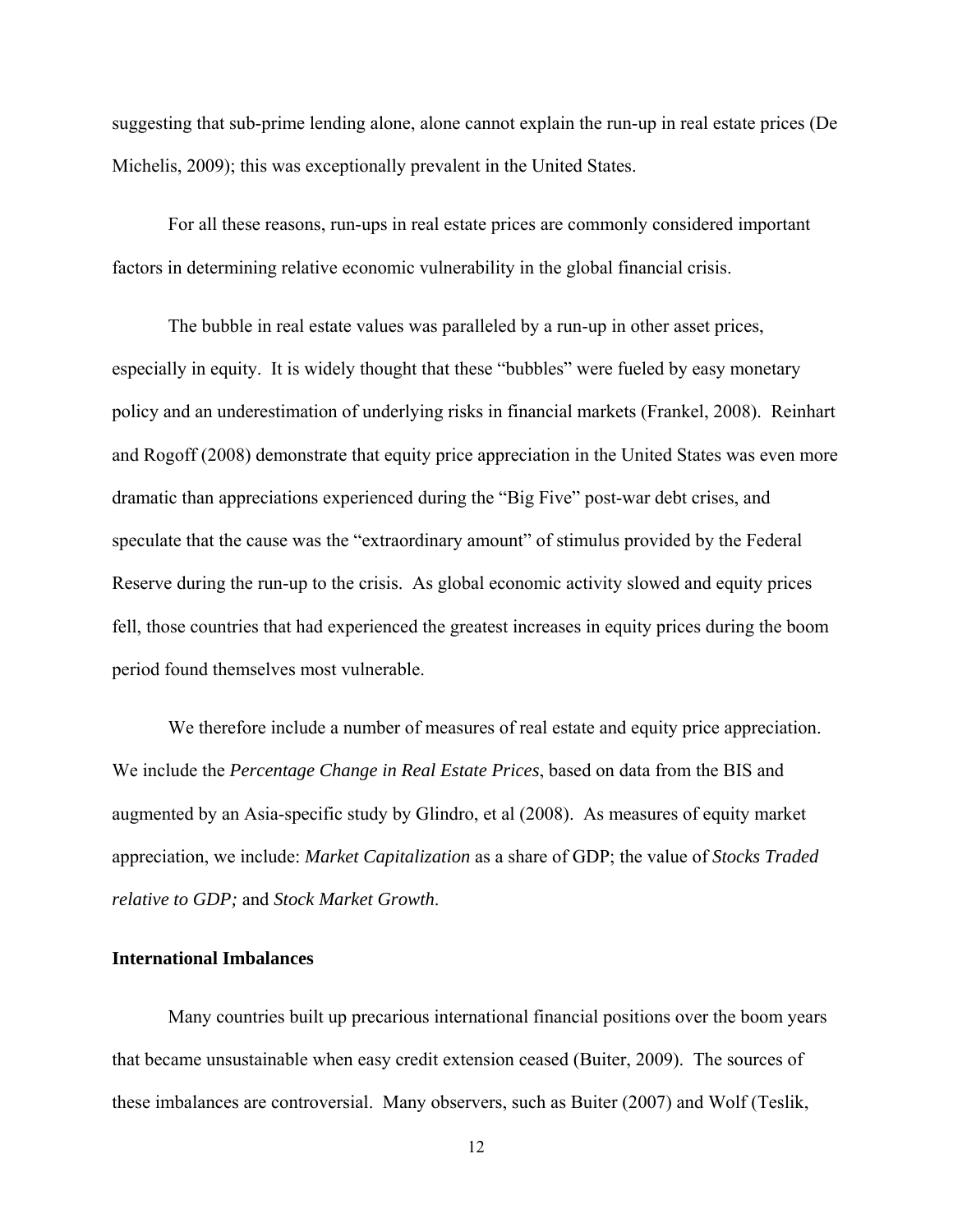suggesting that sub-prime lending alone, alone cannot explain the run-up in real estate prices (De Michelis, 2009); this was exceptionally prevalent in the United States.

For all these reasons, run-ups in real estate prices are commonly considered important factors in determining relative economic vulnerability in the global financial crisis.

The bubble in real estate values was paralleled by a run-up in other asset prices, especially in equity. It is widely thought that these "bubbles" were fueled by easy monetary policy and an underestimation of underlying risks in financial markets (Frankel, 2008). Reinhart and Rogoff (2008) demonstrate that equity price appreciation in the United States was even more dramatic than appreciations experienced during the "Big Five" post-war debt crises, and speculate that the cause was the "extraordinary amount" of stimulus provided by the Federal Reserve during the run-up to the crisis. As global economic activity slowed and equity prices fell, those countries that had experienced the greatest increases in equity prices during the boom period found themselves most vulnerable.

We therefore include a number of measures of real estate and equity price appreciation. We include the *Percentage Change in Real Estate Prices*, based on data from the BIS and augmented by an Asia-specific study by Glindro, et al (2008). As measures of equity market appreciation, we include: *Market Capitalization* as a share of GDP; the value of *Stocks Traded relative to GDP;* and *Stock Market Growth*.

**International Imbalances**

Many countries built up precarious international financial positions over the boom years that became unsustainable when easy credit extension ceased (Buiter, 2009). The sources of these imbalances are controversial. Many observers, such as Buiter (2007) and Wolf (Teslik,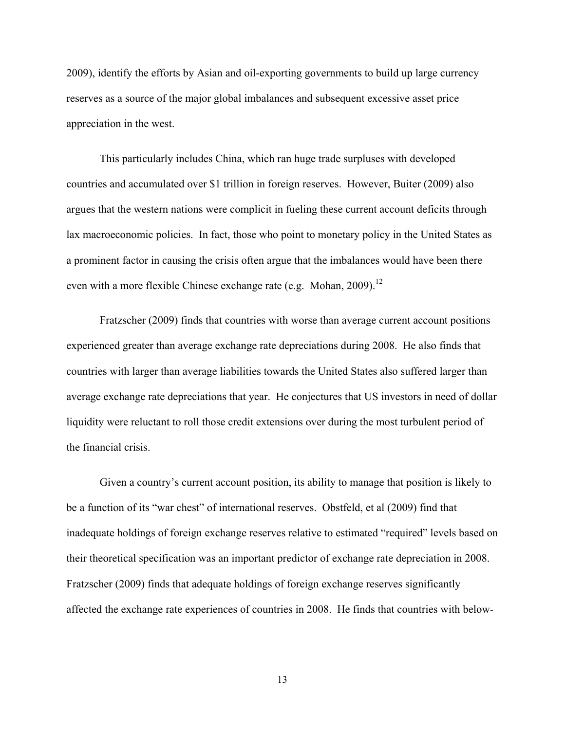2009), identify the efforts by Asian and oil-exporting governments to build up large currency reserves as a source of the major global imbalances and subsequent excessive asset price appreciation in the west.

This particularly includes China, which ran huge trade surpluses with developed countries and accumulated over $1 trillion in foreign reserves. However, Buiter (2009) also argues that the western nations were complicit in fueling these current account deficits through lax macroeconomic policies. In fact, those who point to monetary policy in the United States as a prominent factor in causing the crisis often argue that the imbalances would have been there even with a more flexible Chinese exchange rate (e.g. Mohan, 2009).[12]

Fratzscher (2009) finds that countries with worse than average current account positions experienced greater than average exchange rate depreciations during 2008. He also finds that countries with larger than average liabilities towards the United States also suffered larger than average exchange rate depreciations that year. He conjectures that US investors in need of dollar liquidity were reluctant to roll those credit extensions over during the most turbulent period of the financial crisis.

Given a country's current account position, its ability to manage that position is likely to be a function of its "war chest" of international reserves. Obstfeld, et al (2009) find that inadequate holdings of foreign exchange reserves relative to estimated "required" levels based on their theoretical specification was an important predictor of exchange rate depreciation in 2008. Fratzscher (2009) finds that adequate holdings of foreign exchange reserves significantly affected the exchange rate experiences of countries in 2008. He finds that countries with below-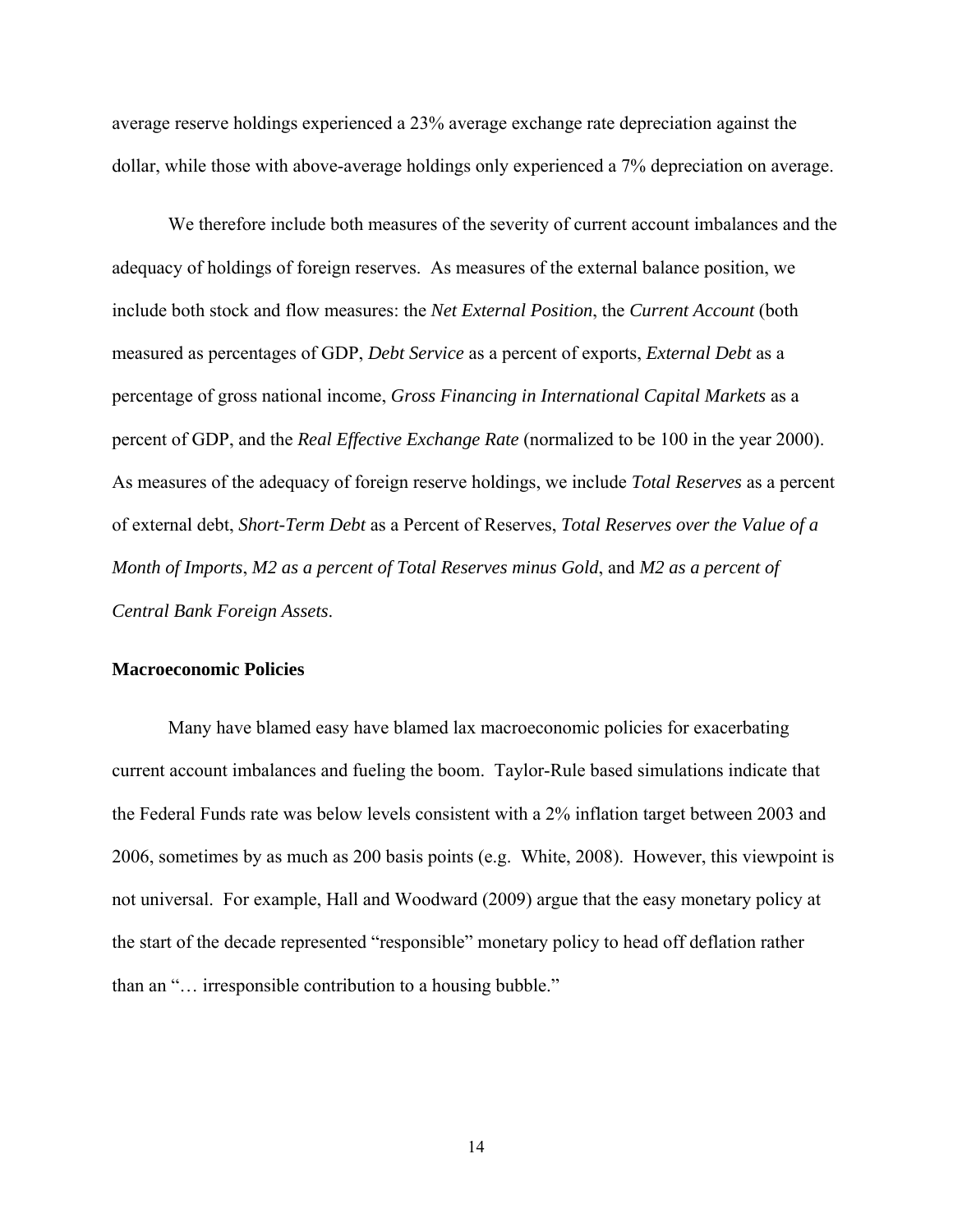average reserve holdings experienced a 23% average exchange rate depreciation against the dollar, while those with above-average holdings only experienced a 7% depreciation on average.

We therefore include both measures of the severity of current account imbalances and the adequacy of holdings of foreign reserves. As measures of the external balance position, we include both stock and flow measures: the *Net External Position*, the *Current Account* (both measured as percentages of GDP, *Debt Service* as a percent of exports, *External Debt* as a percentage of gross national income, *Gross Financing in International Capital Markets* as a percent of GDP, and the *Real Effective Exchange Rate* (normalized to be 100 in the year 2000). As measures of the adequacy of foreign reserve holdings, we include *Total Reserves* as a percent of external debt, *Short-Term Debt* as a Percent of Reserves, *Total Reserves over the Value of a Month of Imports*, *M2 as a percent of Total Reserves minus Gold*, and *M2 as a percent of Central Bank Foreign Assets*.

**Macroeconomic Policies**

Many have blamed easy have blamed lax macroeconomic policies for exacerbating current account imbalances and fueling the boom. Taylor-Rule based simulations indicate that the Federal Funds rate was below levels consistent with a 2% inflation target between 2003 and 2006, sometimes by as much as 200 basis points (e.g. White, 2008). However, this viewpoint is not universal. For example, Hall and Woodward (2009) argue that the easy monetary policy at the start of the decade represented "responsible" monetary policy to head off deflation rather than an "… irresponsible contribution to a housing bubble."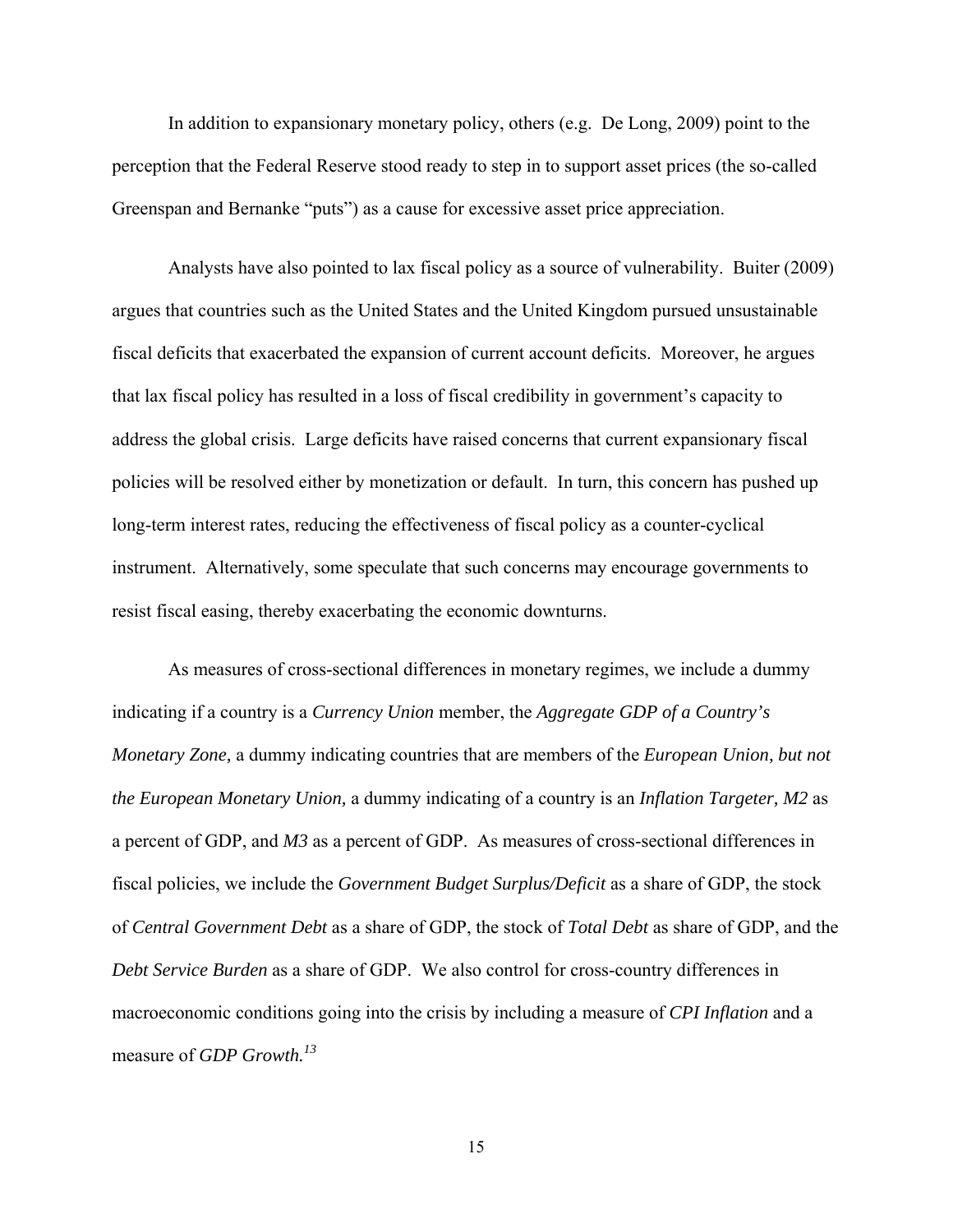In addition to expansionary monetary policy, others (e.g. De Long, 2009) point to the perception that the Federal Reserve stood ready to step in to support asset prices (the so-called Greenspan and Bernanke "puts") as a cause for excessive asset price appreciation.

Analysts have also pointed to lax fiscal policy as a source of vulnerability. Buiter (2009) argues that countries such as the United States and the United Kingdom pursued unsustainable fiscal deficits that exacerbated the expansion of current account deficits. Moreover, he argues that lax fiscal policy has resulted in a loss of fiscal credibility in government's capacity to address the global crisis. Large deficits have raised concerns that current expansionary fiscal policies will be resolved either by monetization or default. In turn, this concern has pushed up long-term interest rates, reducing the effectiveness of fiscal policy as a counter-cyclical instrument. Alternatively, some speculate that such concerns may encourage governments to resist fiscal easing, thereby exacerbating the economic downturns.

As measures of cross-sectional differences in monetary regimes, we include a dummy indicating if a country is a *Currency Union* member, the *Aggregate GDP of a Country's Monetary Zone,* a dummy indicating countries that are members of the *European Union, but not the European Monetary Union,* a dummy indicating of a country is an *Inflation Targeter, M2* as a percent of GDP, and *M3* as a percent of GDP. As measures of cross-sectional differences in fiscal policies, we include the *Government Budget Surplus/Deficit* as a share of GDP, the stock of *Central Government Debt* as a share of GDP, the stock of *Total Debt* as share of GDP, and the *Debt Service Burden* as a share of GDP. We also control for cross-country differences in macroeconomic conditions going into the crisis by including a measure of *CPI Inflation* and a measure of *GDP Growth.*[13]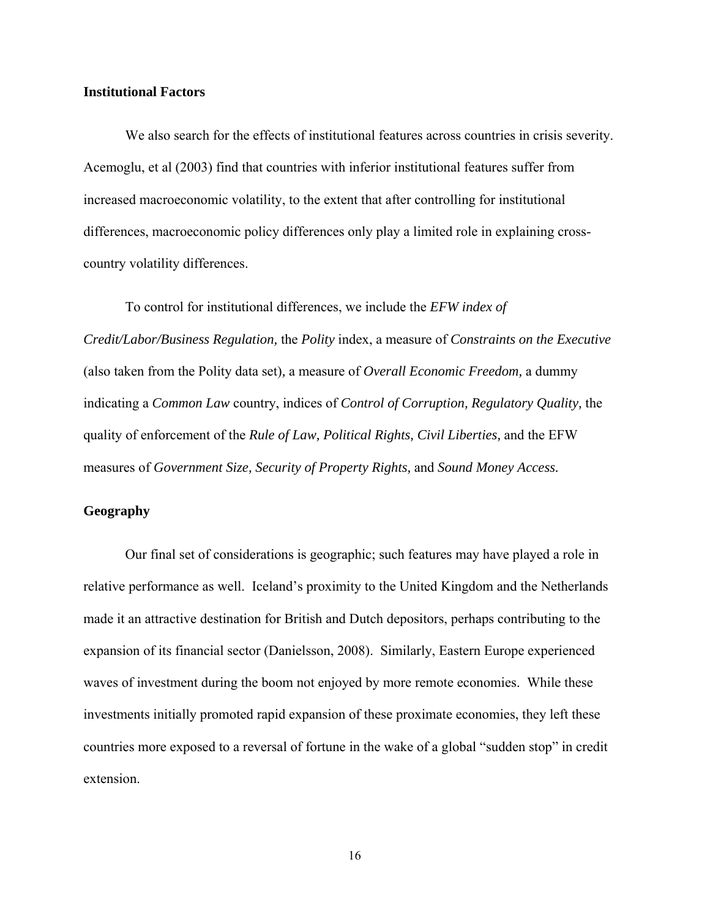### Institutional Factors

We also search for the effects of institutional features across countries in crisis severity. Acemoglu, et al (2003) find that countries with inferior institutional features suffer from increased macroeconomic volatility, to the extent that after controlling for institutional differences, macroeconomic policy differences only play a limited role in explaining cross-country volatility differences.

To control for institutional differences, we include the *EFW index of Credit/Labor/Business Regulation,* the *Polity* index, a measure of *Constraints on the Executive* (also taken from the Polity data set), a measure of *Overall Economic Freedom,* a dummy indicating a *Common Law* country, indices of *Control of Corruption, Regulatory Quality,* the quality of enforcement of the *Rule of Law, Political Rights, Civil Liberties,* and the EFW measures of *Government Size, Security of Property Rights,* and *Sound Money Access.*

### Geography

Our final set of considerations is geographic; such features may have played a role in relative performance as well. Iceland's proximity to the United Kingdom and the Netherlands made it an attractive destination for British and Dutch depositors, perhaps contributing to the expansion of its financial sector (Danielsson, 2008). Similarly, Eastern Europe experienced waves of investment during the boom not enjoyed by more remote economies. While these investments initially promoted rapid expansion of these proximate economies, they left these countries more exposed to a reversal of fortune in the wake of a global "sudden stop" in credit extension.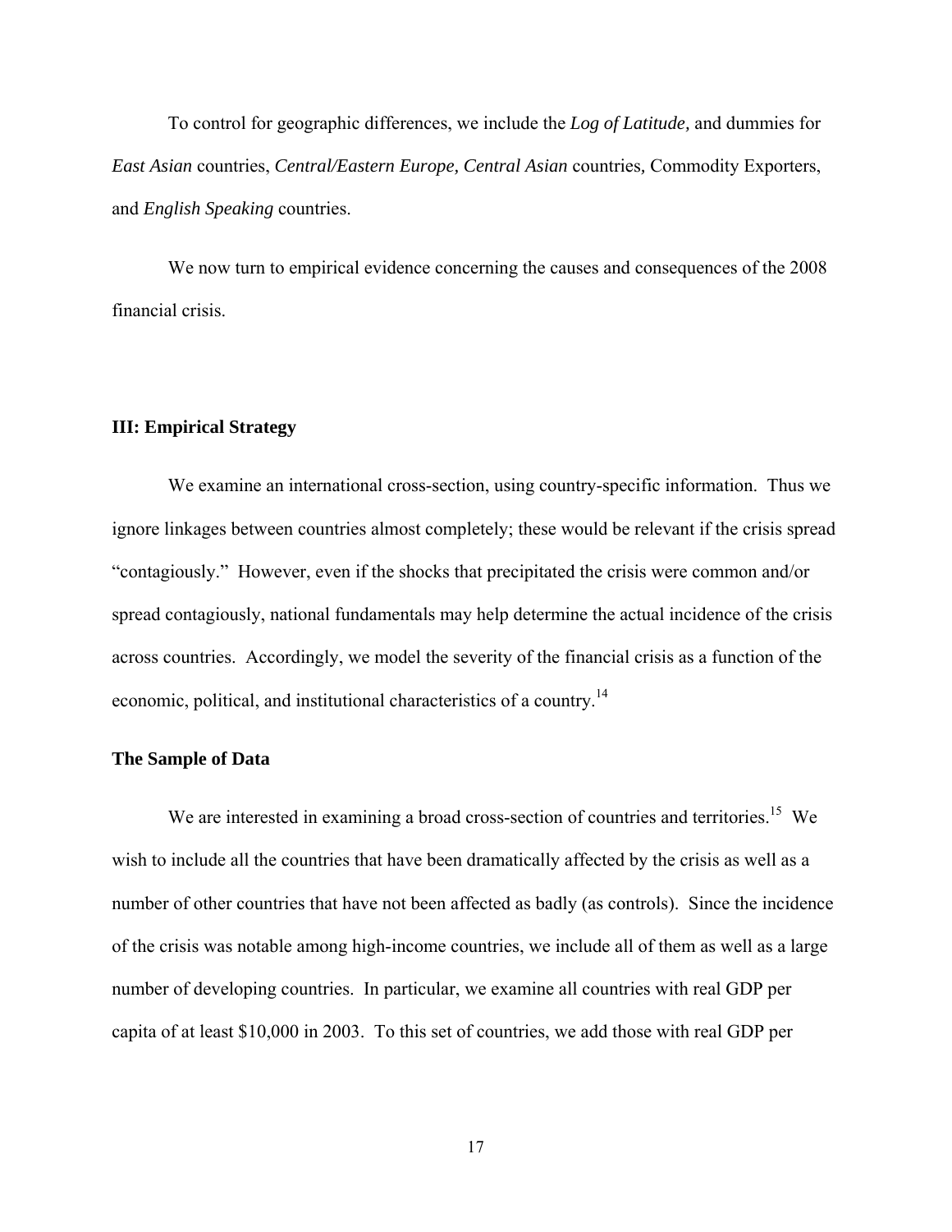To control for geographic differences, we include the *Log of Latitude,* and dummies for *East Asian* countries, *Central/Eastern Europe, Central Asian* countries, Commodity Exporters, and *English Speaking* countries.

We now turn to empirical evidence concerning the causes and consequences of the 2008 financial crisis.

## III: Empirical Strategy

We examine an international cross-section, using country-specific information. Thus we ignore linkages between countries almost completely; these would be relevant if the crisis spread "contagiously." However, even if the shocks that precipitated the crisis were common and/or spread contagiously, national fundamentals may help determine the actual incidence of the crisis across countries. Accordingly, we model the severity of the financial crisis as a function of the economic, political, and institutional characteristics of a country.[14]

### The Sample of Data

We are interested in examining a broad cross-section of countries and territories.[15] We wish to include all the countries that have been dramatically affected by the crisis as well as a number of other countries that have not been affected as badly (as controls). Since the incidence of the crisis was notable among high-income countries, we include all of them as well as a large number of developing countries. In particular, we examine all countries with real GDP per capita of at least $10,000 in 2003. To this set of countries, we add those with real GDP per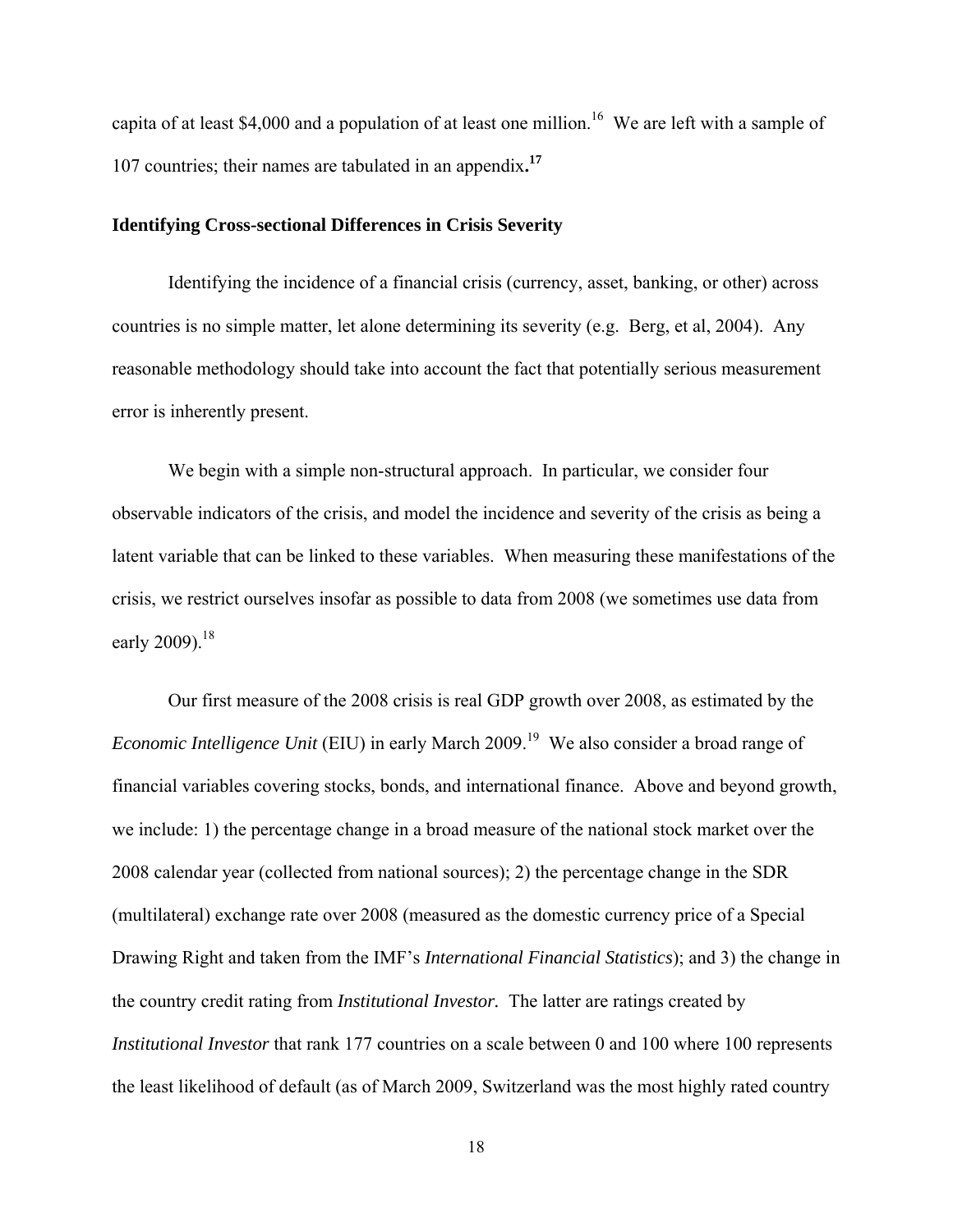capita of at least $4,000 and a population of at least one million.[16] We are left with a sample of 107 countries; their names are tabulated in an appendix.[17]

### Identifying Cross-sectional Differences in Crisis Severity

Identifying the incidence of a financial crisis (currency, asset, banking, or other) across countries is no simple matter, let alone determining its severity (e.g. Berg, et al, 2004). Any reasonable methodology should take into account the fact that potentially serious measurement error is inherently present.

We begin with a simple non-structural approach. In particular, we consider four observable indicators of the crisis, and model the incidence and severity of the crisis as being a latent variable that can be linked to these variables. When measuring these manifestations of the crisis, we restrict ourselves insofar as possible to data from 2008 (we sometimes use data from early 2009).[18]

Our first measure of the 2008 crisis is real GDP growth over 2008, as estimated by the *Economic Intelligence Unit* (EIU) in early March 2009.[19] We also consider a broad range of financial variables covering stocks, bonds, and international finance. Above and beyond growth, we include: 1) the percentage change in a broad measure of the national stock market over the 2008 calendar year (collected from national sources); 2) the percentage change in the SDR (multilateral) exchange rate over 2008 (measured as the domestic currency price of a Special Drawing Right and taken from the IMF's *International Financial Statistics*); and 3) the change in the country credit rating from *Institutional Investor.* The latter are ratings created by *Institutional Investor* that rank 177 countries on a scale between 0 and 100 where 100 represents the least likelihood of default (as of March 2009, Switzerland was the most highly rated country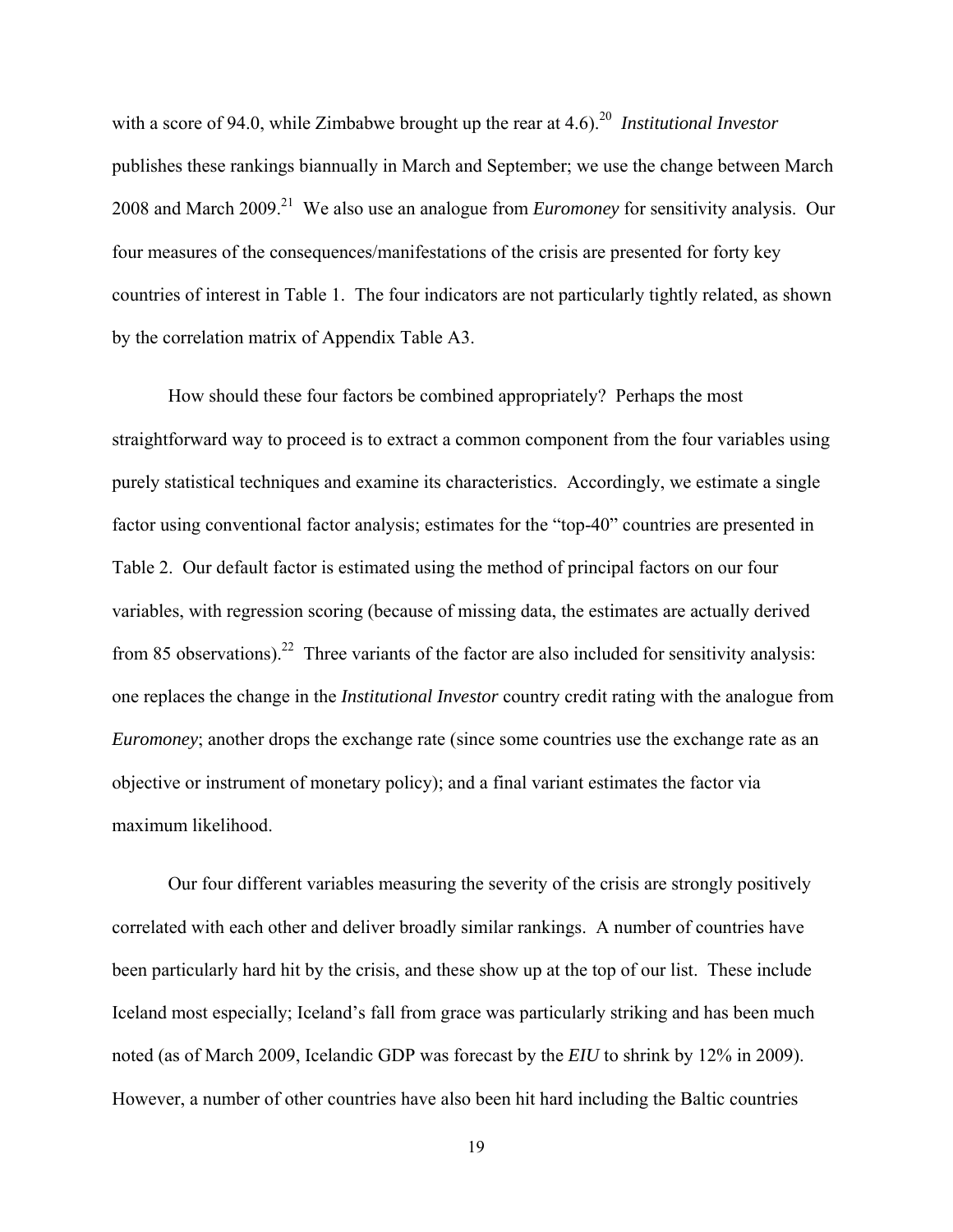with a score of 94.0, while Zimbabwe brought up the rear at 4.6).[20] *Institutional Investor* publishes these rankings biannually in March and September; we use the change between March 2008 and March 2009.[21] We also use an analogue from *Euromoney* for sensitivity analysis. Our four measures of the consequences/manifestations of the crisis are presented for forty key countries of interest in Table 1. The four indicators are not particularly tightly related, as shown by the correlation matrix of Appendix Table A3.

How should these four factors be combined appropriately? Perhaps the most straightforward way to proceed is to extract a common component from the four variables using purely statistical techniques and examine its characteristics. Accordingly, we estimate a single factor using conventional factor analysis; estimates for the "top-40" countries are presented in Table 2. Our default factor is estimated using the method of principal factors on our four variables, with regression scoring (because of missing data, the estimates are actually derived from 85 observations).[22] Three variants of the factor are also included for sensitivity analysis: one replaces the change in the *Institutional Investor* country credit rating with the analogue from *Euromoney*; another drops the exchange rate (since some countries use the exchange rate as an objective or instrument of monetary policy); and a final variant estimates the factor via maximum likelihood.

Our four different variables measuring the severity of the crisis are strongly positively correlated with each other and deliver broadly similar rankings. A number of countries have been particularly hard hit by the crisis, and these show up at the top of our list. These include Iceland most especially; Iceland's fall from grace was particularly striking and has been much noted (as of March 2009, Icelandic GDP was forecast by the *EIU* to shrink by 12% in 2009). However, a number of other countries have also been hit hard including the Baltic countries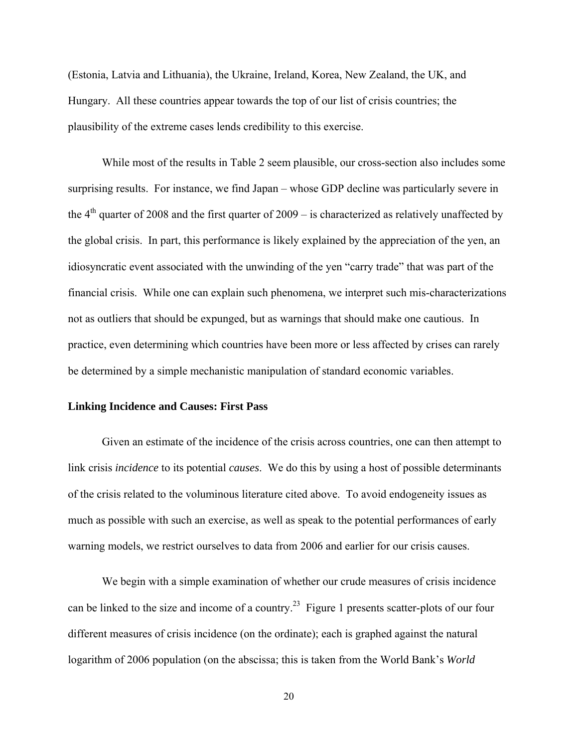(Estonia, Latvia and Lithuania), the Ukraine, Ireland, Korea, New Zealand, the UK, and Hungary. All these countries appear towards the top of our list of crisis countries; the plausibility of the extreme cases lends credibility to this exercise.

While most of the results in Table 2 seem plausible, our cross-section also includes some surprising results. For instance, we find Japan – whose GDP decline was particularly severe in the 4th quarter of 2008 and the first quarter of 2009 – is characterized as relatively unaffected by the global crisis. In part, this performance is likely explained by the appreciation of the yen, an idiosyncratic event associated with the unwinding of the yen "carry trade" that was part of the financial crisis. While one can explain such phenomena, we interpret such mis-characterizations not as outliers that should be expunged, but as warnings that should make one cautious. In practice, even determining which countries have been more or less affected by crises can rarely be determined by a simple mechanistic manipulation of standard economic variables.

**Linking Incidence and Causes: First Pass**

Given an estimate of the incidence of the crisis across countries, one can then attempt to link crisis *incidence* to its potential *causes*. We do this by using a host of possible determinants of the crisis related to the voluminous literature cited above. To avoid endogeneity issues as much as possible with such an exercise, as well as speak to the potential performances of early warning models, we restrict ourselves to data from 2006 and earlier for our crisis causes.

We begin with a simple examination of whether our crude measures of crisis incidence can be linked to the size and income of a country.[23] Figure 1 presents scatter-plots of our four different measures of crisis incidence (on the ordinate); each is graphed against the natural logarithm of 2006 population (on the abscissa; this is taken from the World Bank's *World*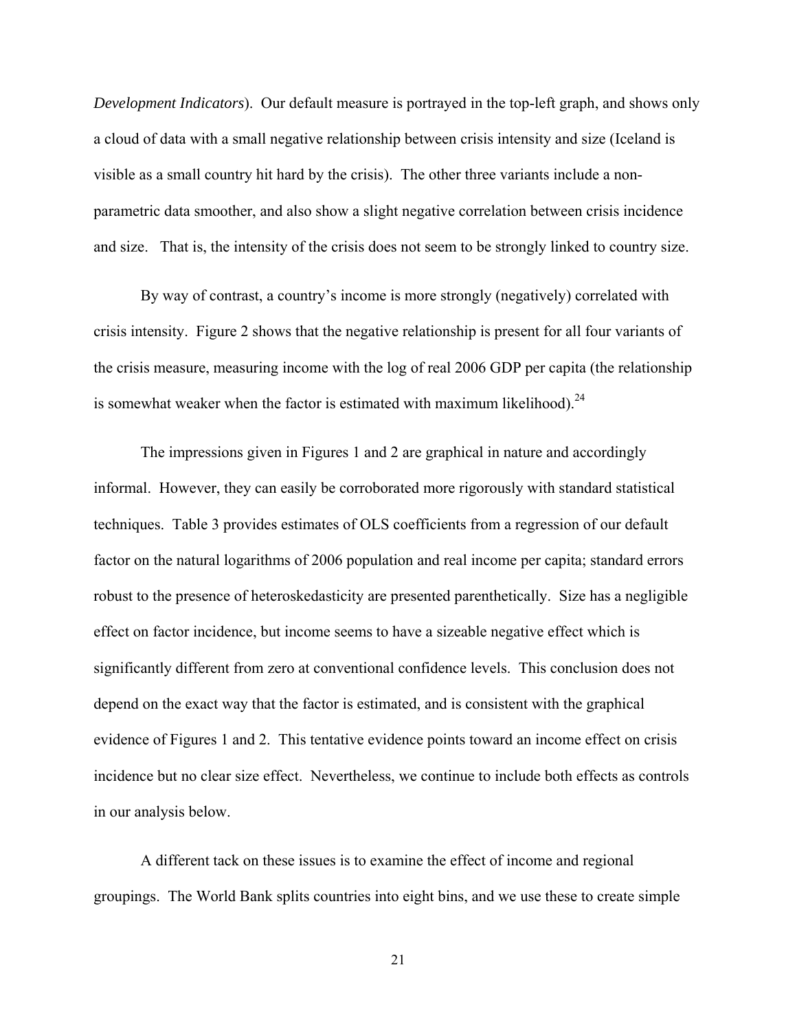*Development Indicators*). Our default measure is portrayed in the top-left graph, and shows only a cloud of data with a small negative relationship between crisis intensity and size (Iceland is visible as a small country hit hard by the crisis). The other three variants include a non-parametric data smoother, and also show a slight negative correlation between crisis incidence and size. That is, the intensity of the crisis does not seem to be strongly linked to country size.

By way of contrast, a country's income is more strongly (negatively) correlated with crisis intensity. Figure 2 shows that the negative relationship is present for all four variants of the crisis measure, measuring income with the log of real 2006 GDP per capita (the relationship is somewhat weaker when the factor is estimated with maximum likelihood).[24]

The impressions given in Figures 1 and 2 are graphical in nature and accordingly informal. However, they can easily be corroborated more rigorously with standard statistical techniques. Table 3 provides estimates of OLS coefficients from a regression of our default factor on the natural logarithms of 2006 population and real income per capita; standard errors robust to the presence of heteroskedasticity are presented parenthetically. Size has a negligible effect on factor incidence, but income seems to have a sizeable negative effect which is significantly different from zero at conventional confidence levels. This conclusion does not depend on the exact way that the factor is estimated, and is consistent with the graphical evidence of Figures 1 and 2. This tentative evidence points toward an income effect on crisis incidence but no clear size effect. Nevertheless, we continue to include both effects as controls in our analysis below.

A different tack on these issues is to examine the effect of income and regional groupings. The World Bank splits countries into eight bins, and we use these to create simple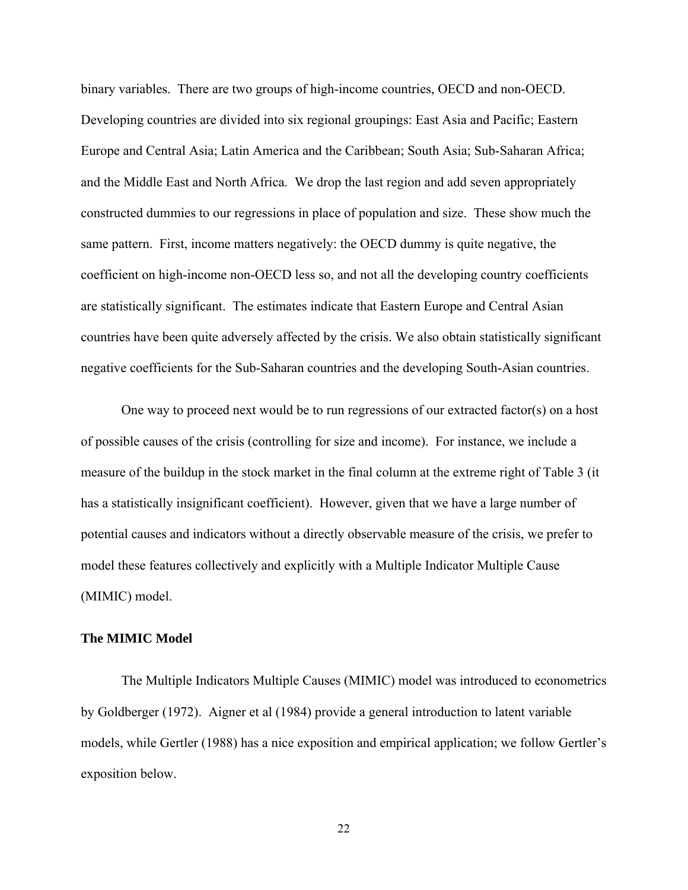binary variables. There are two groups of high-income countries, OECD and non-OECD. Developing countries are divided into six regional groupings: East Asia and Pacific; Eastern Europe and Central Asia; Latin America and the Caribbean; South Asia; Sub-Saharan Africa; and the Middle East and North Africa. We drop the last region and add seven appropriately constructed dummies to our regressions in place of population and size. These show much the same pattern. First, income matters negatively: the OECD dummy is quite negative, the coefficient on high-income non-OECD less so, and not all the developing country coefficients are statistically significant. The estimates indicate that Eastern Europe and Central Asian countries have been quite adversely affected by the crisis. We also obtain statistically significant negative coefficients for the Sub-Saharan countries and the developing South-Asian countries.

One way to proceed next would be to run regressions of our extracted factor(s) on a host of possible causes of the crisis (controlling for size and income). For instance, we include a measure of the buildup in the stock market in the final column at the extreme right of Table 3 (it has a statistically insignificant coefficient). However, given that we have a large number of potential causes and indicators without a directly observable measure of the crisis, we prefer to model these features collectively and explicitly with a Multiple Indicator Multiple Cause (MIMIC) model.

## The MIMIC Model

The Multiple Indicators Multiple Causes (MIMIC) model was introduced to econometrics by Goldberger (1972). Aigner et al (1984) provide a general introduction to latent variable models, while Gertler (1988) has a nice exposition and empirical application; we follow Gertler's exposition below.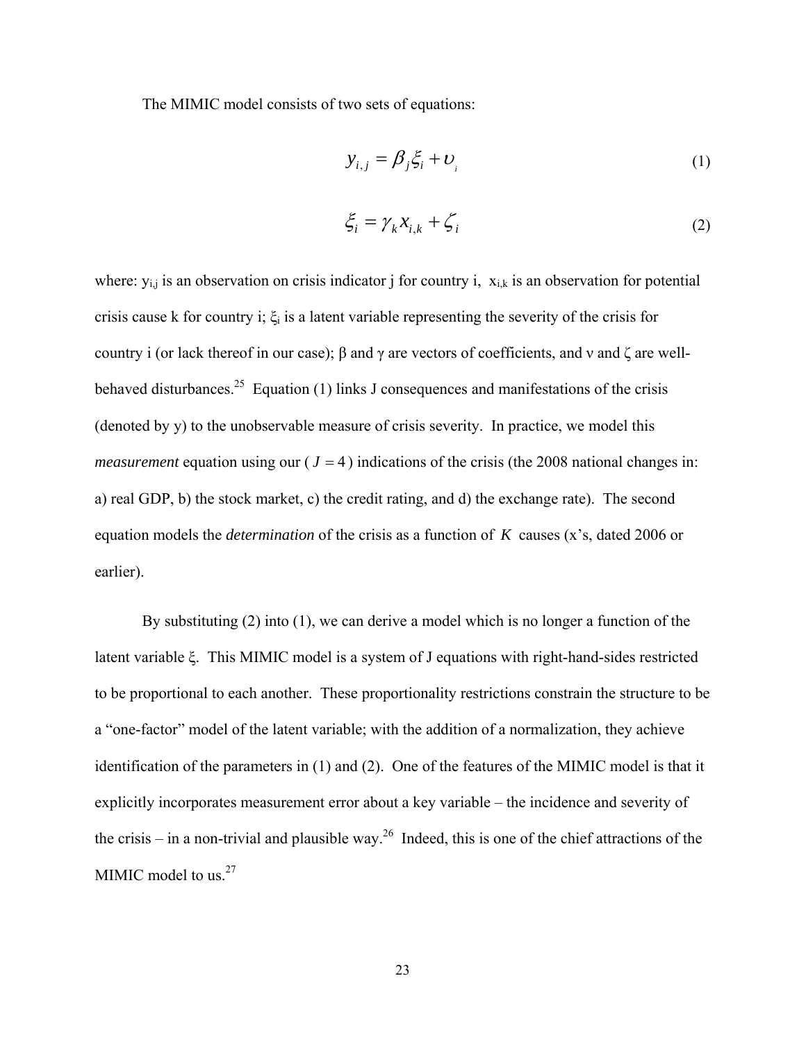The MIMIC model consists of two sets of equations:

$$y_{i,j} = \beta_j \xi_i + \upsilon_i \tag{1}$$

$$\xi_i = \gamma_k x_{i,k} + \zeta_i \tag{2}$$

where: $y_{i,j}$ is an observation on crisis indicator j for country i, $x_{i,k}$ is an observation for potential crisis cause k for country i; $\xi_i$ is a latent variable representing the severity of the crisis for country i (or lack thereof in our case); β and γ are vectors of coefficients, and ν and ζ are well-behaved disturbances.[25] Equation (1) links J consequences and manifestations of the crisis (denoted by y) to the unobservable measure of crisis severity. In practice, we model this *measurement* equation using our ($J = 4$) indications of the crisis (the 2008 national changes in: a) real GDP, b) the stock market, c) the credit rating, and d) the exchange rate). The second equation models the *determination* of the crisis as a function of $K$ causes (x's, dated 2006 or earlier).

By substituting (2) into (1), we can derive a model which is no longer a function of the latent variable ξ. This MIMIC model is a system of J equations with right-hand-sides restricted to be proportional to each another. These proportionality restrictions constrain the structure to be a "one-factor" model of the latent variable; with the addition of a normalization, they achieve identification of the parameters in (1) and (2). One of the features of the MIMIC model is that it explicitly incorporates measurement error about a key variable – the incidence and severity of the crisis – in a non-trivial and plausible way.[26] Indeed, this is one of the chief attractions of the MIMIC model to us.[27]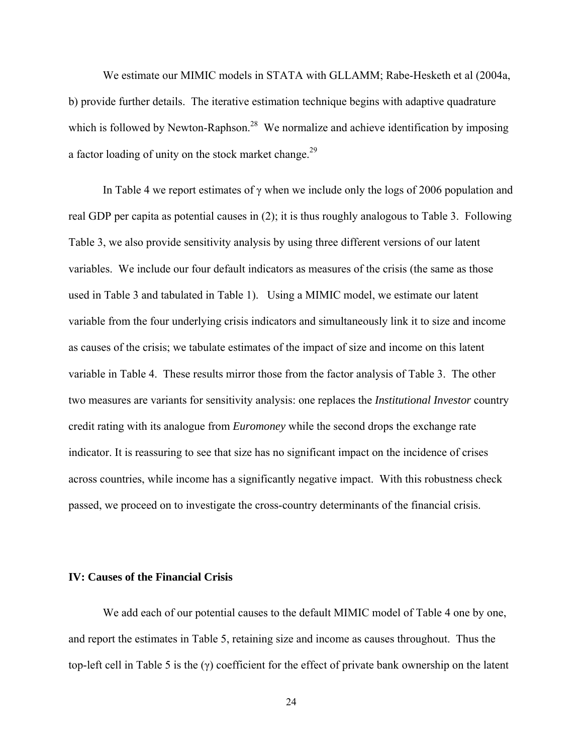We estimate our MIMIC models in STATA with GLLAMM; Rabe-Hesketh et al (2004a, b) provide further details. The iterative estimation technique begins with adaptive quadrature which is followed by Newton-Raphson.[28] We normalize and achieve identification by imposing a factor loading of unity on the stock market change.[29]

In Table 4 we report estimates of $\gamma$ when we include only the logs of 2006 population and real GDP per capita as potential causes in (2); it is thus roughly analogous to Table 3. Following Table 3, we also provide sensitivity analysis by using three different versions of our latent variables. We include our four default indicators as measures of the crisis (the same as those used in Table 3 and tabulated in Table 1). Using a MIMIC model, we estimate our latent variable from the four underlying crisis indicators and simultaneously link it to size and income as causes of the crisis; we tabulate estimates of the impact of size and income on this latent variable in Table 4. These results mirror those from the factor analysis of Table 3. The other two measures are variants for sensitivity analysis: one replaces the *Institutional Investor* country credit rating with its analogue from *Euromoney* while the second drops the exchange rate indicator. It is reassuring to see that size has no significant impact on the incidence of crises across countries, while income has a significantly negative impact. With this robustness check passed, we proceed on to investigate the cross-country determinants of the financial crisis.

## IV: Causes of the Financial Crisis

We add each of our potential causes to the default MIMIC model of Table 4 one by one, and report the estimates in Table 5, retaining size and income as causes throughout. Thus the top-left cell in Table 5 is the ($\gamma$) coefficient for the effect of private bank ownership on the latent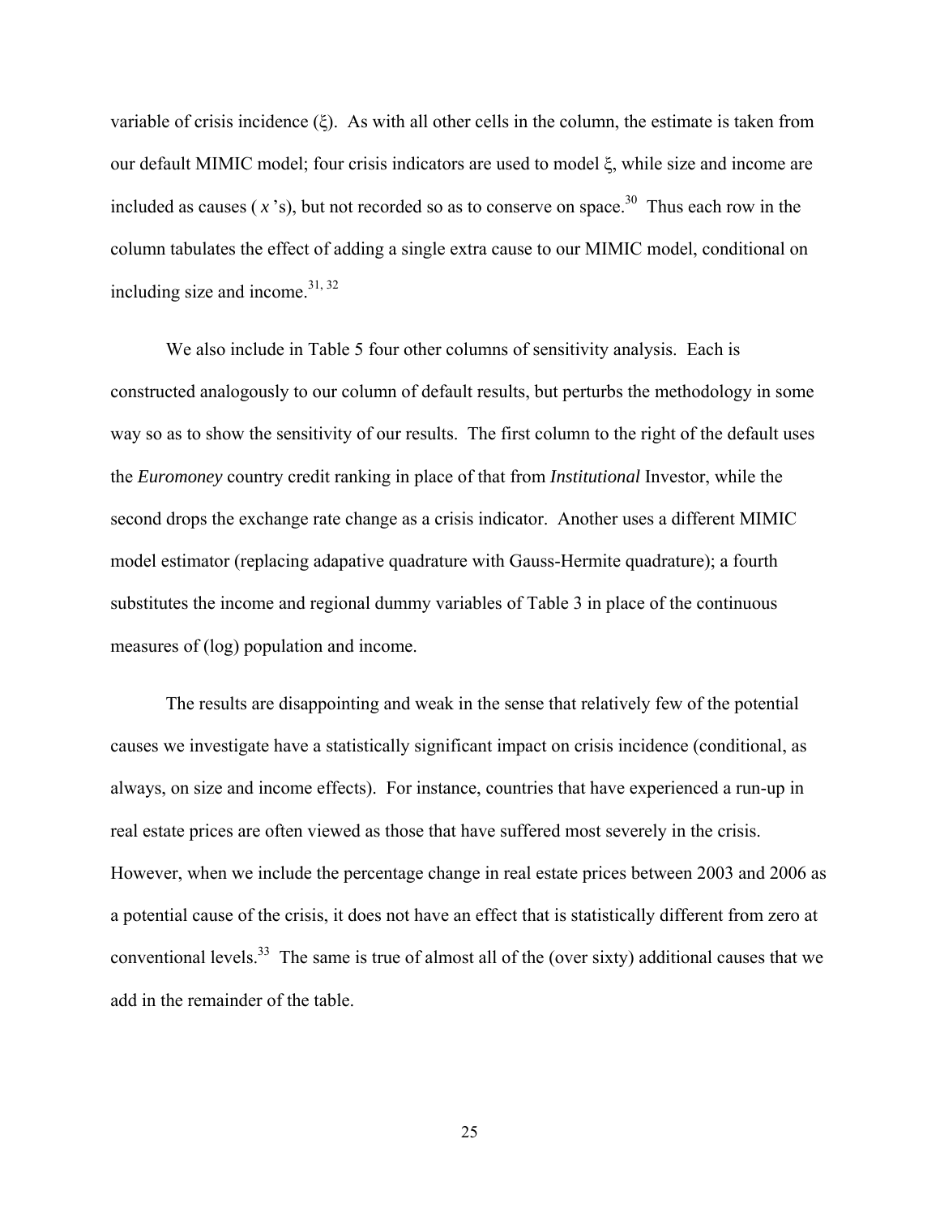variable of crisis incidence ($\xi$). As with all other cells in the column, the estimate is taken from our default MIMIC model; four crisis indicators are used to model $\xi$, while size and income are included as causes ( $x$ 's), but not recorded so as to conserve on space.[30] Thus each row in the column tabulates the effect of adding a single extra cause to our MIMIC model, conditional on including size and income.[31, 32]

We also include in Table 5 four other columns of sensitivity analysis. Each is constructed analogously to our column of default results, but perturbs the methodology in some way so as to show the sensitivity of our results. The first column to the right of the default uses the *Euromoney* country credit ranking in place of that from *Institutional* Investor, while the second drops the exchange rate change as a crisis indicator. Another uses a different MIMIC model estimator (replacing adapative quadrature with Gauss-Hermite quadrature); a fourth substitutes the income and regional dummy variables of Table 3 in place of the continuous measures of (log) population and income.

The results are disappointing and weak in the sense that relatively few of the potential causes we investigate have a statistically significant impact on crisis incidence (conditional, as always, on size and income effects). For instance, countries that have experienced a run-up in real estate prices are often viewed as those that have suffered most severely in the crisis. However, when we include the percentage change in real estate prices between 2003 and 2006 as a potential cause of the crisis, it does not have an effect that is statistically different from zero at conventional levels.[33] The same is true of almost all of the (over sixty) additional causes that we add in the remainder of the table.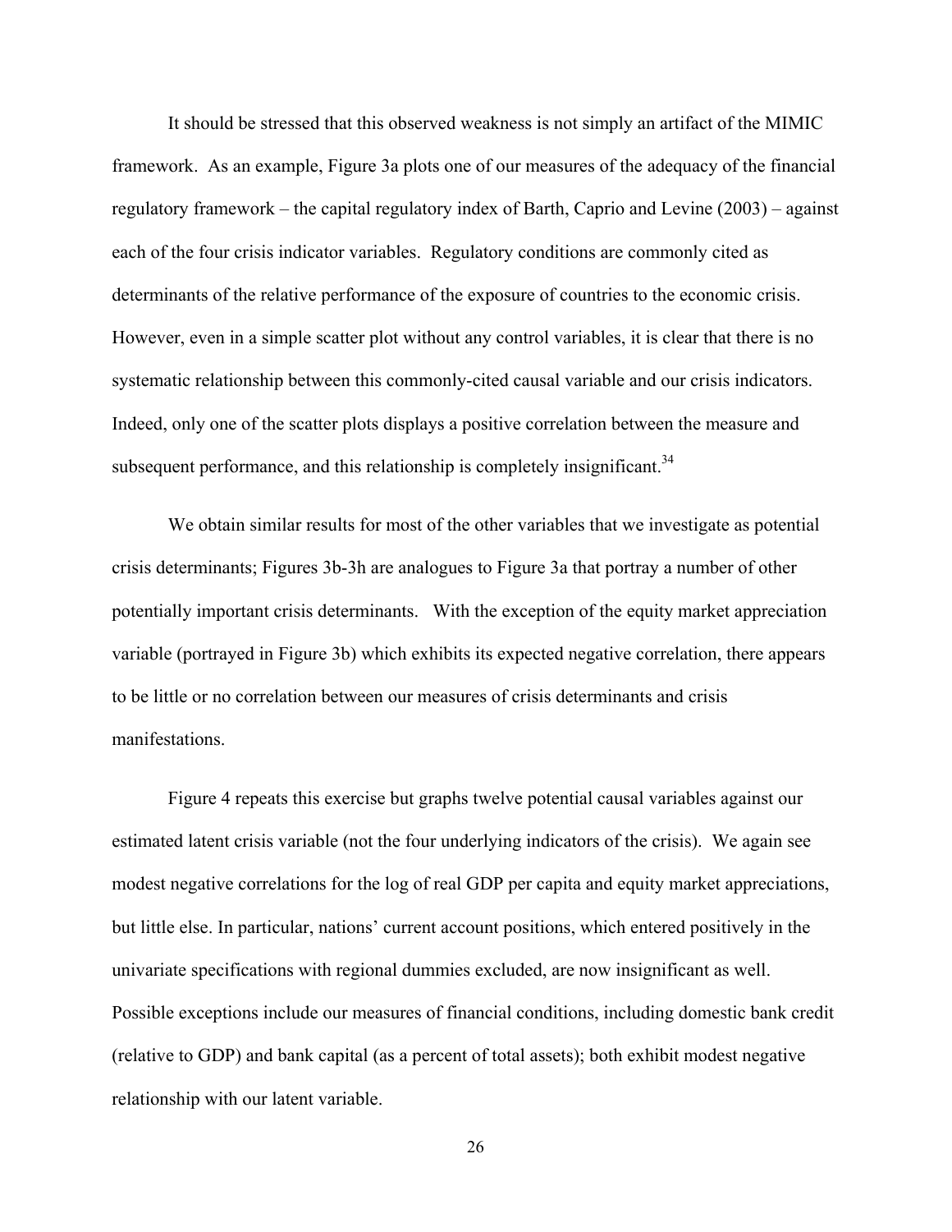It should be stressed that this observed weakness is not simply an artifact of the MIMIC framework. As an example, Figure 3a plots one of our measures of the adequacy of the financial regulatory framework – the capital regulatory index of Barth, Caprio and Levine (2003) – against each of the four crisis indicator variables. Regulatory conditions are commonly cited as determinants of the relative performance of the exposure of countries to the economic crisis. However, even in a simple scatter plot without any control variables, it is clear that there is no systematic relationship between this commonly-cited causal variable and our crisis indicators. Indeed, only one of the scatter plots displays a positive correlation between the measure and subsequent performance, and this relationship is completely insignificant.[34]

We obtain similar results for most of the other variables that we investigate as potential crisis determinants; Figures 3b-3h are analogues to Figure 3a that portray a number of other potentially important crisis determinants. With the exception of the equity market appreciation variable (portrayed in Figure 3b) which exhibits its expected negative correlation, there appears to be little or no correlation between our measures of crisis determinants and crisis manifestations.

Figure 4 repeats this exercise but graphs twelve potential causal variables against our estimated latent crisis variable (not the four underlying indicators of the crisis). We again see modest negative correlations for the log of real GDP per capita and equity market appreciations, but little else. In particular, nations' current account positions, which entered positively in the univariate specifications with regional dummies excluded, are now insignificant as well. Possible exceptions include our measures of financial conditions, including domestic bank credit (relative to GDP) and bank capital (as a percent of total assets); both exhibit modest negative relationship with our latent variable.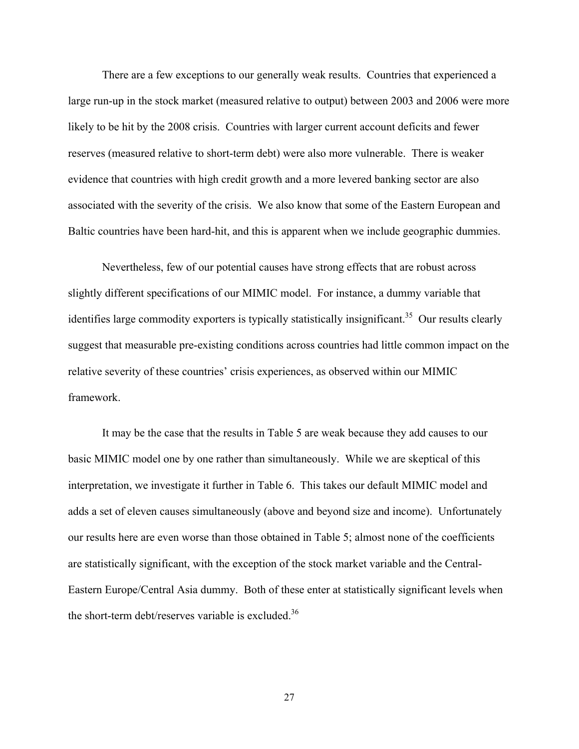There are a few exceptions to our generally weak results. Countries that experienced a large run-up in the stock market (measured relative to output) between 2003 and 2006 were more likely to be hit by the 2008 crisis. Countries with larger current account deficits and fewer reserves (measured relative to short-term debt) were also more vulnerable. There is weaker evidence that countries with high credit growth and a more levered banking sector are also associated with the severity of the crisis. We also know that some of the Eastern European and Baltic countries have been hard-hit, and this is apparent when we include geographic dummies.

Nevertheless, few of our potential causes have strong effects that are robust across slightly different specifications of our MIMIC model. For instance, a dummy variable that identifies large commodity exporters is typically statistically insignificant.[35] Our results clearly suggest that measurable pre-existing conditions across countries had little common impact on the relative severity of these countries' crisis experiences, as observed within our MIMIC framework.

It may be the case that the results in Table 5 are weak because they add causes to our basic MIMIC model one by one rather than simultaneously. While we are skeptical of this interpretation, we investigate it further in Table 6. This takes our default MIMIC model and adds a set of eleven causes simultaneously (above and beyond size and income). Unfortunately our results here are even worse than those obtained in Table 5; almost none of the coefficients are statistically significant, with the exception of the stock market variable and the Central-Eastern Europe/Central Asia dummy. Both of these enter at statistically significant levels when the short-term debt/reserves variable is excluded.[36]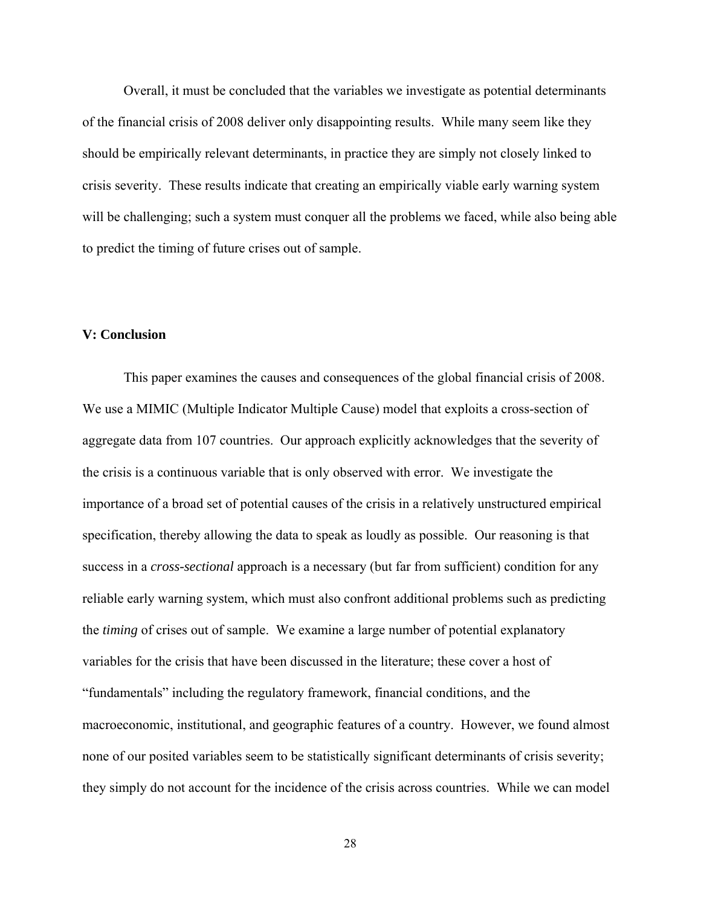Overall, it must be concluded that the variables we investigate as potential determinants of the financial crisis of 2008 deliver only disappointing results. While many seem like they should be empirically relevant determinants, in practice they are simply not closely linked to crisis severity. These results indicate that creating an empirically viable early warning system will be challenging; such a system must conquer all the problems we faced, while also being able to predict the timing of future crises out of sample.

## V: Conclusion

This paper examines the causes and consequences of the global financial crisis of 2008. We use a MIMIC (Multiple Indicator Multiple Cause) model that exploits a cross-section of aggregate data from 107 countries. Our approach explicitly acknowledges that the severity of the crisis is a continuous variable that is only observed with error. We investigate the importance of a broad set of potential causes of the crisis in a relatively unstructured empirical specification, thereby allowing the data to speak as loudly as possible. Our reasoning is that success in a *cross-sectional* approach is a necessary (but far from sufficient) condition for any reliable early warning system, which must also confront additional problems such as predicting the *timing* of crises out of sample. We examine a large number of potential explanatory variables for the crisis that have been discussed in the literature; these cover a host of "fundamentals" including the regulatory framework, financial conditions, and the macroeconomic, institutional, and geographic features of a country. However, we found almost none of our posited variables seem to be statistically significant determinants of crisis severity; they simply do not account for the incidence of the crisis across countries. While we can model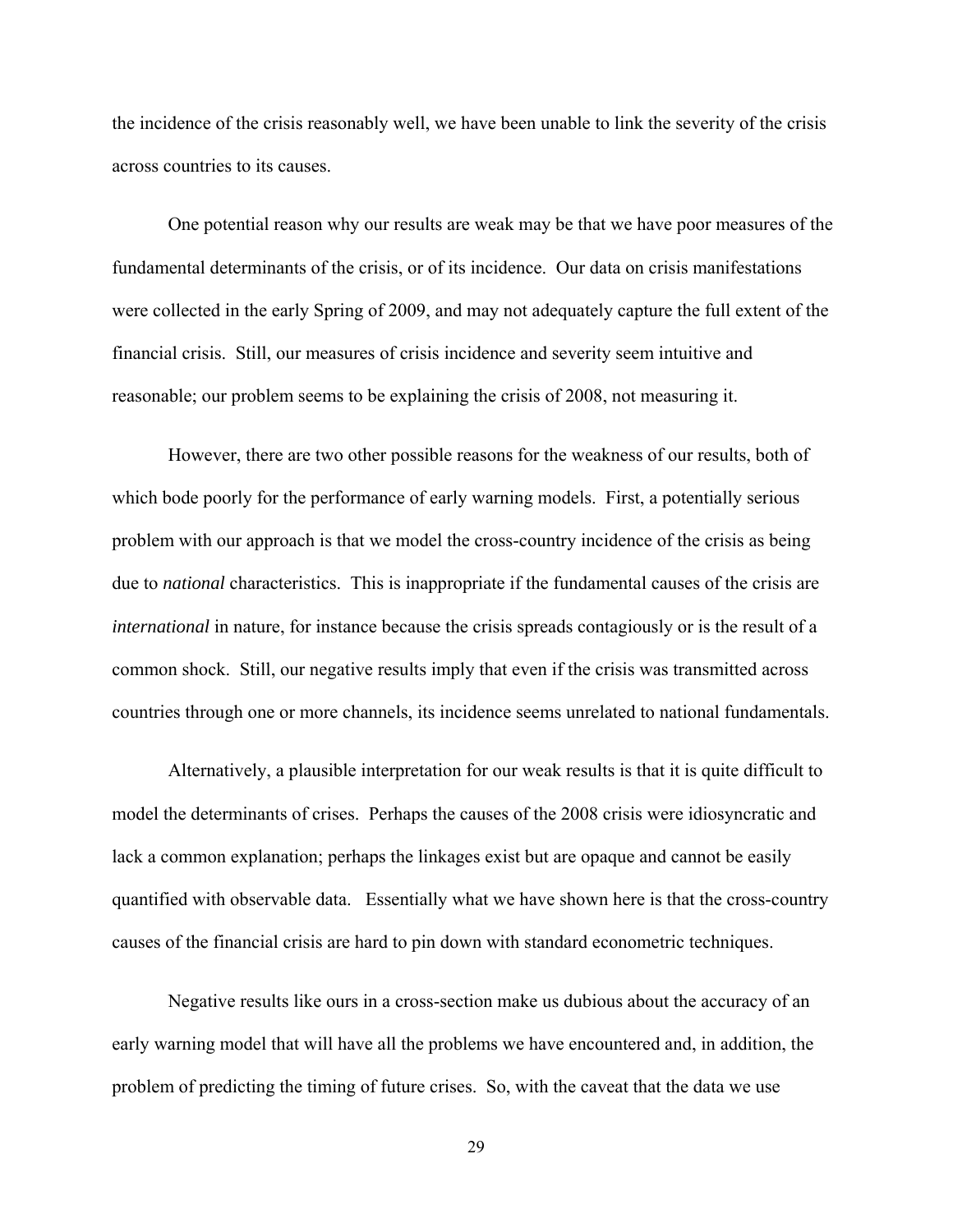the incidence of the crisis reasonably well, we have been unable to link the severity of the crisis across countries to its causes.

One potential reason why our results are weak may be that we have poor measures of the fundamental determinants of the crisis, or of its incidence. Our data on crisis manifestations were collected in the early Spring of 2009, and may not adequately capture the full extent of the financial crisis. Still, our measures of crisis incidence and severity seem intuitive and reasonable; our problem seems to be explaining the crisis of 2008, not measuring it.

However, there are two other possible reasons for the weakness of our results, both of which bode poorly for the performance of early warning models. First, a potentially serious problem with our approach is that we model the cross-country incidence of the crisis as being due to *national* characteristics. This is inappropriate if the fundamental causes of the crisis are *international* in nature, for instance because the crisis spreads contagiously or is the result of a common shock. Still, our negative results imply that even if the crisis was transmitted across countries through one or more channels, its incidence seems unrelated to national fundamentals.

Alternatively, a plausible interpretation for our weak results is that it is quite difficult to model the determinants of crises. Perhaps the causes of the 2008 crisis were idiosyncratic and lack a common explanation; perhaps the linkages exist but are opaque and cannot be easily quantified with observable data. Essentially what we have shown here is that the cross-country causes of the financial crisis are hard to pin down with standard econometric techniques.

Negative results like ours in a cross-section make us dubious about the accuracy of an early warning model that will have all the problems we have encountered and, in addition, the problem of predicting the timing of future crises. So, with the caveat that the data we use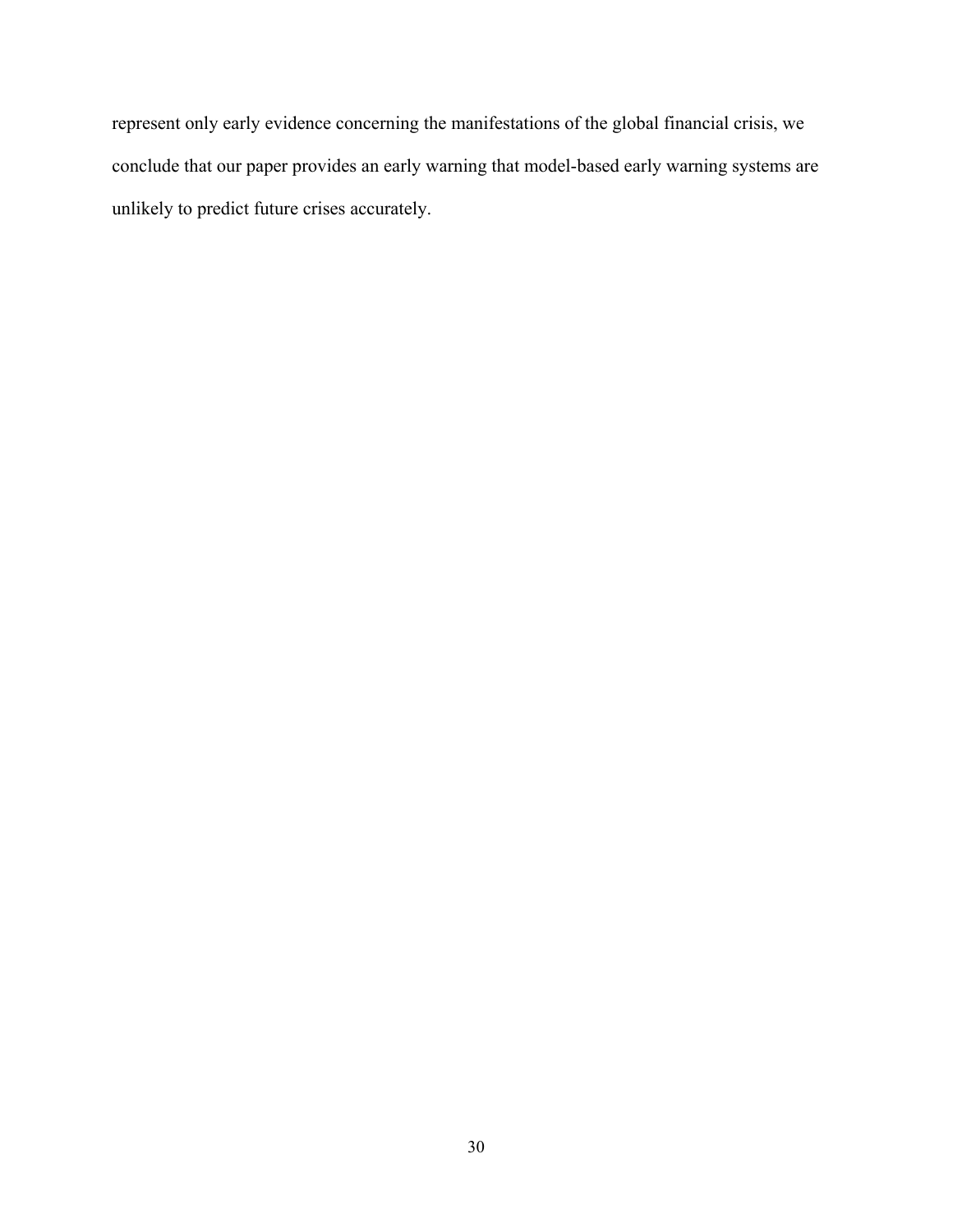represent only early evidence concerning the manifestations of the global financial crisis, we conclude that our paper provides an early warning that model-based early warning systems are unlikely to predict future crises accurately.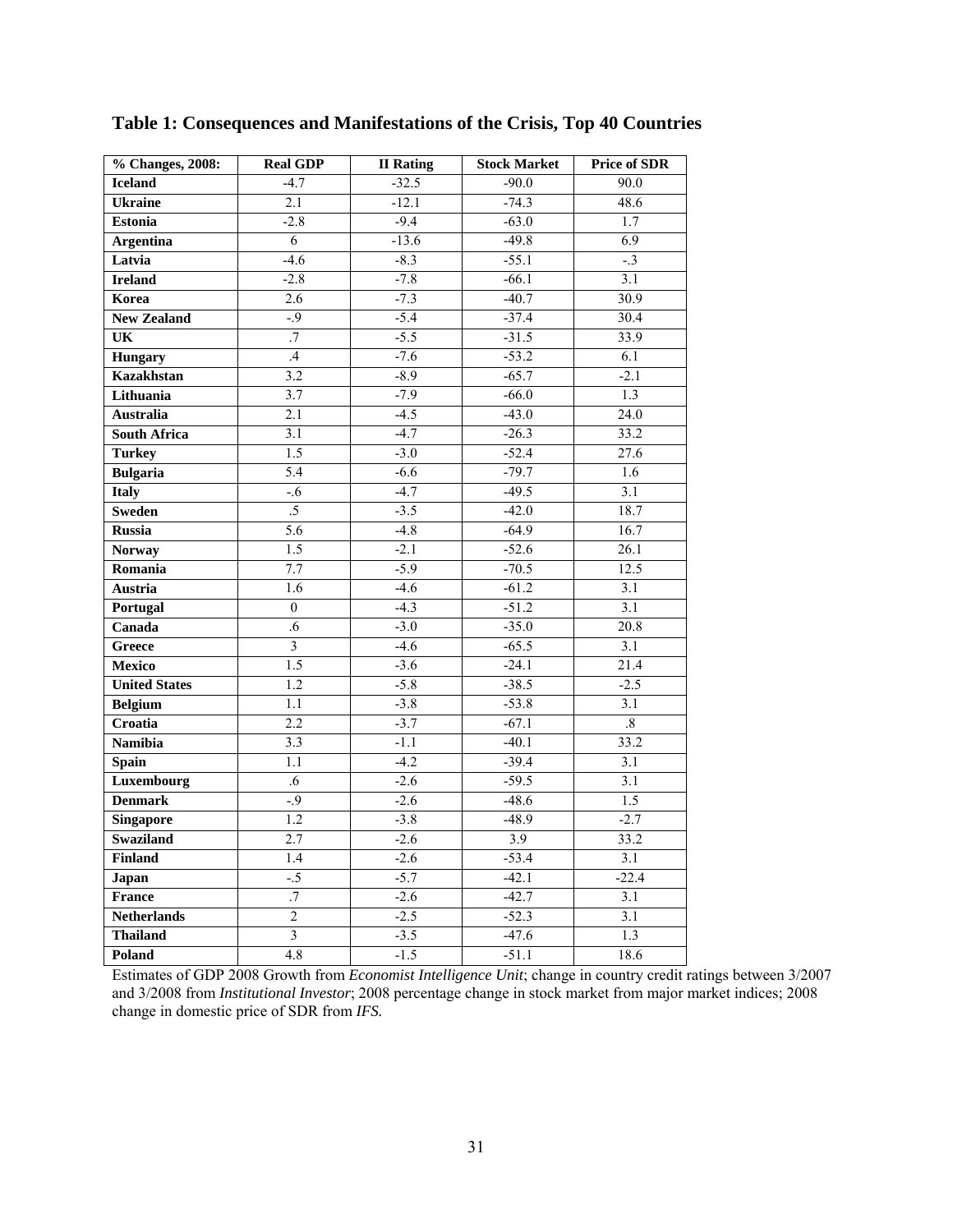## Table 1: Consequences and Manifestations of the Crisis, Top 40 Countries

| % Changes, 2008: | Real GDP | II Rating | Stock Market | Price of SDR |
|---|---|---|---|---|
| **Iceland** | -4.7 | -32.5 | -90.0 | 90.0 |
| **Ukraine** | 2.1 | -12.1 | -74.3 | 48.6 |
| **Estonia** | -2.8 | -9.4 | -63.0 | 1.7 |
| **Argentina** | 6 | -13.6 | -49.8 | 6.9 |
| **Latvia** | -4.6 | -8.3 | -55.1 | -.3 |
| **Ireland** | -2.8 | -7.8 | -66.1 | 3.1 |
| **Korea** | 2.6 | -7.3 | -40.7 | 30.9 |
| **New Zealand** | -.9 | -5.4 | -37.4 | 30.4 |
| **UK** | .7 | -5.5 | -31.5 | 33.9 |
| **Hungary** | .4 | -7.6 | -53.2 | 6.1 |
| **Kazakhstan** | 3.2 | -8.9 | -65.7 | -2.1 |
| **Lithuania** | 3.7 | -7.9 | -66.0 | 1.3 |
| **Australia** | 2.1 | -4.5 | -43.0 | 24.0 |
| **South Africa** | 3.1 | -4.7 | -26.3 | 33.2 |
| **Turkey** | 1.5 | -3.0 | -52.4 | 27.6 |
| **Bulgaria** | 5.4 | -6.6 | -79.7 | 1.6 |
| **Italy** | -.6 | -4.7 | -49.5 | 3.1 |
| **Sweden** | .5 | -3.5 | -42.0 | 18.7 |
| **Russia** | 5.6 | -4.8 | -64.9 | 16.7 |
| **Norway** | 1.5 | -2.1 | -52.6 | 26.1 |
| **Romania** | 7.7 | -5.9 | -70.5 | 12.5 |
| **Austria** | 1.6 | -4.6 | -61.2 | 3.1 |
| **Portugal** | 0 | -4.3 | -51.2 | 3.1 |
| **Canada** | .6 | -3.0 | -35.0 | 20.8 |
| **Greece** | 3 | -4.6 | -65.5 | 3.1 |
| **Mexico** | 1.5 | -3.6 | -24.1 | 21.4 |
| **United States** | 1.2 | -5.8 | -38.5 | -2.5 |
| **Belgium** | 1.1 | -3.8 | -53.8 | 3.1 |
| **Croatia** | 2.2 | -3.7 | -67.1 | .8 |
| **Namibia** | 3.3 | -1.1 | -40.1 | 33.2 |
| **Spain** | 1.1 | -4.2 | -39.4 | 3.1 |
| **Luxembourg** | .6 | -2.6 | -59.5 | 3.1 |
| **Denmark** | -.9 | -2.6 | -48.6 | 1.5 |
| **Singapore** | 1.2 | -3.8 | -48.9 | -2.7 |
| **Swaziland** | 2.7 | -2.6 | 3.9 | 33.2 |
| **Finland** | 1.4 | -2.6 | -53.4 | 3.1 |
| **Japan** | -.5 | -5.7 | -42.1 | -22.4 |
| **France** | .7 | -2.6 | -42.7 | 3.1 |
| **Netherlands** | 2 | -2.5 | -52.3 | 3.1 |
| **Thailand** | 3 | -3.5 | -47.6 | 1.3 |
| **Poland** | 4.8 | -1.5 | -51.1 | 18.6 |

Estimates of GDP 2008 Growth from *Economist Intelligence Unit*; change in country credit ratings between 3/2007 and 3/2008 from *Institutional Investor*; 2008 percentage change in stock market from major market indices; 2008 change in domestic price of SDR from *IFS*.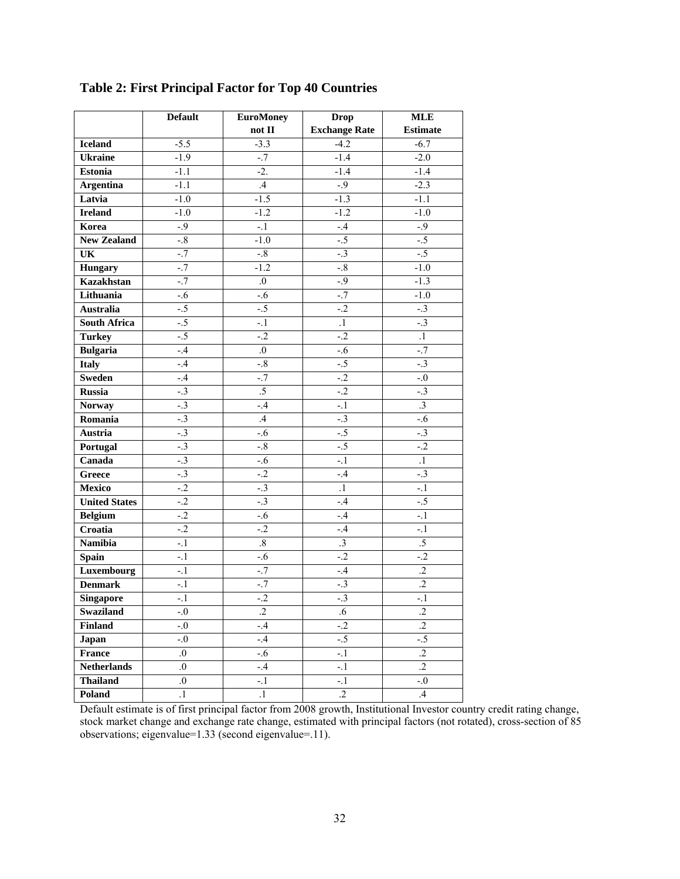# Table 2: First Principal Factor for Top 40 Countries

| | Default | EuroMoney not II | Drop Exchange Rate | MLE Estimate |
|---|---|---|---|---|
| **Iceland** | -5.5 | -3.3 | -4.2 | -6.7 |
| **Ukraine** | -1.9 | -.7 | -1.4 | -2.0 |
| **Estonia** | -1.1 | -2. | -1.4 | -1.4 |
| **Argentina** | -1.1 | .4 | -.9 | -2.3 |
| **Latvia** | -1.0 | -1.5 | -1.3 | -1.1 |
| **Ireland** | -1.0 | -1.2 | -1.2 | -1.0 |
| **Korea** | -.9 | -.1 | -.4 | -.9 |
| **New Zealand** | -.8 | -1.0 | -.5 | -.5 |
| **UK** | -.7 | -.8 | -.3 | -.5 |
| **Hungary** | -.7 | -1.2 | -.8 | -1.0 |
| **Kazakhstan** | -.7 | .0 | -.9 | -1.3 |
| **Lithuania** | -.6 | -.6 | -.7 | -1.0 |
| **Australia** | -.5 | -.5 | -.2 | -.3 |
| **South Africa** | -.5 | -.1 | .1 | -.3 |
| **Turkey** | -.5 | -.2 | -.2 | .1 |
| **Bulgaria** | -.4 | .0 | -.6 | -.7 |
| **Italy** | -.4 | -.8 | -.5 | -.3 |
| **Sweden** | -.4 | -.7 | -.2 | -.0 |
| **Russia** | -.3 | .5 | -.2 | -.3 |
| **Norway** | -.3 | -.4 | -.1 | .3 |
| **Romania** | -.3 | .4 | -.3 | -.6 |
| **Austria** | -.3 | -.6 | -.5 | -.3 |
| **Portugal** | -.3 | -.8 | -.5 | -.2 |
| **Canada** | -.3 | -.6 | -.1 | .1 |
| **Greece** | -.3 | -.2 | -.4 | -.3 |
| **Mexico** | -.2 | -.3 | .1 | -.1 |
| **United States** | -.2 | -.3 | -.4 | -.5 |
| **Belgium** | -.2 | -.6 | -.4 | -.1 |
| **Croatia** | -.2 | -.2 | -.4 | -.1 |
| **Namibia** | -.1 | .8 | .3 | .5 |
| **Spain** | -.1 | -.6 | -.2 | -.2 |
| **Luxembourg** | -.1 | -.7 | -.4 | .2 |
| **Denmark** | -.1 | -.7 | -.3 | .2 |
| **Singapore** | -.1 | -.2 | -.3 | -.1 |
| **Swaziland** | -.0 | .2 | .6 | .2 |
| **Finland** | -.0 | -.4 | -.2 | .2 |
| **Japan** | -.0 | -.4 | -.5 | -.5 |
| **France** | .0 | -.6 | -.1 | .2 |
| **Netherlands** | .0 | -.4 | -.1 | .2 |
| **Thailand** | .0 | -.1 | -.1 | -.0 |
| **Poland** | .1 | .1 | .2 | .4 |

Default estimate is of first principal factor from 2008 growth, Institutional Investor country credit rating change, stock market change and exchange rate change, estimated with principal factors (not rotated), cross-section of 85 observations; eigenvalue=1.33 (second eigenvalue=.11).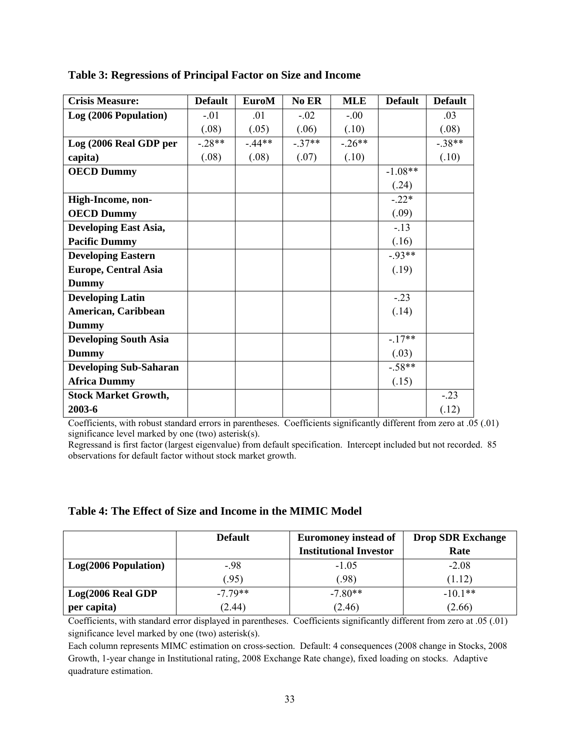**Table 3: Regressions of Principal Factor on Size and Income**

| Crisis Measure: | Default | EuroM | No ER | MLE | Default | Default |
|---|---|---|---|---|---|---|
| **Log (2006 Population)** | -.01 | .01 | -.02 | -.00 | | .03 |
| | (.08) | (.05) | (.06) | (.10) | | (.08) |
| **Log (2006 Real GDP per capita)** | -.28** | -.44** | -.37** | -.26** | | -.38** |
| | (.08) | (.08) | (.07) | (.10) | | (.10) |
| **OECD Dummy** | | | | | -1.08** | |
| | | | | | (.24) | |
| **High-Income, non-OECD Dummy** | | | | | -.22* | |
| | | | | | (.09) | |
| **Developing East Asia, Pacific Dummy** | | | | | -.13 | |
| | | | | | (.16) | |
| **Developing Eastern Europe, Central Asia Dummy** | | | | | -.93** | |
| | | | | | (.19) | |
| **Developing Latin American, Caribbean Dummy** | | | | | -.23 | |
| | | | | | (.14) | |
| **Developing South Asia Dummy** | | | | | -.17** | |
| | | | | | (.03) | |
| **Developing Sub-Saharan Africa Dummy** | | | | | -.58** | |
| | | | | | (.15) | |
| **Stock Market Growth, 2003-6** | | | | | | -.23 |
| | | | | | | (.12) |

Coefficients, with robust standard errors in parentheses. Coefficients significantly different from zero at .05 (.01) significance level marked by one (two) asterisk(s).

Regressand is first factor (largest eigenvalue) from default specification. Intercept included but not recorded. 85 observations for default factor without stock market growth.

**Table 4: The Effect of Size and Income in the MIMIC Model**

| | Default | Euromoney instead of Institutional Investor | Drop SDR Exchange Rate |
|---|---|---|---|
| **Log(2006 Population)** | -.98 | -1.05 | -2.08 |
| | (.95) | (.98) | (1.12) |
| **Log(2006 Real GDP per capita)** | -7.79** | -7.80** | -10.1** |
| | (2.44) | (2.46) | (2.66) |

Coefficients, with standard error displayed in parentheses. Coefficients significantly different from zero at .05 (.01) significance level marked by one (two) asterisk(s).

Each column represents MIMC estimation on cross-section. Default: 4 consequences (2008 change in Stocks, 2008 Growth, 1-year change in Institutional rating, 2008 Exchange Rate change), fixed loading on stocks. Adaptive quadrature estimation.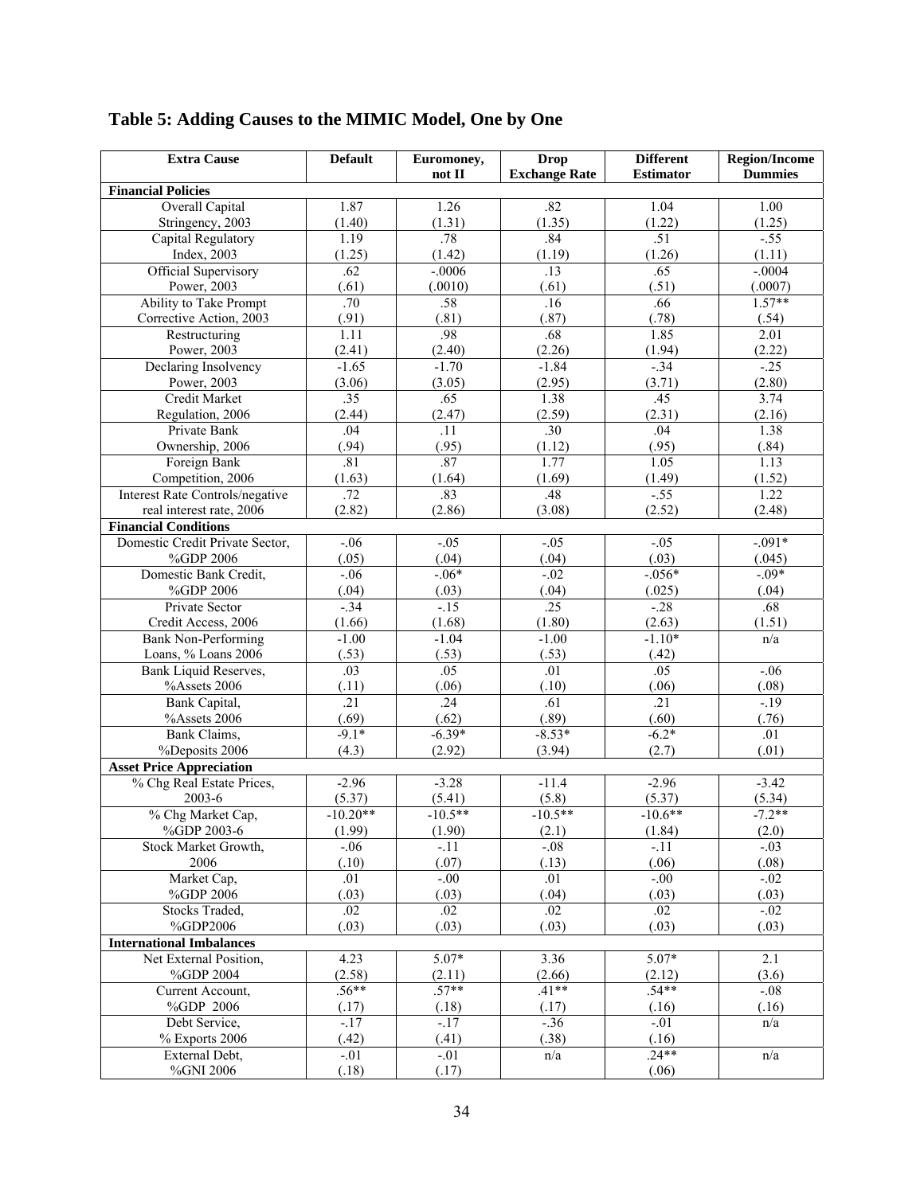## Table 5: Adding Causes to the MIMIC Model, One by One

| Extra Cause | Default | Euromoney, not II | Drop Exchange Rate | Different Estimator | Region/Income Dummies |
|---|---|---|---|---|---|
| **Financial Policies** | | | | | |
| Overall Capital Stringency, 2003 | 1.87 (1.40) | 1.26 (1.31) | .82 (1.35) | 1.04 (1.22) | 1.00 (1.25) |
| Capital Regulatory Index, 2003 | 1.19 (1.25) | .78 (1.42) | .84 (1.19) | .51 (1.26) | -.55 (1.11) |
| Official Supervisory Power, 2003 | .62 (.61) | -.0006 (.0010) | .13 (.61) | .65 (.51) | -.0004 (.0007) |
| Ability to Take Prompt Corrective Action, 2003 | .70 (.91) | .58 (.81) | .16 (.87) | .66 (.78) | 1.57** (.54) |
| Restructuring Power, 2003 | 1.11 (2.41) | .98 (2.40) | .68 (2.26) | 1.85 (1.94) | 2.01 (2.22) |
| Declaring Insolvency Power, 2003 | -1.65 (3.06) | -1.70 (3.05) | -1.84 (2.95) | -.34 (3.71) | -.25 (2.80) |
| Credit Market Regulation, 2006 | .35 (2.44) | .65 (2.47) | 1.38 (2.59) | .45 (2.31) | 3.74 (2.16) |
| Private Bank Ownership, 2006 | .04 (.94) | .11 (.95) | .30 (1.12) | .04 (.95) | 1.38 (.84) |
| Foreign Bank Competition, 2006 | .81 (1.63) | .87 (1.64) | 1.77 (1.69) | 1.05 (1.49) | 1.13 (1.52) |
| Interest Rate Controls/negative real interest rate, 2006 | .72 (2.82) | .83 (2.86) | .48 (3.08) | -.55 (2.52) | 1.22 (2.48) |
| **Financial Conditions** | | | | | |
| Domestic Credit Private Sector, %GDP 2006 | -.06 (.05) | -.05 (.04) | -.05 (.04) | -.05 (.03) | -.091* (.045) |
| Domestic Bank Credit, %GDP 2006 | -.06 (.04) | -.06* (.03) | -.02 (.04) | -.056* (.025) | -.09* (.04) |
| Private Sector Credit Access, 2006 | -.34 (1.66) | -.15 (1.68) | .25 (1.80) | -.28 (2.63) | .68 (1.51) |
| Bank Non-Performing Loans, % Loans 2006 | -1.00 (.53) | -1.04 (.53) | -1.00 (.53) | -1.10* (.42) | n/a |
| Bank Liquid Reserves, %Assets 2006 | .03 (.11) | .05 (.06) | .01 (.10) | .05 (.06) | -.06 (.08) |
| Bank Capital, %Assets 2006 | .21 (.69) | .24 (.62) | .61 (.89) | .21 (.60) | -.19 (.76) |
| Bank Claims, %Deposits 2006 | -9.1* (4.3) | -6.39* (2.92) | -8.53* (3.94) | -6.2* (2.7) | .01 (.01) |
| **Asset Price Appreciation** | | | | | |
| % Chg Real Estate Prices, 2003-6 | -2.96 (5.37) | -3.28 (5.41) | -11.4 (5.8) | -2.96 (5.37) | -3.42 (5.34) |
| % Chg Market Cap, %GDP 2003-6 | -10.20** (1.99) | -10.5** (1.90) | -10.5** (2.1) | -10.6** (1.84) | -7.2** (2.0) |
| Stock Market Growth, 2006 | -.06 (.10) | -.11 (.07) | -.08 (.13) | -.11 (.06) | -.03 (.08) |
| Market Cap, %GDP 2006 | .01 (.03) | -.00 (.03) | .01 (.04) | -.00 (.03) | -.02 (.03) |
| Stocks Traded, %GDP2006 | .02 (.03) | .02 (.03) | .02 (.03) | .02 (.03) | -.02 (.03) |
| **International Imbalances** | | | | | |
| Net External Position, %GDP 2004 | 4.23 (2.58) | 5.07* (2.11) | 3.36 (2.66) | 5.07* (2.12) | 2.1 (3.6) |
| Current Account, %GDP 2006 | .56** (.17) | .57** (.18) | .41** (.17) | .54** (.16) | -.08 (.16) |
| Debt Service, % Exports 2006 | -.17 (.42) | -.17 (.41) | -.36 (.38) | -.01 (.16) | n/a |
| External Debt, %GNI 2006 | -.01 (.18) | -.01 (.17) | n/a | .24** (.06) | n/a |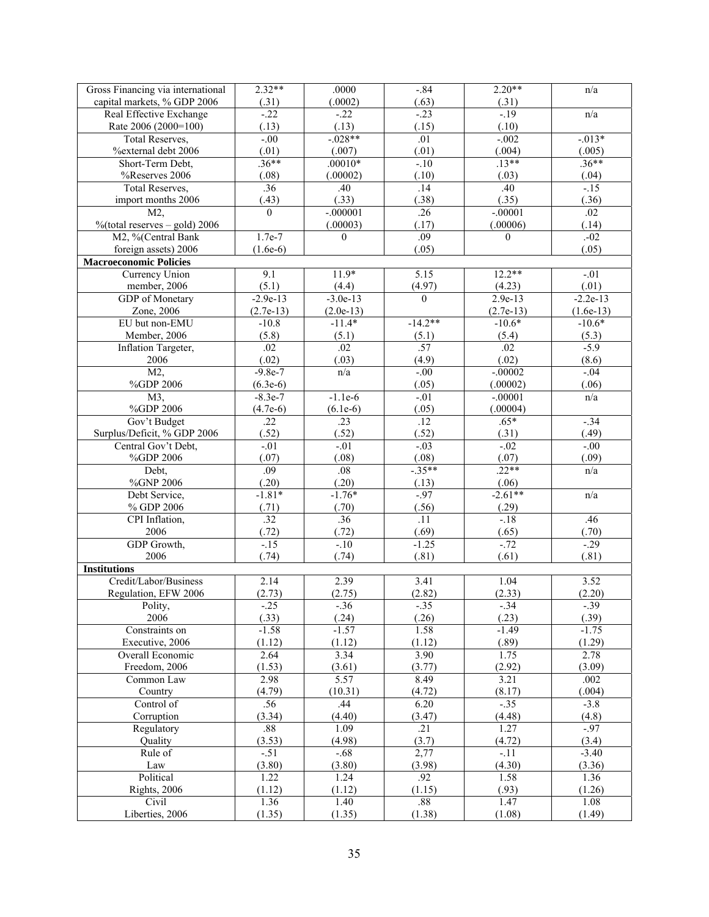| | | | | | |
|---|---|---|---|---|---|
| Gross Financing via international capital markets, % GDP 2006 | 2.32** (.31) | .0000 (.0002) | -.84 (.63) | 2.20** (.31) | n/a |
| Real Effective Exchange Rate 2006 (2000=100) | -.22 (.13) | -.22 (.13) | -.23 (.15) | -.19 (.10) | n/a |
| Total Reserves, %external debt 2006 | -.00 (.01) | -.028** (.007) | .01 (.01) | -.002 (.004) | -.013* (.005) |
| Short-Term Debt, %Reserves 2006 | .36** (.08) | .00010* (.00002) | -.10 (.10) | .13** (.03) | .36** (.04) |
| Total Reserves, import months 2006 | .36 (.43) | .40 (.33) | .14 (.38) | .40 (.35) | -.15 (.36) |
| M2, %(total reserves – gold) 2006 | 0 | -.000001 (.00003) | .26 (.17) | -.00001 (.00006) | .02 (.14) |
| M2, %(Central Bank foreign assets) 2006 | 1.7e-7 (1.6e-6) | 0 | .09 (.05) | 0 | .-02 (.05) |
| **Macroeconomic Policies** | | | | | |
| Currency Union member, 2006 | 9.1 (5.1) | 11.9* (4.4) | 5.15 (4.97) | 12.2** (4.23) | -.01 (.01) |
| GDP of Monetary Zone, 2006 | -2.9e-13 (2.7e-13) | -3.0e-13 (2.0e-13) | 0 | 2.9e-13 (2.7e-13) | -2.2e-13 (1.6e-13) |
| EU but non-EMU Member, 2006 | -10.8 (5.8) | -11.4* (5.1) | -14.2** (5.1) | -10.6* (5.4) | -10.6* (5.3) |
| Inflation Targeter, 2006 | .02 (.02) | .02 (.03) | .57 (4.9) | .02 (.02) | -5.9 (8.6) |
| M2, %GDP 2006 | -9.8e-7 (6.3e-6) | n/a | -.00 (.05) | -.00002 (.00002) | -.04 (.06) |
| M3, %GDP 2006 | -8.3e-7 (4.7e-6) | -1.1e-6 (6.1e-6) | -.01 (.05) | -.00001 (.00004) | n/a |
| Gov't Budget Surplus/Deficit, % GDP 2006 | .22 (.52) | .23 (.52) | .12 (.52) | .65* (.31) | -.34 (.49) |
| Central Gov't Debt, %GDP 2006 | -.01 (.07) | -.01 (.08) | -.03 (.08) | -.02 (.07) | -.00 (.09) |
| Debt, %GNP 2006 | .09 (.20) | .08 (.20) | -.35** (.13) | .22** (.06) | n/a |
| Debt Service, % GDP 2006 | -1.81* (.71) | -1.76* (.70) | -.97 (.56) | -2.61** (.29) | n/a |
| CPI Inflation, 2006 | .32 (.72) | .36 (.72) | .11 (.69) | -.18 (.65) | .46 (.70) |
| GDP Growth, 2006 | -.15 (.74) | -.10 (.74) | -1.25 (.81) | -.72 (.61) | -.29 (.81) |
| **Institutions** | | | | | |
| Credit/Labor/Business Regulation, EFW 2006 | 2.14 (2.73) | 2.39 (2.75) | 3.41 (2.82) | 1.04 (2.33) | 3.52 (2.20) |
| Polity, 2006 | -.25 (.33) | -.36 (.24) | -.35 (.26) | -.34 (.23) | -.39 (.39) |
| Constraints on Executive, 2006 | -1.58 (1.12) | -1.57 (1.12) | 1.58 (1.12) | -1.49 (.89) | -1.75 (1.29) |
| Overall Economic Freedom, 2006 | 2.64 (1.53) | 3.34 (3.61) | 3.90 (3.77) | 1.75 (2.92) | 2.78 (3.09) |
| Common Law Country | 2.98 (4.79) | 5.57 (10.31) | 8.49 (4.72) | 3.21 (8.17) | .002 (.004) |
| Control of Corruption | .56 (3.34) | .44 (4.40) | 6.20 (3.47) | -.35 (4.48) | -3.8 (4.8) |
| Regulatory Quality | .88 (3.53) | 1.09 (4.98) | .21 (3.7) | 1.27 (4.72) | -.97 (3.4) |
| Rule of Law | -.51 (3.80) | -.68 (3.80) | 2,77 (3.98) | -.11 (4.30) | -3.40 (3.36) |
| Political Rights, 2006 | 1.22 (1.12) | 1.24 (1.12) | .92 (1.15) | 1.58 (.93) | 1.36 (1.26) |
| Civil Liberties, 2006 | 1.36 (1.35) | 1.40 (1.35) | .88 (1.38) | 1.47 (1.08) | 1.08 (1.49) |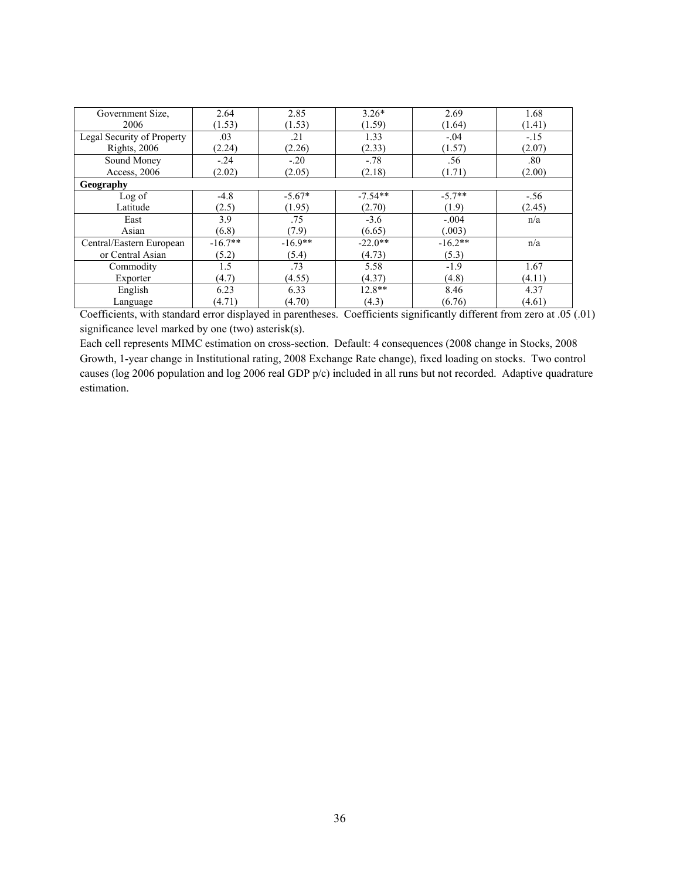| | | | | | |
|---|---|---|---|---|---|
| Government Size, 2006 | 2.64 (1.53) | 2.85 (1.53) | 3.26* (1.59) | 2.69 (1.64) | 1.68 (1.41) |
| Legal Security of Property Rights, 2006 | .03 (2.24) | .21 (2.26) | 1.33 (2.33) | -.04 (1.57) | -.15 (2.07) |
| Sound Money Access, 2006 | -.24 (2.02) | -.20 (2.05) | -.78 (2.18) | .56 (1.71) | .80 (2.00) |
| **Geography** | | | | | |
| Log of Latitude | -4.8 (2.5) | -5.67* (1.95) | -7.54** (2.70) | -5.7** (1.9) | -.56 (2.45) |
| East Asian | 3.9 (6.8) | .75 (7.9) | -3.6 (6.65) | -.004 (.003) | n/a |
| Central/Eastern European or Central Asian | -16.7** (5.2) | -16.9** (5.4) | -22.0** (4.73) | -16.2** (5.3) | n/a |
| Commodity Exporter | 1.5 (4.7) | .73 (4.55) | 5.58 (4.37) | -1.9 (4.8) | 1.67 (4.11) |
| English Language | 6.23 (4.71) | 6.33 (4.70) | 12.8** (4.3) | 8.46 (6.76) | 4.37 (4.61) |

Coefficients, with standard error displayed in parentheses. Coefficients significantly different from zero at .05 (.01) significance level marked by one (two) asterisk(s).

Each cell represents MIMC estimation on cross-section. Default: 4 consequences (2008 change in Stocks, 2008 Growth, 1-year change in Institutional rating, 2008 Exchange Rate change), fixed loading on stocks. Two control causes (log 2006 population and log 2006 real GDP p/c) included in all runs but not recorded. Adaptive quadrature estimation.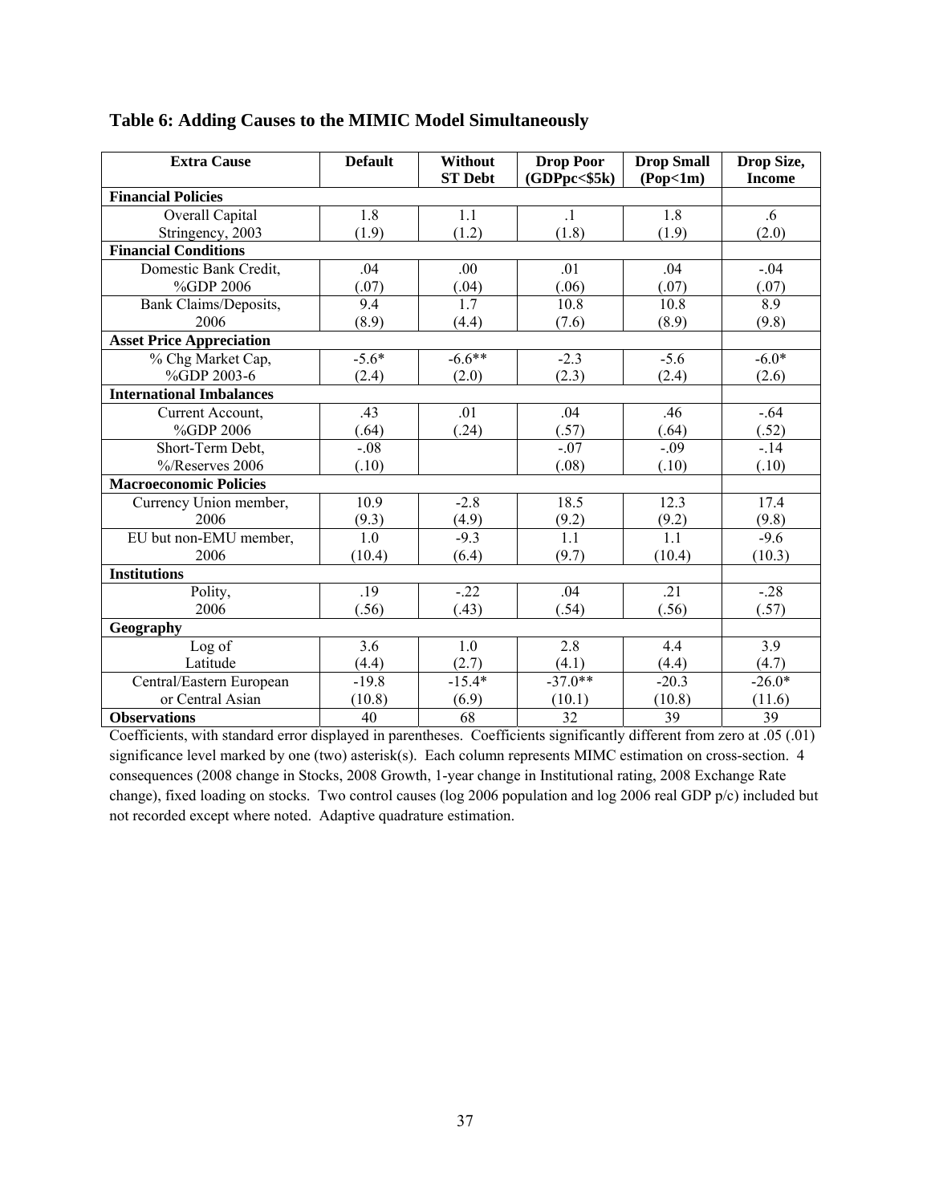**Table 6: Adding Causes to the MIMIC Model Simultaneously**

| Extra Cause | Default | Without ST Debt | Drop Poor (GDPpc<$5k) | Drop Small (Pop<1m) | Drop Size, Income |
|---|---|---|---|---|---|
| **Financial Policies** | | | | | |
| Overall Capital Stringency, 2003 | 1.8 (1.9) | 1.1 (1.2) | .1 (1.8) | 1.8 (1.9) | .6 (2.0) |
| **Financial Conditions** | | | | | |
| Domestic Bank Credit, %GDP 2006 | .04 (.07) | .00 (.04) | .01 (.06) | .04 (.07) | -.04 (.07) |
| Bank Claims/Deposits, 2006 | 9.4 (8.9) | 1.7 (4.4) | 10.8 (7.6) | 10.8 (8.9) | 8.9 (9.8) |
| **Asset Price Appreciation** | | | | | |
| % Chg Market Cap, %GDP 2003-6 | -5.6* (2.4) | -6.6** (2.0) | -2.3 (2.3) | -5.6 (2.4) | -6.0* (2.6) |
| **International Imbalances** | | | | | |
| Current Account, %GDP 2006 | .43 (.64) | .01 (.24) | .04 (.57) | .46 (.64) | -.64 (.52) |
| Short-Term Debt, %/Reserves 2006 | -.08 (.10) | | -.07 (.08) | -.09 (.10) | -.14 (.10) |
| **Macroeconomic Policies** | | | | | |
| Currency Union member, 2006 | 10.9 (9.3) | -2.8 (4.9) | 18.5 (9.2) | 12.3 (9.2) | 17.4 (9.8) |
| EU but non-EMU member, 2006 | 1.0 (10.4) | -9.3 (6.4) | 1.1 (9.7) | 1.1 (10.4) | -9.6 (10.3) |
| **Institutions** | | | | | |
| Polity, 2006 | .19 (.56) | -.22 (.43) | .04 (.54) | .21 (.56) | -.28 (.57) |
| **Geography** | | | | | |
| Log of Latitude | 3.6 (4.4) | 1.0 (2.7) | 2.8 (4.1) | 4.4 (4.4) | 3.9 (4.7) |
| Central/Eastern European or Central Asian | -19.8 (10.8) | -15.4* (6.9) | -37.0** (10.1) | -20.3 (10.8) | -26.0* (11.6) |
| **Observations** | 40 | 68 | 32 | 39 | 39 |

Coefficients, with standard error displayed in parentheses. Coefficients significantly different from zero at .05 (.01) significance level marked by one (two) asterisk(s). Each column represents MIMC estimation on cross-section. 4 consequences (2008 change in Stocks, 2008 Growth, 1-year change in Institutional rating, 2008 Exchange Rate change), fixed loading on stocks. Two control causes (log 2006 population and log 2006 real GDP p/c) included but not recorded except where noted. Adaptive quadrature estimation.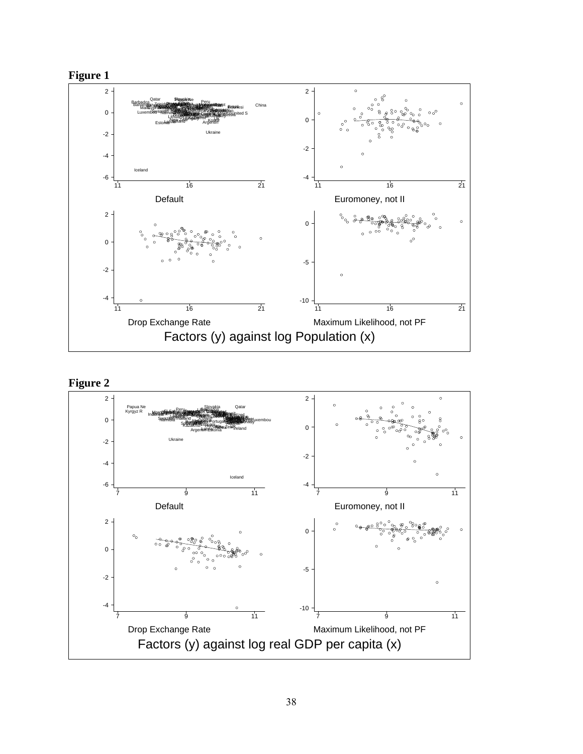**Figure 1**

Factors (y) against log Population (x)

Default | Euromoney, not II | Drop Exchange Rate | Maximum Likelihood, not PF

**Figure 2**

Factors (y) against log real GDP per capita (x)

Default | Euromoney, not II | Drop Exchange Rate | Maximum Likelihood, not PF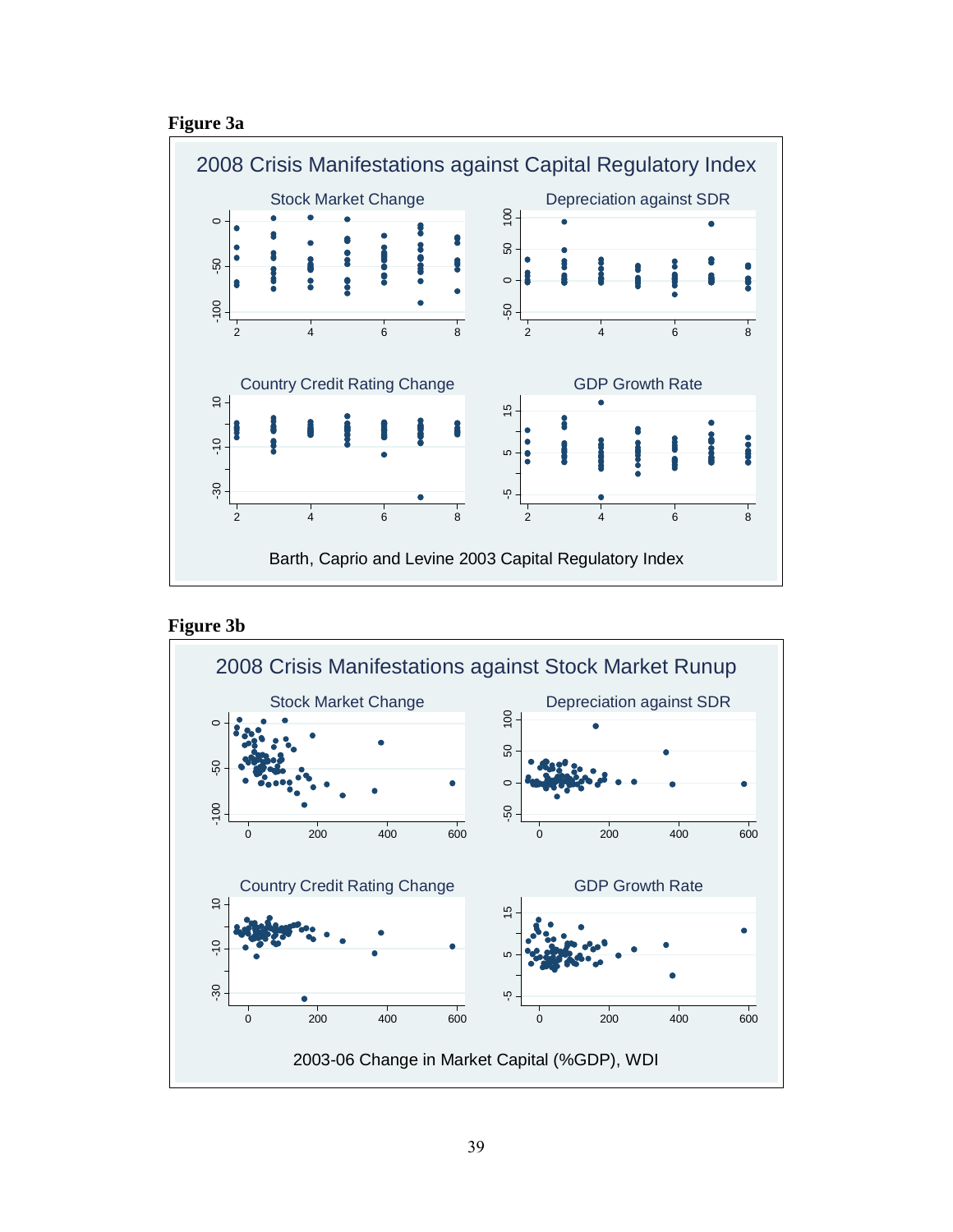**Figure 3a**

2008 Crisis Manifestations against Capital Regulatory Index

Stock Market Change

Depreciation against SDR

Country Credit Rating Change

GDP Growth Rate

Barth, Caprio and Levine 2003 Capital Regulatory Index

**Figure 3b**

2008 Crisis Manifestations against Stock Market Runup

Stock Market Change

Depreciation against SDR

Country Credit Rating Change

GDP Growth Rate

2003-06 Change in Market Capital (%GDP), WDI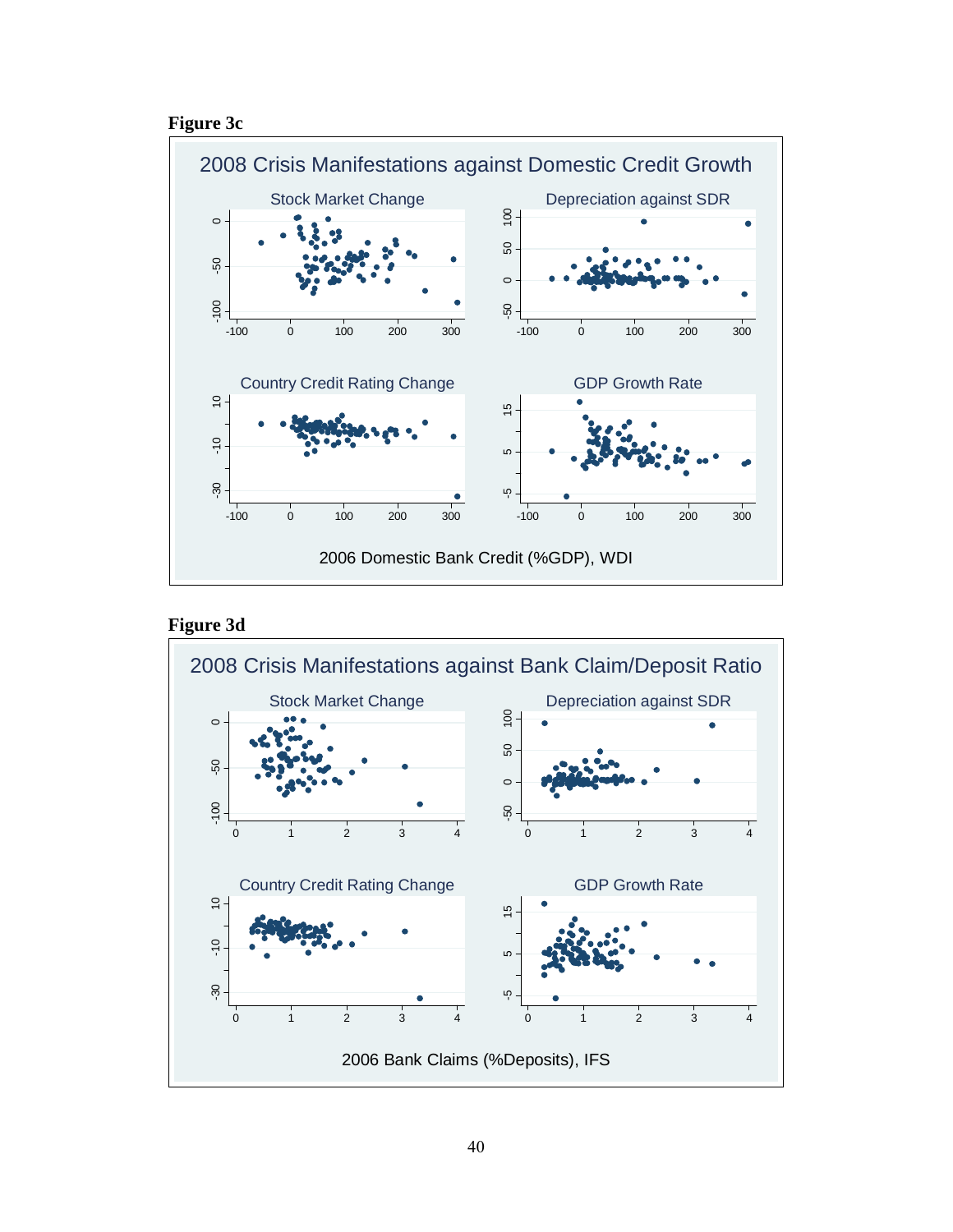**Figure 3c**

2008 Crisis Manifestations against Domestic Credit Growth

Stock Market Change | Depreciation against SDR | Country Credit Rating Change | GDP Growth Rate

2006 Domestic Bank Credit (%GDP), WDI

**Figure 3d**

2008 Crisis Manifestations against Bank Claim/Deposit Ratio

Stock Market Change | Depreciation against SDR | Country Credit Rating Change | GDP Growth Rate

2006 Bank Claims (%Deposits), IFS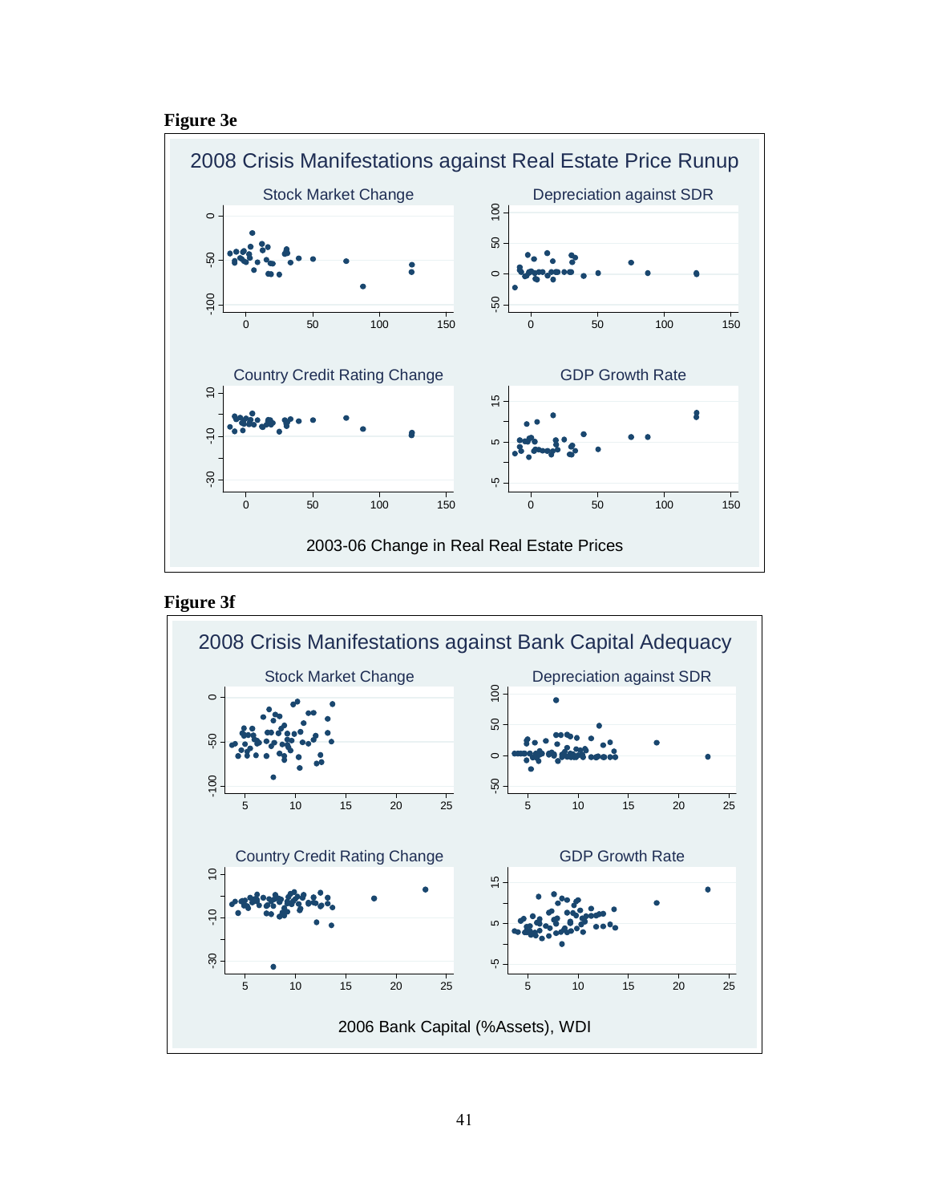**Figure 3e**

**Figure 3f**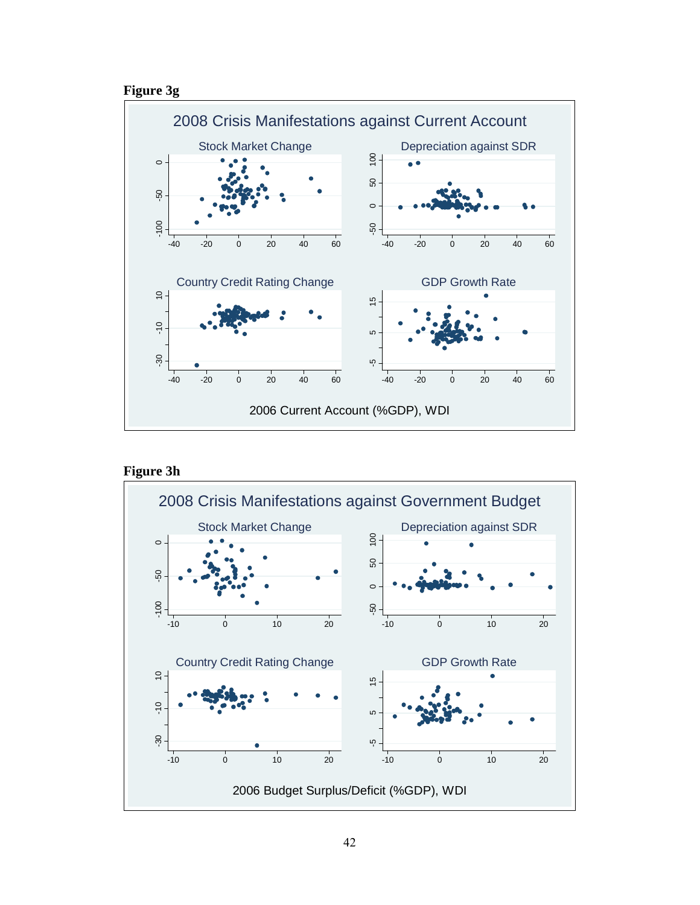**Figure 3g**

2008 Crisis Manifestations against Current Account

Stock Market Change | Depreciation against SDR | Country Credit Rating Change | GDP Growth Rate

2006 Current Account (%GDP), WDI

**Figure 3h**

2008 Crisis Manifestations against Government Budget

Stock Market Change | Depreciation against SDR | Country Credit Rating Change | GDP Growth Rate

2006 Budget Surplus/Deficit (%GDP), WDI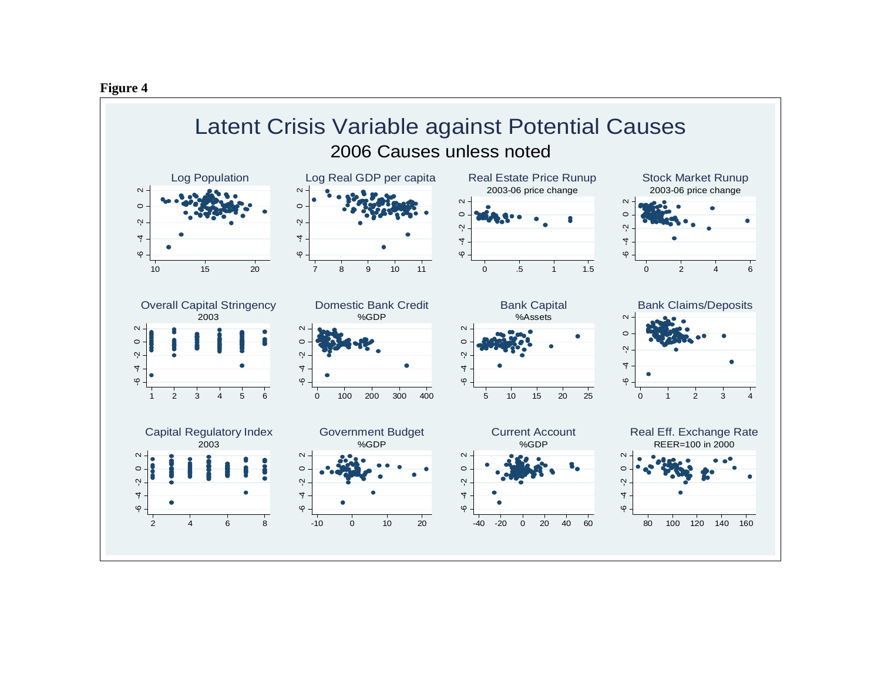**Figure 4**

Latent Crisis Variable against Potential Causes

2006 Causes unless noted

Log Population

Log Real GDP per capita

Real Estate Price Runup
2003-06 price change

Stock Market Runup
2003-06 price change

Overall Capital Stringency
2003

Domestic Bank Credit
%GDP

Bank Capital
%Assets

Bank Claims/Deposits

Capital Regulatory Index
2003

Government Budget
%GDP

Current Account
%GDP

Real Eff. Exchange Rate
REER=100 in 2000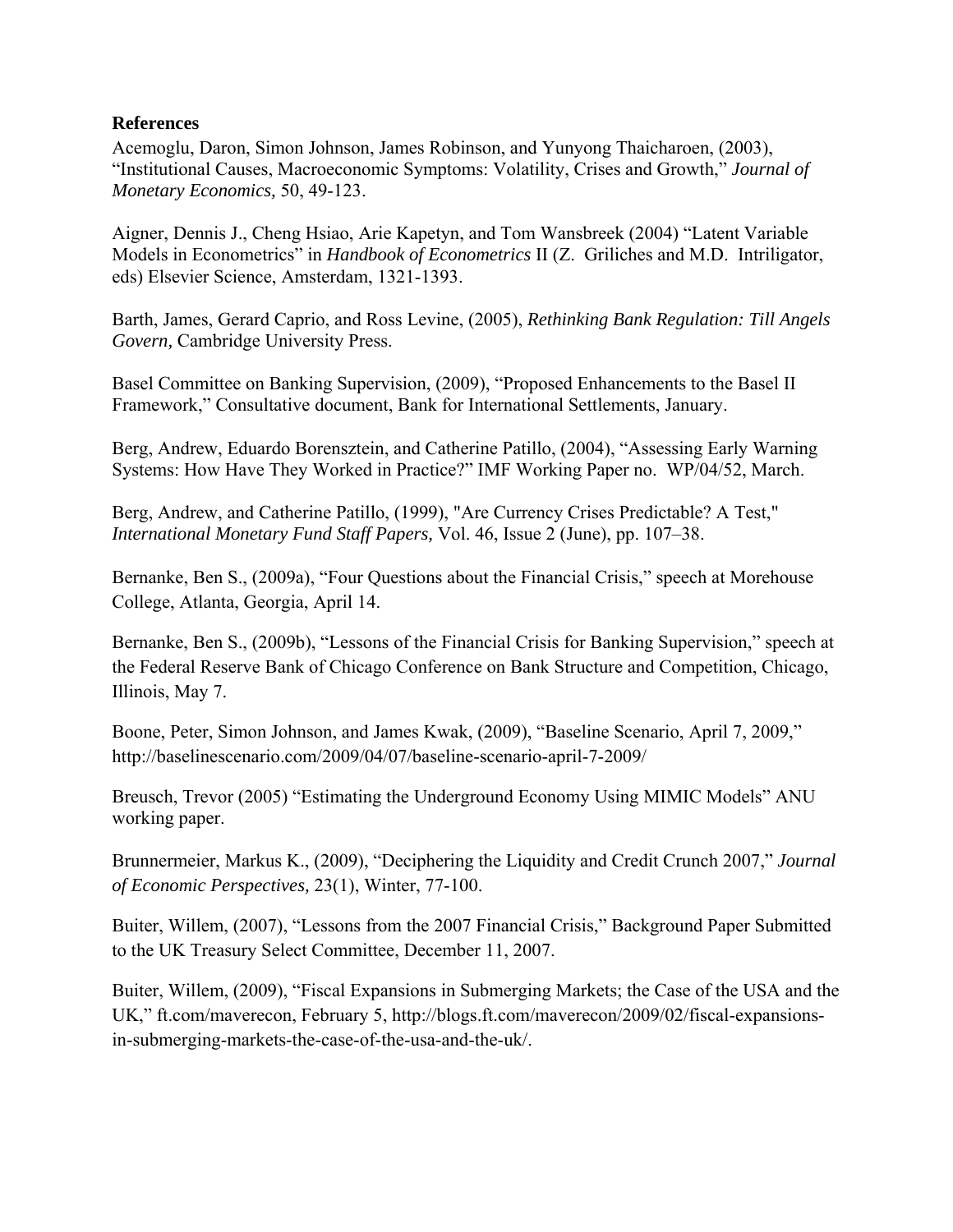**References**

Acemoglu, Daron, Simon Johnson, James Robinson, and Yunyong Thaicharoen, (2003), "Institutional Causes, Macroeconomic Symptoms: Volatility, Crises and Growth," *Journal of Monetary Economics,* 50, 49-123.

Aigner, Dennis J., Cheng Hsiao, Arie Kapetyn, and Tom Wansbreek (2004) "Latent Variable Models in Econometrics" in *Handbook of Econometrics* II (Z. Griliches and M.D. Intriligator, eds) Elsevier Science, Amsterdam, 1321-1393.

Barth, James, Gerard Caprio, and Ross Levine, (2005), *Rethinking Bank Regulation: Till Angels Govern,* Cambridge University Press.

Basel Committee on Banking Supervision, (2009), "Proposed Enhancements to the Basel II Framework," Consultative document, Bank for International Settlements, January.

Berg, Andrew, Eduardo Borensztein, and Catherine Patillo, (2004), "Assessing Early Warning Systems: How Have They Worked in Practice?" IMF Working Paper no. WP/04/52, March.

Berg, Andrew, and Catherine Patillo, (1999), "Are Currency Crises Predictable? A Test," *International Monetary Fund Staff Papers,* Vol. 46, Issue 2 (June), pp. 107–38.

Bernanke, Ben S., (2009a), "Four Questions about the Financial Crisis," speech at Morehouse College, Atlanta, Georgia, April 14.

Bernanke, Ben S., (2009b), "Lessons of the Financial Crisis for Banking Supervision," speech at the Federal Reserve Bank of Chicago Conference on Bank Structure and Competition, Chicago, Illinois, May 7.

Boone, Peter, Simon Johnson, and James Kwak, (2009), "Baseline Scenario, April 7, 2009," http://baselinescenario.com/2009/04/07/baseline-scenario-april-7-2009/

Breusch, Trevor (2005) "Estimating the Underground Economy Using MIMIC Models" ANU working paper.

Brunnermeier, Markus K., (2009), "Deciphering the Liquidity and Credit Crunch 2007," *Journal of Economic Perspectives,* 23(1), Winter, 77-100.

Buiter, Willem, (2007), "Lessons from the 2007 Financial Crisis," Background Paper Submitted to the UK Treasury Select Committee, December 11, 2007.

Buiter, Willem, (2009), "Fiscal Expansions in Submerging Markets; the Case of the USA and the UK," ft.com/maverecon, February 5, http://blogs.ft.com/maverecon/2009/02/fiscal-expansions-in-submerging-markets-the-case-of-the-usa-and-the-uk/.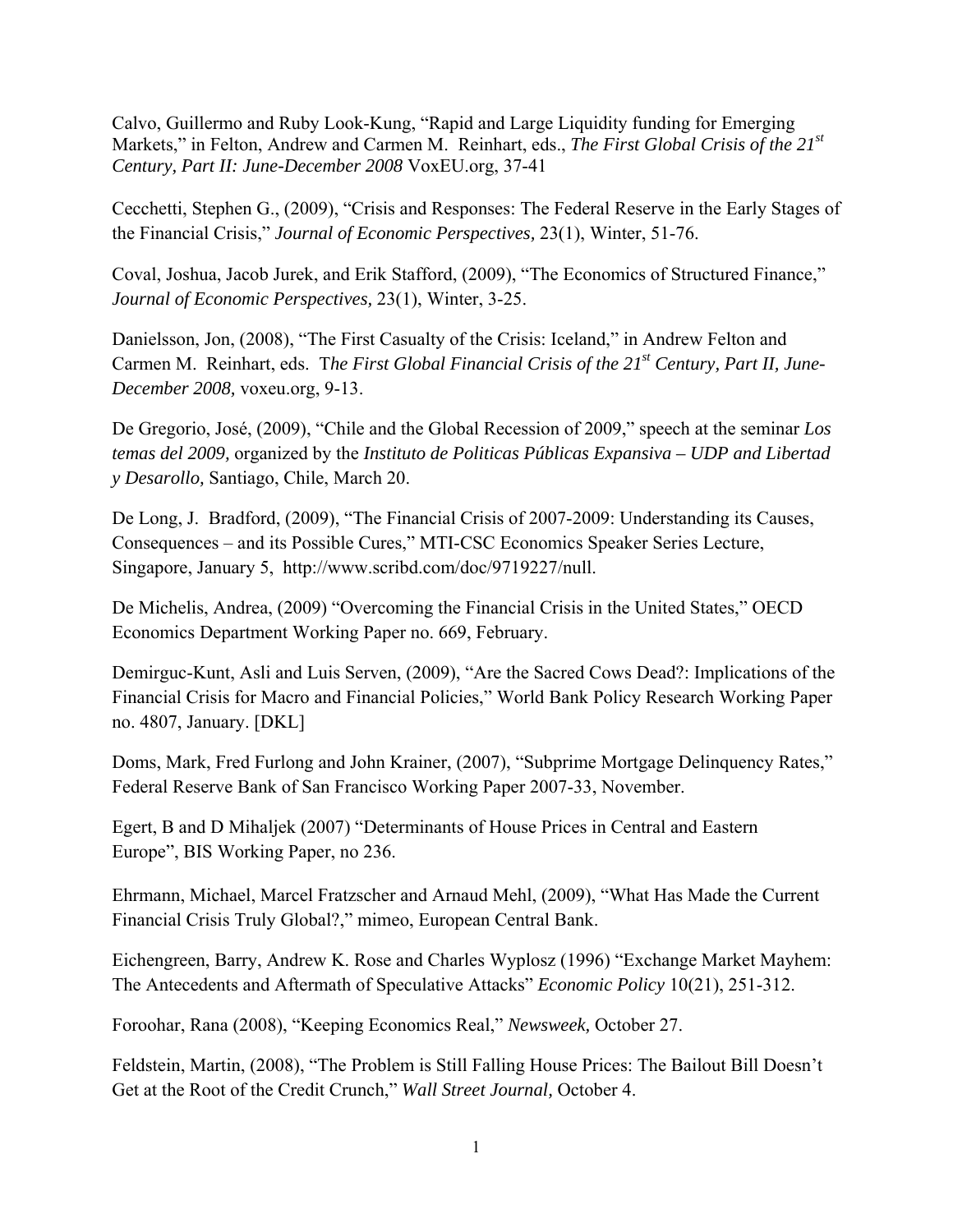Calvo, Guillermo and Ruby Look-Kung, "Rapid and Large Liquidity funding for Emerging Markets," in Felton, Andrew and Carmen M. Reinhart, eds., *The First Global Crisis of the 21st Century, Part II: June-December 2008* VoxEU.org, 37-41

Cecchetti, Stephen G., (2009), "Crisis and Responses: The Federal Reserve in the Early Stages of the Financial Crisis," *Journal of Economic Perspectives,* 23(1), Winter, 51-76.

Coval, Joshua, Jacob Jurek, and Erik Stafford, (2009), "The Economics of Structured Finance," *Journal of Economic Perspectives,* 23(1), Winter, 3-25.

Danielsson, Jon, (2008), "The First Casualty of the Crisis: Iceland," in Andrew Felton and Carmen M. Reinhart, eds. T*he First Global Financial Crisis of the 21st Century, Part II, June-December 2008,* voxeu.org, 9-13.

De Gregorio, José, (2009), "Chile and the Global Recession of 2009," speech at the seminar *Los temas del 2009,* organized by the *Instituto de Politicas Públicas Expansiva – UDP and Libertad y Desarollo,* Santiago, Chile, March 20.

De Long, J. Bradford, (2009), "The Financial Crisis of 2007-2009: Understanding its Causes, Consequences – and its Possible Cures," MTI-CSC Economics Speaker Series Lecture, Singapore, January 5, http://www.scribd.com/doc/9719227/null.

De Michelis, Andrea, (2009) "Overcoming the Financial Crisis in the United States," OECD Economics Department Working Paper no. 669, February.

Demirguc-Kunt, Asli and Luis Serven, (2009), "Are the Sacred Cows Dead?: Implications of the Financial Crisis for Macro and Financial Policies," World Bank Policy Research Working Paper no. 4807, January. [DKL]

Doms, Mark, Fred Furlong and John Krainer, (2007), "Subprime Mortgage Delinquency Rates," Federal Reserve Bank of San Francisco Working Paper 2007-33, November.

Egert, B and D Mihaljek (2007) "Determinants of House Prices in Central and Eastern Europe", BIS Working Paper, no 236.

Ehrmann, Michael, Marcel Fratzscher and Arnaud Mehl, (2009), "What Has Made the Current Financial Crisis Truly Global?," mimeo, European Central Bank.

Eichengreen, Barry, Andrew K. Rose and Charles Wyplosz (1996) "Exchange Market Mayhem: The Antecedents and Aftermath of Speculative Attacks" *Economic Policy* 10(21), 251-312.

Foroohar, Rana (2008), "Keeping Economics Real," *Newsweek,* October 27.

Feldstein, Martin, (2008), "The Problem is Still Falling House Prices: The Bailout Bill Doesn't Get at the Root of the Credit Crunch," *Wall Street Journal,* October 4.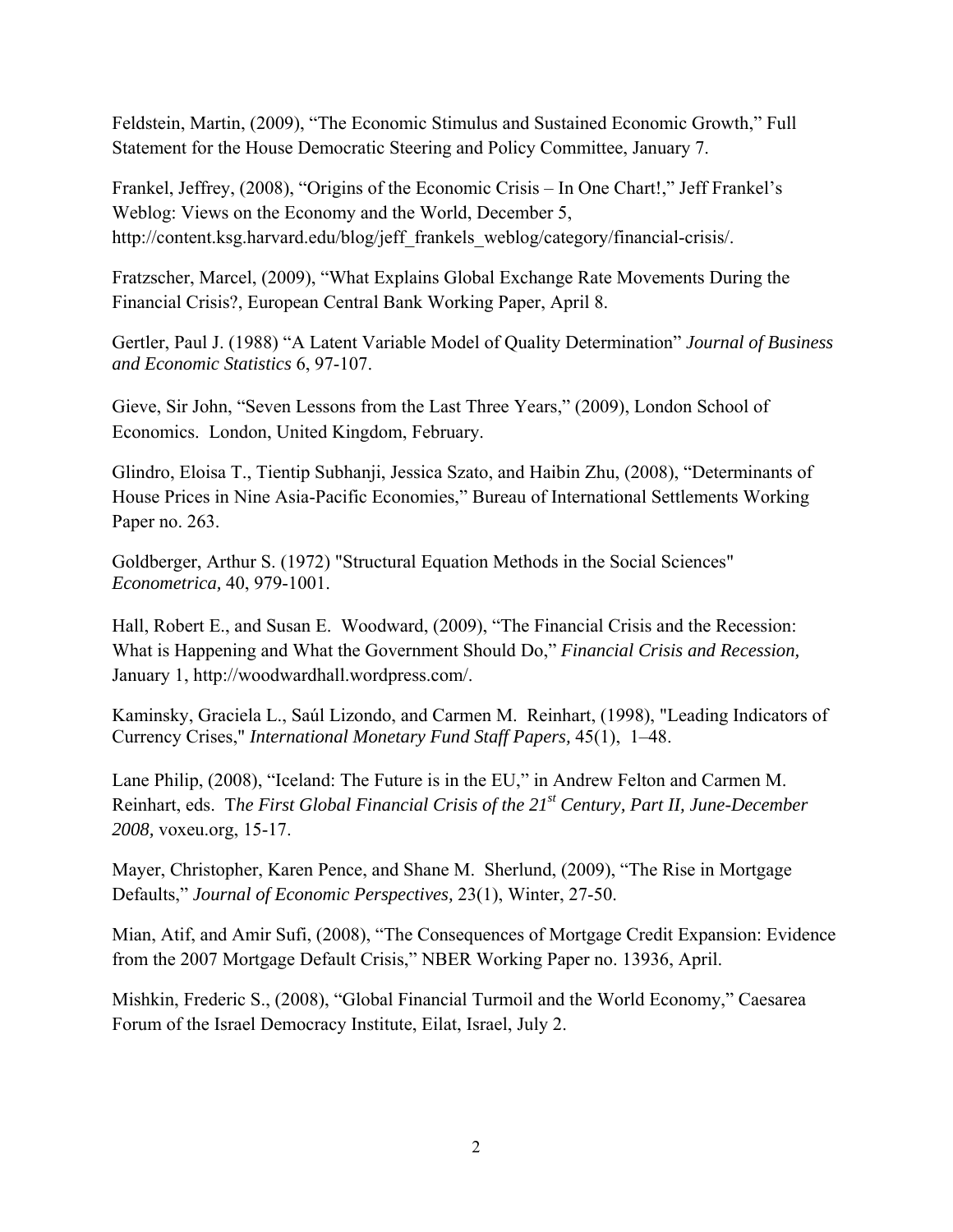Feldstein, Martin, (2009), "The Economic Stimulus and Sustained Economic Growth," Full Statement for the House Democratic Steering and Policy Committee, January 7.

Frankel, Jeffrey, (2008), "Origins of the Economic Crisis – In One Chart!," Jeff Frankel's Weblog: Views on the Economy and the World, December 5, http://content.ksg.harvard.edu/blog/jeff_frankels_weblog/category/financial-crisis/.

Fratzscher, Marcel, (2009), "What Explains Global Exchange Rate Movements During the Financial Crisis?, European Central Bank Working Paper, April 8.

Gertler, Paul J. (1988) "A Latent Variable Model of Quality Determination" *Journal of Business and Economic Statistics* 6, 97-107.

Gieve, Sir John, "Seven Lessons from the Last Three Years," (2009), London School of Economics. London, United Kingdom, February.

Glindro, Eloisa T., Tientip Subhanji, Jessica Szato, and Haibin Zhu, (2008), "Determinants of House Prices in Nine Asia-Pacific Economies," Bureau of International Settlements Working Paper no. 263.

Goldberger, Arthur S. (1972) "Structural Equation Methods in the Social Sciences" *Econometrica,* 40, 979-1001.

Hall, Robert E., and Susan E. Woodward, (2009), "The Financial Crisis and the Recession: What is Happening and What the Government Should Do," *Financial Crisis and Recession,* January 1, http://woodwardhall.wordpress.com/.

Kaminsky, Graciela L., Saúl Lizondo, and Carmen M. Reinhart, (1998), "Leading Indicators of Currency Crises," *International Monetary Fund Staff Papers,* 45(1), 1–48.

Lane Philip, (2008), "Iceland: The Future is in the EU," in Andrew Felton and Carmen M. Reinhart, eds. *The First Global Financial Crisis of the 21st Century, Part II, June-December 2008,* voxeu.org, 15-17.

Mayer, Christopher, Karen Pence, and Shane M. Sherlund, (2009), "The Rise in Mortgage Defaults," *Journal of Economic Perspectives,* 23(1), Winter, 27-50.

Mian, Atif, and Amir Sufi, (2008), "The Consequences of Mortgage Credit Expansion: Evidence from the 2007 Mortgage Default Crisis," NBER Working Paper no. 13936, April.

Mishkin, Frederic S., (2008), "Global Financial Turmoil and the World Economy," Caesarea Forum of the Israel Democracy Institute, Eilat, Israel, July 2.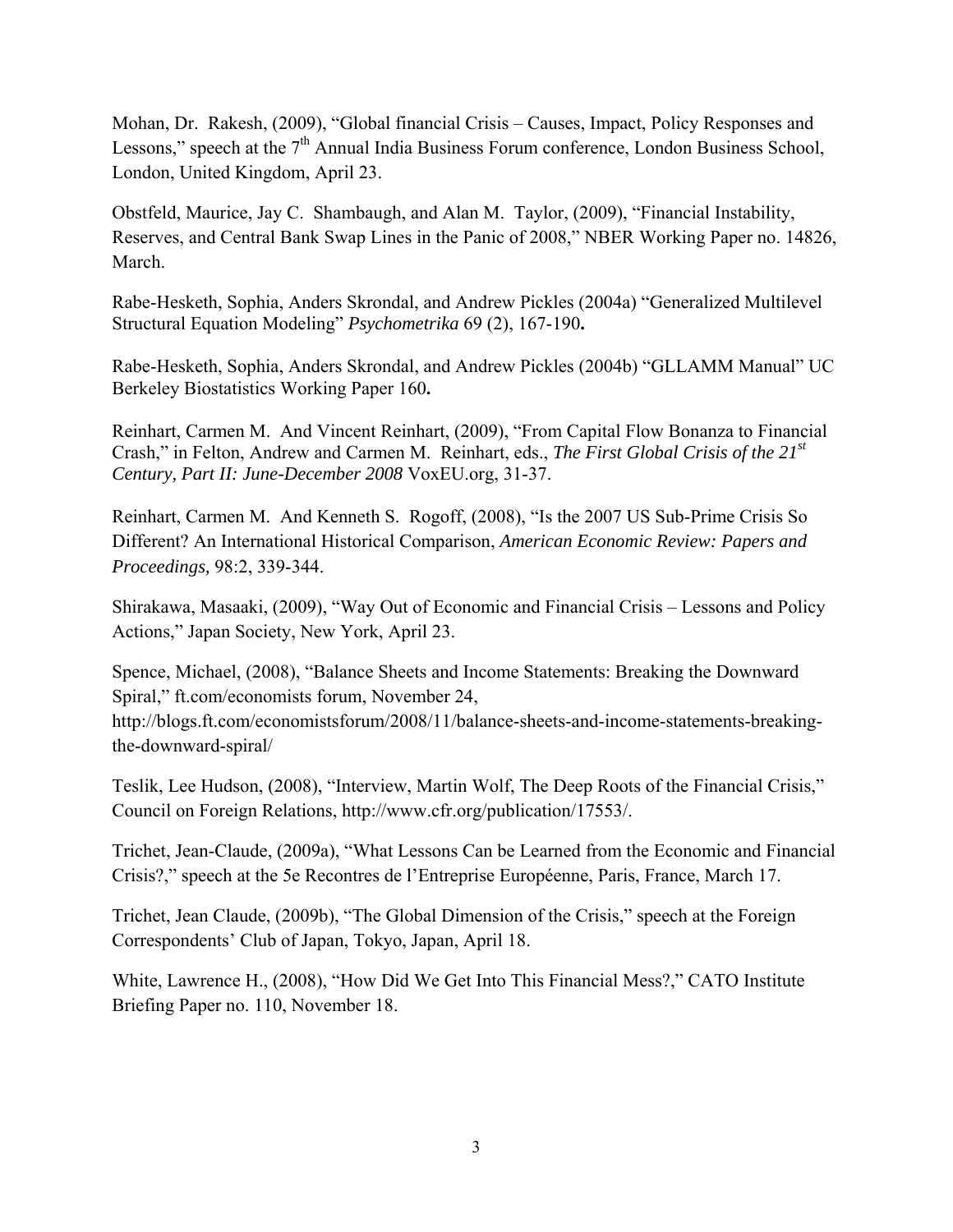Mohan, Dr. Rakesh, (2009), "Global financial Crisis – Causes, Impact, Policy Responses and Lessons," speech at the 7th Annual India Business Forum conference, London Business School, London, United Kingdom, April 23.

Obstfeld, Maurice, Jay C. Shambaugh, and Alan M. Taylor, (2009), "Financial Instability, Reserves, and Central Bank Swap Lines in the Panic of 2008," NBER Working Paper no. 14826, March.

Rabe-Hesketh, Sophia, Anders Skrondal, and Andrew Pickles (2004a) "Generalized Multilevel Structural Equation Modeling" *Psychometrika* 69 (2), 167-190**.**

Rabe-Hesketh, Sophia, Anders Skrondal, and Andrew Pickles (2004b) "GLLAMM Manual" UC Berkeley Biostatistics Working Paper 160**.**

Reinhart, Carmen M. And Vincent Reinhart, (2009), "From Capital Flow Bonanza to Financial Crash," in Felton, Andrew and Carmen M. Reinhart, eds., *The First Global Crisis of the 21st Century, Part II: June-December 2008* VoxEU.org, 31-37.

Reinhart, Carmen M. And Kenneth S. Rogoff, (2008), "Is the 2007 US Sub-Prime Crisis So Different? An International Historical Comparison, *American Economic Review: Papers and Proceedings,* 98:2, 339-344.

Shirakawa, Masaaki, (2009), "Way Out of Economic and Financial Crisis – Lessons and Policy Actions," Japan Society, New York, April 23.

Spence, Michael, (2008), "Balance Sheets and Income Statements: Breaking the Downward Spiral," ft.com/economists forum, November 24, http://blogs.ft.com/economistsforum/2008/11/balance-sheets-and-income-statements-breaking-the-downward-spiral/

Teslik, Lee Hudson, (2008), "Interview, Martin Wolf, The Deep Roots of the Financial Crisis," Council on Foreign Relations, http://www.cfr.org/publication/17553/.

Trichet, Jean-Claude, (2009a), "What Lessons Can be Learned from the Economic and Financial Crisis?," speech at the 5e Recontres de l'Entreprise Européenne, Paris, France, March 17.

Trichet, Jean Claude, (2009b), "The Global Dimension of the Crisis," speech at the Foreign Correspondents' Club of Japan, Tokyo, Japan, April 18.

White, Lawrence H., (2008), "How Did We Get Into This Financial Mess?," CATO Institute Briefing Paper no. 110, November 18.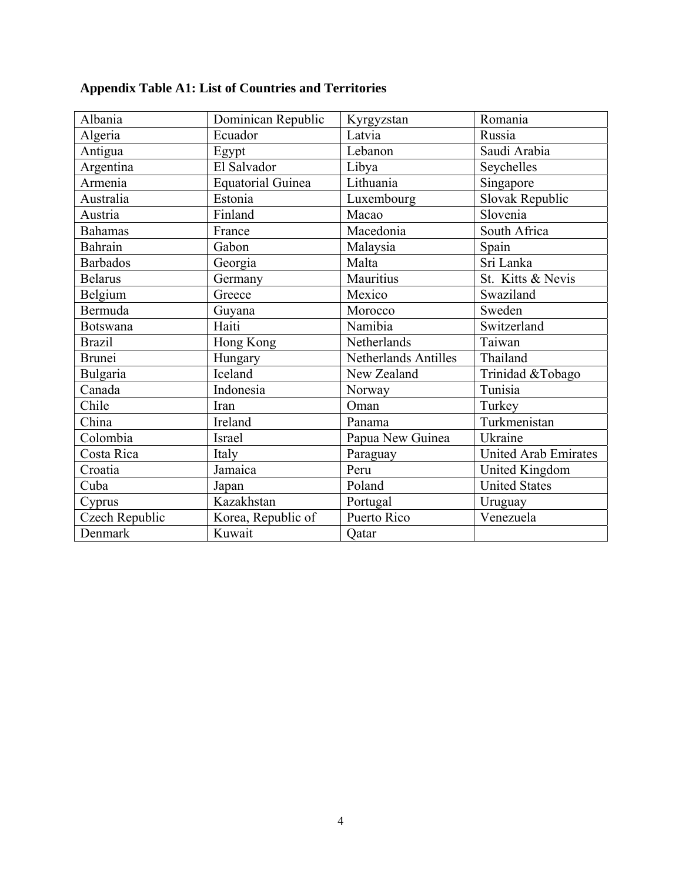**Appendix Table A1: List of Countries and Territories**

| | | | |
|---|---|---|---|
| Albania | Dominican Republic | Kyrgyzstan | Romania |
| Algeria | Ecuador | Latvia | Russia |
| Antigua | Egypt | Lebanon | Saudi Arabia |
| Argentina | El Salvador | Libya | Seychelles |
| Armenia | Equatorial Guinea | Lithuania | Singapore |
| Australia | Estonia | Luxembourg | Slovak Republic |
| Austria | Finland | Macao | Slovenia |
| Bahamas | France | Macedonia | South Africa |
| Bahrain | Gabon | Malaysia | Spain |
| Barbados | Georgia | Malta | Sri Lanka |
| Belarus | Germany | Mauritius | St. Kitts & Nevis |
| Belgium | Greece | Mexico | Swaziland |
| Bermuda | Guyana | Morocco | Sweden |
| Botswana | Haiti | Namibia | Switzerland |
| Brazil | Hong Kong | Netherlands | Taiwan |
| Brunei | Hungary | Netherlands Antilles | Thailand |
| Bulgaria | Iceland | New Zealand | Trinidad &Tobago |
| Canada | Indonesia | Norway | Tunisia |
| Chile | Iran | Oman | Turkey |
| China | Ireland | Panama | Turkmenistan |
| Colombia | Israel | Papua New Guinea | Ukraine |
| Costa Rica | Italy | Paraguay | United Arab Emirates |
| Croatia | Jamaica | Peru | United Kingdom |
| Cuba | Japan | Poland | United States |
| Cyprus | Kazakhstan | Portugal | Uruguay |
| Czech Republic | Korea, Republic of | Puerto Rico | Venezuela |
| Denmark | Kuwait | Qatar | |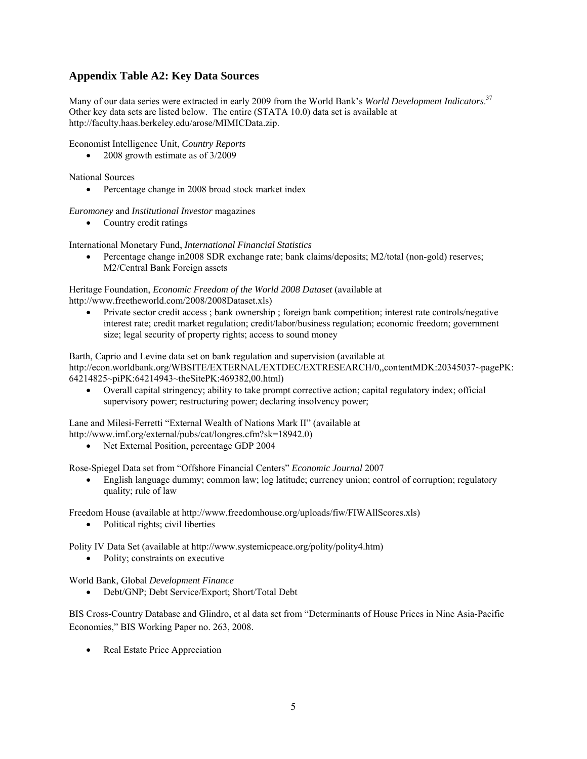## Appendix Table A2: Key Data Sources

Many of our data series were extracted in early 2009 from the World Bank's *World Development Indicators*.[37] Other key data sets are listed below. The entire (STATA 10.0) data set is available at http://faculty.haas.berkeley.edu/arose/MIMICData.zip.

Economist Intelligence Unit, *Country Reports*

- 2008 growth estimate as of 3/2009

National Sources

- Percentage change in 2008 broad stock market index

*Euromoney* and *Institutional Investor* magazines

- Country credit ratings

International Monetary Fund, *International Financial Statistics*

- Percentage change in2008 SDR exchange rate; bank claims/deposits; M2/total (non-gold) reserves; M2/Central Bank Foreign assets

Heritage Foundation, *Economic Freedom of the World 2008 Dataset* (available at http://www.freetheworld.com/2008/2008Dataset.xls)

- Private sector credit access ; bank ownership ; foreign bank competition; interest rate controls/negative interest rate; credit market regulation; credit/labor/business regulation; economic freedom; government size; legal security of property rights; access to sound money

Barth, Caprio and Levine data set on bank regulation and supervision (available at http://econ.worldbank.org/WBSITE/EXTERNAL/EXTDEC/EXTRESEARCH/0,,contentMDK:20345037~pagePK:64214825~piPK:64214943~theSitePK:469382,00.html)

- Overall capital stringency; ability to take prompt corrective action; capital regulatory index; official supervisory power; restructuring power; declaring insolvency power;

Lane and Milesi-Ferretti "External Wealth of Nations Mark II" (available at http://www.imf.org/external/pubs/cat/longres.cfm?sk=18942.0)

- Net External Position, percentage GDP 2004

Rose-Spiegel Data set from "Offshore Financial Centers" *Economic Journal* 2007

- English language dummy; common law; log latitude; currency union; control of corruption; regulatory quality; rule of law

Freedom House (available at http://www.freedomhouse.org/uploads/fiw/FIWAllScores.xls)

- Political rights; civil liberties

Polity IV Data Set (available at http://www.systemicpeace.org/polity/polity4.htm)

- Polity; constraints on executive

World Bank, Global *Development Finance*

- Debt/GNP; Debt Service/Export; Short/Total Debt

BIS Cross-Country Database and Glindro, et al data set from "Determinants of House Prices in Nine Asia-Pacific Economies," BIS Working Paper no. 263, 2008.

- Real Estate Price Appreciation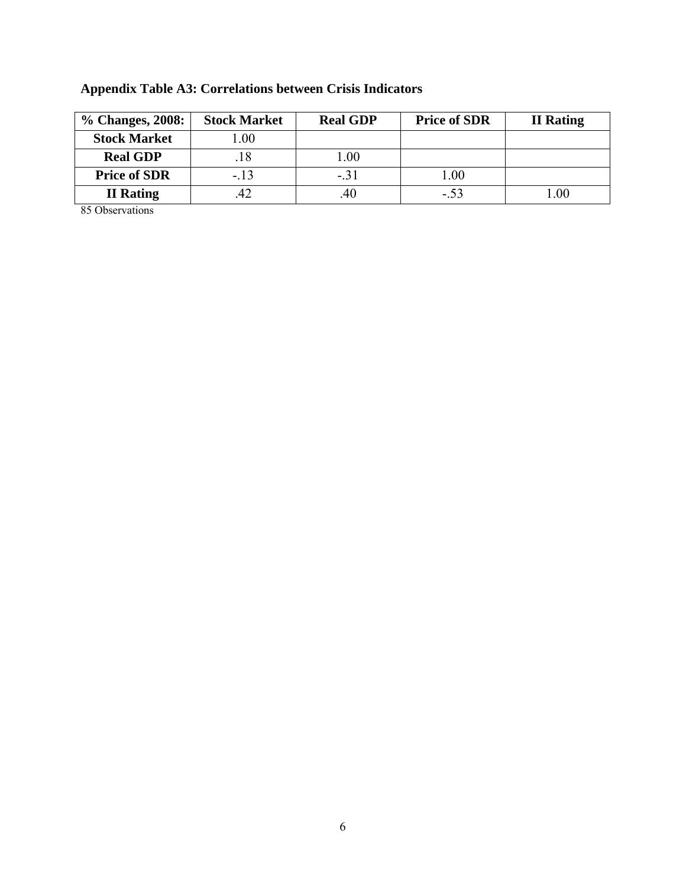**Appendix Table A3: Correlations between Crisis Indicators**

| % Changes, 2008: | Stock Market | Real GDP | Price of SDR | II Rating |
|---|---|---|---|---|
| **Stock Market** | 1.00 | | | |
| **Real GDP** | .18 | 1.00 | | |
| **Price of SDR** | -.13 | -.31 | 1.00 | |
| **II Rating** | .42 | .40 | -.53 | 1.00 |

85 Observations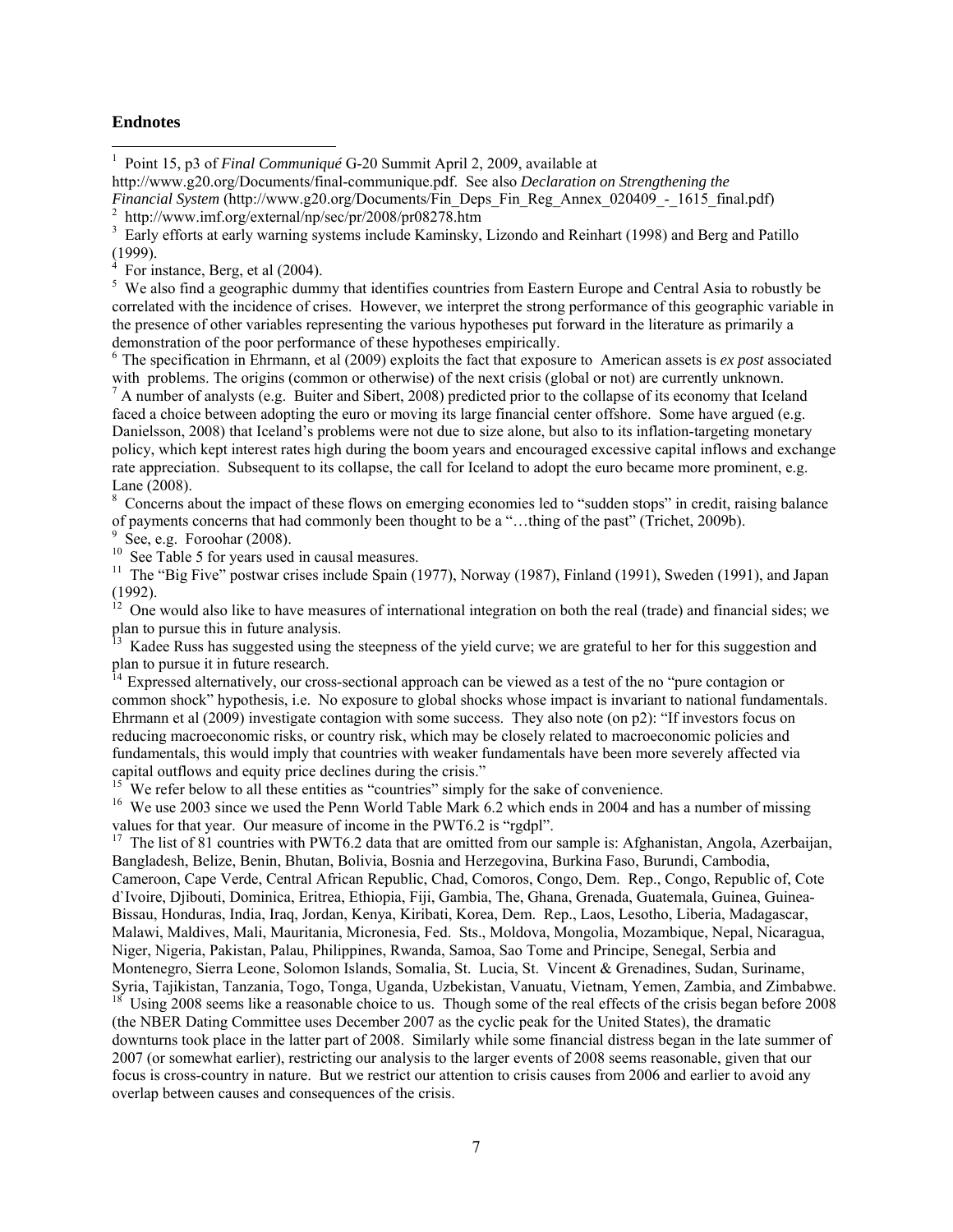### Endnotes

[1] Point 15, p3 of *Final Communiqué* G-20 Summit April 2, 2009, available at http://www.g20.org/Documents/final-communique.pdf. See also *Declaration on Strengthening the Financial System* (http://www.g20.org/Documents/Fin_Deps_Fin_Reg_Annex_020409_-_1615_final.pdf)

[2] http://www.imf.org/external/np/sec/pr/2008/pr08278.htm

[3] Early efforts at early warning systems include Kaminsky, Lizondo and Reinhart (1998) and Berg and Patillo (1999).

[4] For instance, Berg, et al (2004).

[5] We also find a geographic dummy that identifies countries from Eastern Europe and Central Asia to robustly be correlated with the incidence of crises. However, we interpret the strong performance of this geographic variable in the presence of other variables representing the various hypotheses put forward in the literature as primarily a demonstration of the poor performance of these hypotheses empirically.

[6] The specification in Ehrmann, et al (2009) exploits the fact that exposure to American assets is *ex post* associated with problems. The origins (common or otherwise) of the next crisis (global or not) are currently unknown.

[7] A number of analysts (e.g. Buiter and Sibert, 2008) predicted prior to the collapse of its economy that Iceland faced a choice between adopting the euro or moving its large financial center offshore. Some have argued (e.g. Danielsson, 2008) that Iceland's problems were not due to size alone, but also to its inflation-targeting monetary policy, which kept interest rates high during the boom years and encouraged excessive capital inflows and exchange rate appreciation. Subsequent to its collapse, the call for Iceland to adopt the euro became more prominent, e.g. Lane (2008).

[8] Concerns about the impact of these flows on emerging economies led to "sudden stops" in credit, raising balance of payments concerns that had commonly been thought to be a "…thing of the past" (Trichet, 2009b).

[9] See, e.g. Foroohar (2008).

[10] See Table 5 for years used in causal measures.

[11] The "Big Five" postwar crises include Spain (1977), Norway (1987), Finland (1991), Sweden (1991), and Japan (1992).

[12] One would also like to have measures of international integration on both the real (trade) and financial sides; we plan to pursue this in future analysis.

[13] Kadee Russ has suggested using the steepness of the yield curve; we are grateful to her for this suggestion and plan to pursue it in future research.

[14] Expressed alternatively, our cross-sectional approach can be viewed as a test of the no "pure contagion or common shock" hypothesis, i.e. No exposure to global shocks whose impact is invariant to national fundamentals. Ehrmann et al (2009) investigate contagion with some success. They also note (on p2): "If investors focus on reducing macroeconomic risks, or country risk, which may be closely related to macroeconomic policies and fundamentals, this would imply that countries with weaker fundamentals have been more severely affected via capital outflows and equity price declines during the crisis."

[15] We refer below to all these entities as "countries" simply for the sake of convenience.

[16] We use 2003 since we used the Penn World Table Mark 6.2 which ends in 2004 and has a number of missing values for that year. Our measure of income in the PWT6.2 is "rgdpl".

[17] The list of 81 countries with PWT6.2 data that are omitted from our sample is: Afghanistan, Angola, Azerbaijan, Bangladesh, Belize, Benin, Bhutan, Bolivia, Bosnia and Herzegovina, Burkina Faso, Burundi, Cambodia, Cameroon, Cape Verde, Central African Republic, Chad, Comoros, Congo, Dem. Rep., Congo, Republic of, Cote d`Ivoire, Djibouti, Dominica, Eritrea, Ethiopia, Fiji, Gambia, The, Ghana, Grenada, Guatemala, Guinea, Guinea-Bissau, Honduras, India, Iraq, Jordan, Kenya, Kiribati, Korea, Dem. Rep., Laos, Lesotho, Liberia, Madagascar, Malawi, Maldives, Mali, Mauritania, Micronesia, Fed. Sts., Moldova, Mongolia, Mozambique, Nepal, Nicaragua, Niger, Nigeria, Pakistan, Palau, Philippines, Rwanda, Samoa, Sao Tome and Principe, Senegal, Serbia and Montenegro, Sierra Leone, Solomon Islands, Somalia, St. Lucia, St. Vincent & Grenadines, Sudan, Suriname, Syria, Tajikistan, Tanzania, Togo, Tonga, Uganda, Uzbekistan, Vanuatu, Vietnam, Yemen, Zambia, and Zimbabwe.

[18] Using 2008 seems like a reasonable choice to us. Though some of the real effects of the crisis began before 2008 (the NBER Dating Committee uses December 2007 as the cyclic peak for the United States), the dramatic downturns took place in the latter part of 2008. Similarly while some financial distress began in the late summer of 2007 (or somewhat earlier), restricting our analysis to the larger events of 2008 seems reasonable, given that our focus is cross-country in nature. But we restrict our attention to crisis causes from 2006 and earlier to avoid any overlap between causes and consequences of the crisis.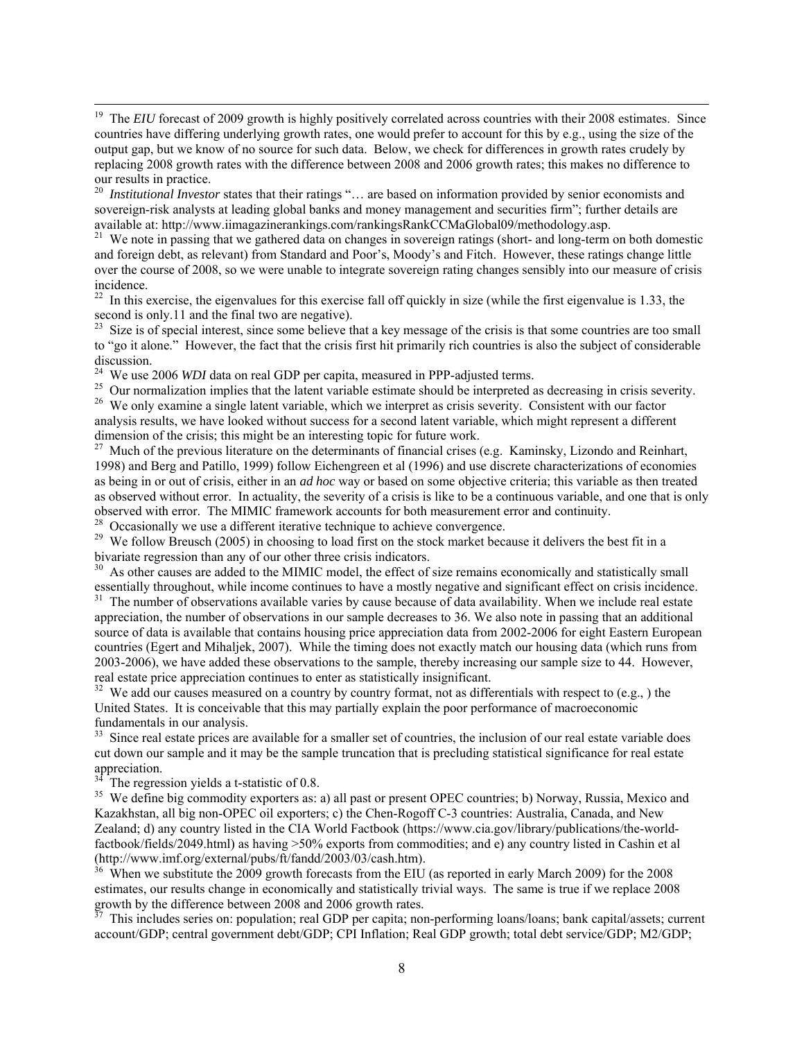[19] The *EIU* forecast of 2009 growth is highly positively correlated across countries with their 2008 estimates. Since countries have differing underlying growth rates, one would prefer to account for this by e.g., using the size of the output gap, but we know of no source for such data. Below, we check for differences in growth rates crudely by replacing 2008 growth rates with the difference between 2008 and 2006 growth rates; this makes no difference to our results in practice.

[20] *Institutional Investor* states that their ratings "… are based on information provided by senior economists and sovereign-risk analysts at leading global banks and money management and securities firm"; further details are available at: http://www.iimagazinerankings.com/rankingsRankCCMaGlobal09/methodology.asp.

[21] We note in passing that we gathered data on changes in sovereign ratings (short- and long-term on both domestic and foreign debt, as relevant) from Standard and Poor's, Moody's and Fitch. However, these ratings change little over the course of 2008, so we were unable to integrate sovereign rating changes sensibly into our measure of crisis incidence.

[22] In this exercise, the eigenvalues for this exercise fall off quickly in size (while the first eigenvalue is 1.33, the second is only.11 and the final two are negative).

[23] Size is of special interest, since some believe that a key message of the crisis is that some countries are too small to "go it alone." However, the fact that the crisis first hit primarily rich countries is also the subject of considerable discussion.

[24] We use 2006 *WDI* data on real GDP per capita, measured in PPP-adjusted terms.

[25] Our normalization implies that the latent variable estimate should be interpreted as decreasing in crisis severity.

[26] We only examine a single latent variable, which we interpret as crisis severity. Consistent with our factor analysis results, we have looked without success for a second latent variable, which might represent a different dimension of the crisis; this might be an interesting topic for future work.

[27] Much of the previous literature on the determinants of financial crises (e.g. Kaminsky, Lizondo and Reinhart, 1998) and Berg and Patillo, 1999) follow Eichengreen et al (1996) and use discrete characterizations of economies as being in or out of crisis, either in an *ad hoc* way or based on some objective criteria; this variable as then treated as observed without error. In actuality, the severity of a crisis is like to be a continuous variable, and one that is only observed with error. The MIMIC framework accounts for both measurement error and continuity.

[28] Occasionally we use a different iterative technique to achieve convergence.

[29] We follow Breusch (2005) in choosing to load first on the stock market because it delivers the best fit in a bivariate regression than any of our other three crisis indicators.

[30] As other causes are added to the MIMIC model, the effect of size remains economically and statistically small essentially throughout, while income continues to have a mostly negative and significant effect on crisis incidence.

[31] The number of observations available varies by cause because of data availability. When we include real estate appreciation, the number of observations in our sample decreases to 36. We also note in passing that an additional source of data is available that contains housing price appreciation data from 2002-2006 for eight Eastern European countries (Egert and Mihaljek, 2007). While the timing does not exactly match our housing data (which runs from 2003-2006), we have added these observations to the sample, thereby increasing our sample size to 44. However, real estate price appreciation continues to enter as statistically insignificant.

[32] We add our causes measured on a country by country format, not as differentials with respect to (e.g., ) the United States. It is conceivable that this may partially explain the poor performance of macroeconomic fundamentals in our analysis.

[33] Since real estate prices are available for a smaller set of countries, the inclusion of our real estate variable does cut down our sample and it may be the sample truncation that is precluding statistical significance for real estate appreciation.

[34] The regression yields a t-statistic of 0.8.

[35] We define big commodity exporters as: a) all past or present OPEC countries; b) Norway, Russia, Mexico and Kazakhstan, all big non-OPEC oil exporters; c) the Chen-Rogoff C-3 countries: Australia, Canada, and New Zealand; d) any country listed in the CIA World Factbook (https://www.cia.gov/library/publications/the-world-factbook/fields/2049.html) as having >50% exports from commodities; and e) any country listed in Cashin et al (http://www.imf.org/external/pubs/ft/fandd/2003/03/cash.htm).

[36] When we substitute the 2009 growth forecasts from the EIU (as reported in early March 2009) for the 2008 estimates, our results change in economically and statistically trivial ways. The same is true if we replace 2008 growth by the difference between 2008 and 2006 growth rates.

[37] This includes series on: population; real GDP per capita; non-performing loans/loans; bank capital/assets; current account/GDP; central government debt/GDP; CPI Inflation; Real GDP growth; total debt service/GDP; M2/GDP;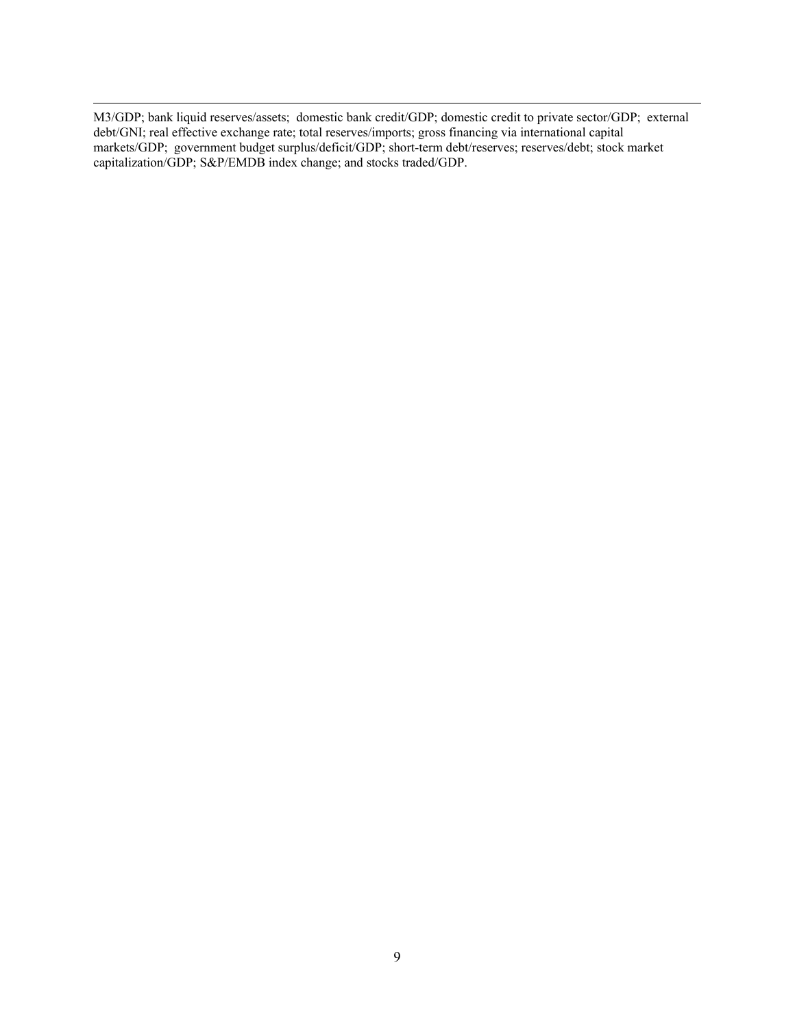M3/GDP; bank liquid reserves/assets; domestic bank credit/GDP; domestic credit to private sector/GDP; external debt/GNI; real effective exchange rate; total reserves/imports; gross financing via international capital markets/GDP; government budget surplus/deficit/GDP; short-term debt/reserves; reserves/debt; stock market capitalization/GDP; S&P/EMDB index change; and stocks traded/GDP.